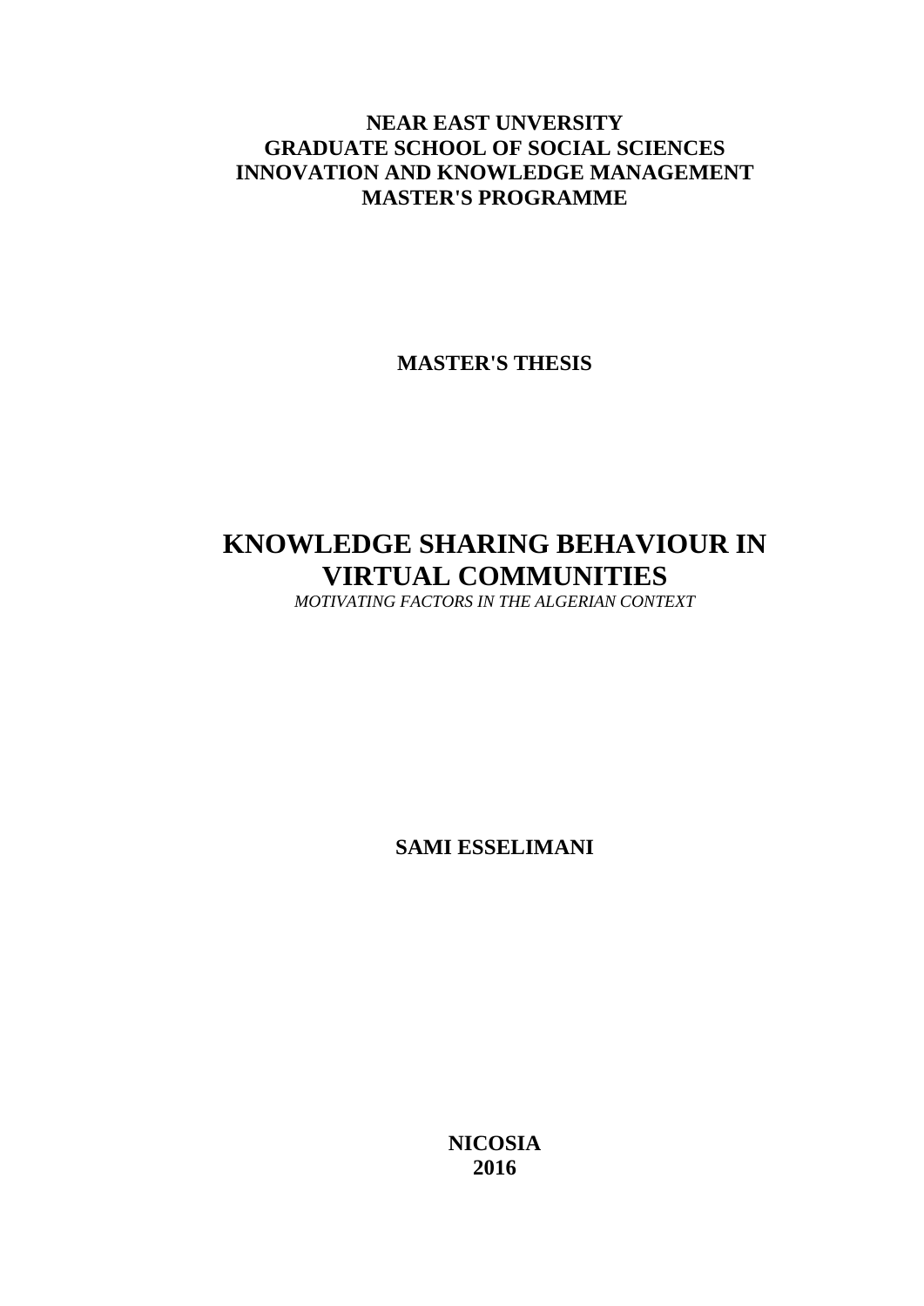**NEAR EAST UNVERSITY**
**GRADUATE SCHOOL OF SOCIAL SCIENCES**
**INNOVATION AND KNOWLEDGE MANAGEMENT**
**MASTER'S PROGRAMME**

**MASTER'S THESIS**

# KNOWLEDGE SHARING BEHAVIOUR IN VIRTUAL COMMUNITIES

*MOTIVATING FACTORS IN THE ALGERIAN CONTEXT*

**SAMI ESSELIMANI**

**NICOSIA**
**2016**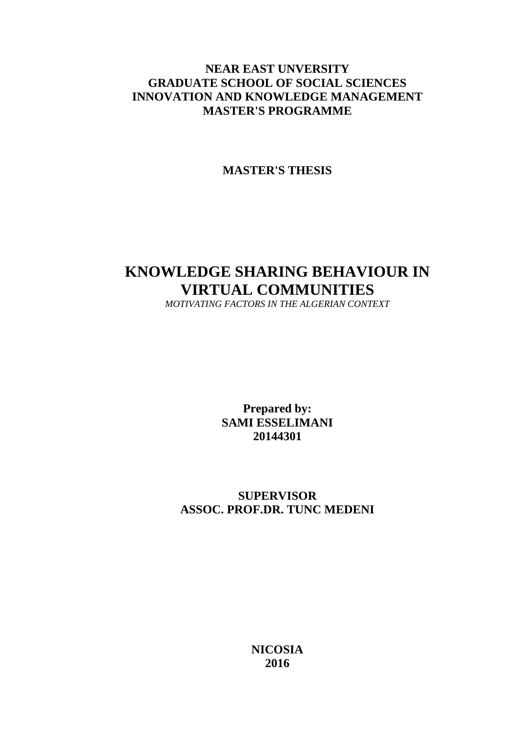**NEAR EAST UNVERSITY**
**GRADUATE SCHOOL OF SOCIAL SCIENCES**
**INNOVATION AND KNOWLEDGE MANAGEMENT**
**MASTER'S PROGRAMME**

**MASTER'S THESIS**

# KNOWLEDGE SHARING BEHAVIOUR IN VIRTUAL COMMUNITIES

*MOTIVATING FACTORS IN THE ALGERIAN CONTEXT*

**Prepared by:**
**SAMI ESSELIMANI**
**20144301**

**SUPERVISOR**
**ASSOC. PROF.DR. TUNC MEDENI**

**NICOSIA**
**2016**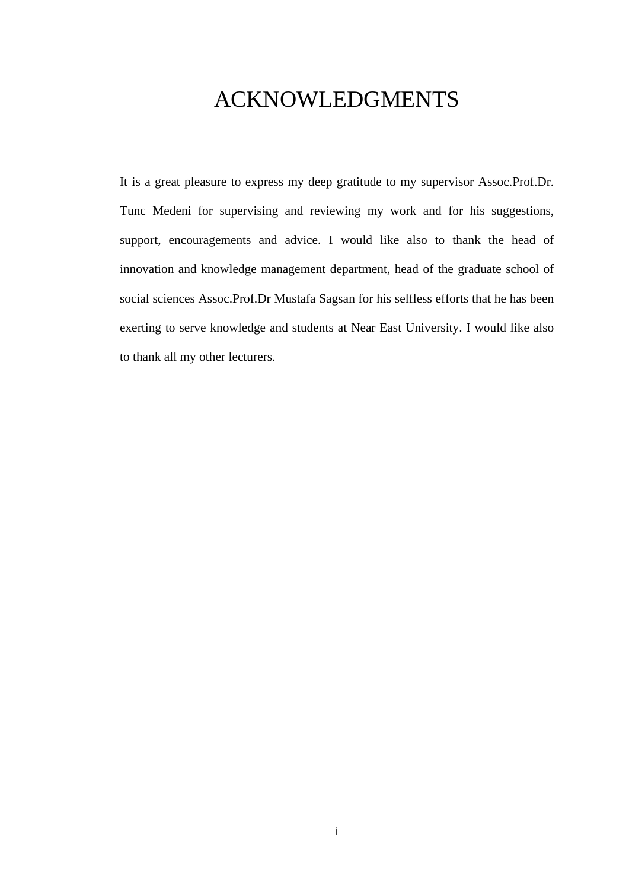# ACKNOWLEDGMENTS

It is a great pleasure to express my deep gratitude to my supervisor Assoc.Prof.Dr. Tunc Medeni for supervising and reviewing my work and for his suggestions, support, encouragements and advice. I would like also to thank the head of innovation and knowledge management department, head of the graduate school of social sciences Assoc.Prof.Dr Mustafa Sagsan for his selfless efforts that he has been exerting to serve knowledge and students at Near East University. I would like also to thank all my other lecturers.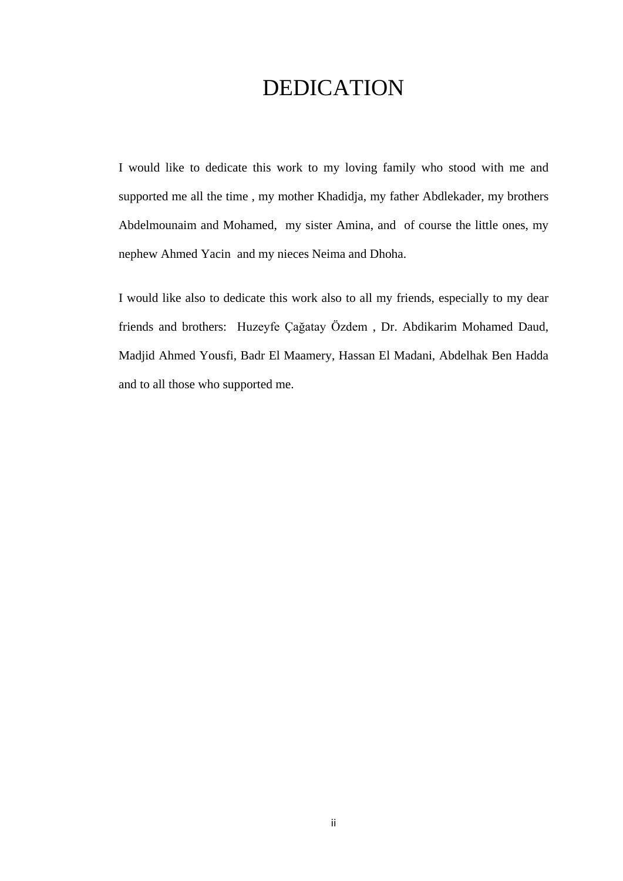# DEDICATION

I would like to dedicate this work to my loving family who stood with me and supported me all the time , my mother Khadidja, my father Abdlekader, my brothers Abdelmounaim and Mohamed, my sister Amina, and of course the little ones, my nephew Ahmed Yacin and my nieces Neima and Dhoha.

I would like also to dedicate this work also to all my friends, especially to my dear friends and brothers: Huzeyfe Çağatay Özdem , Dr. Abdikarim Mohamed Daud, Madjid Ahmed Yousfi, Badr El Maamery, Hassan El Madani, Abdelhak Ben Hadda and to all those who supported me.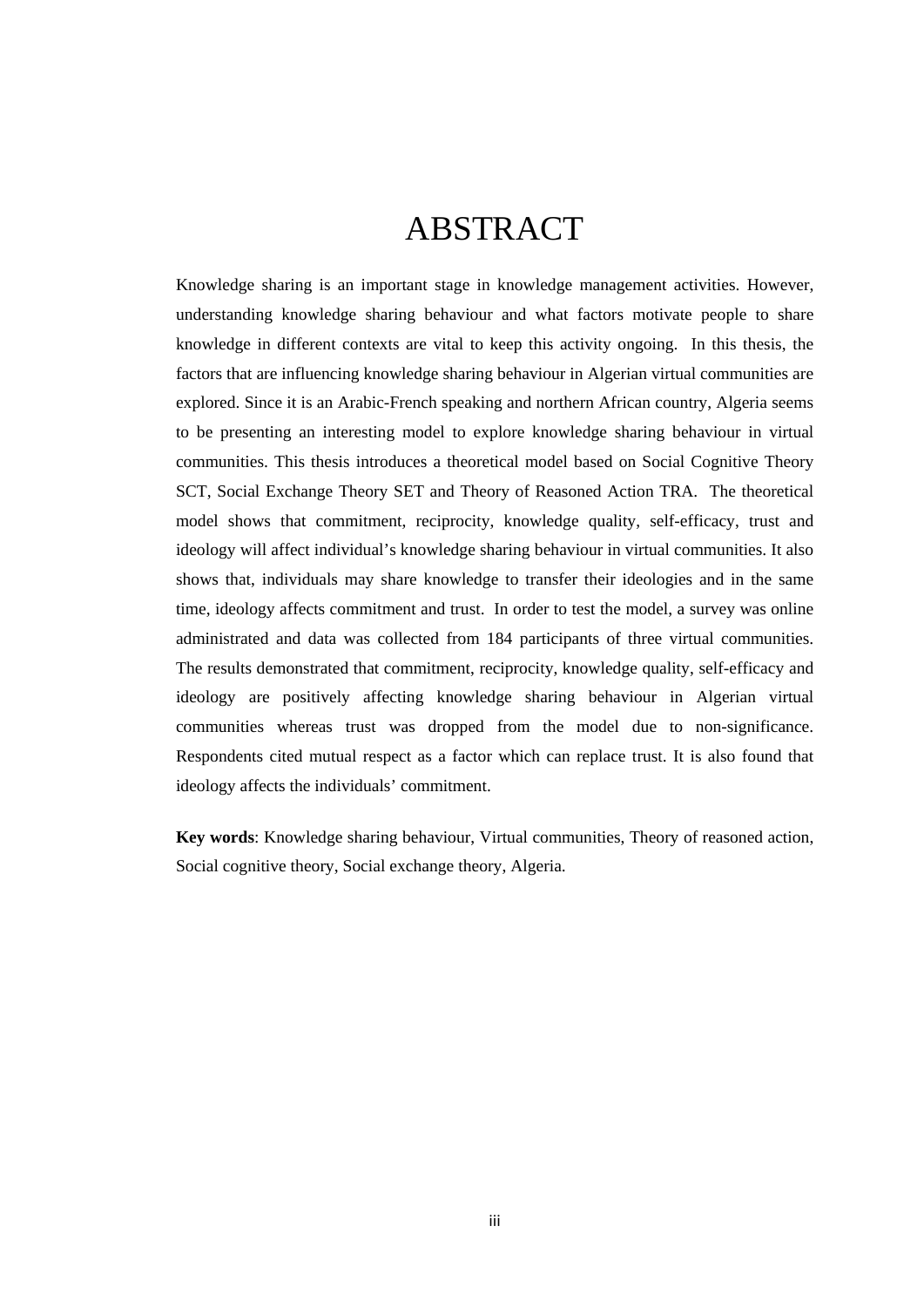# ABSTRACT

Knowledge sharing is an important stage in knowledge management activities. However, understanding knowledge sharing behaviour and what factors motivate people to share knowledge in different contexts are vital to keep this activity ongoing. In this thesis, the factors that are influencing knowledge sharing behaviour in Algerian virtual communities are explored. Since it is an Arabic-French speaking and northern African country, Algeria seems to be presenting an interesting model to explore knowledge sharing behaviour in virtual communities. This thesis introduces a theoretical model based on Social Cognitive Theory SCT, Social Exchange Theory SET and Theory of Reasoned Action TRA. The theoretical model shows that commitment, reciprocity, knowledge quality, self-efficacy, trust and ideology will affect individual's knowledge sharing behaviour in virtual communities. It also shows that, individuals may share knowledge to transfer their ideologies and in the same time, ideology affects commitment and trust. In order to test the model, a survey was online administrated and data was collected from 184 participants of three virtual communities. The results demonstrated that commitment, reciprocity, knowledge quality, self-efficacy and ideology are positively affecting knowledge sharing behaviour in Algerian virtual communities whereas trust was dropped from the model due to non-significance. Respondents cited mutual respect as a factor which can replace trust. It is also found that ideology affects the individuals' commitment.

**Key words**: Knowledge sharing behaviour, Virtual communities, Theory of reasoned action, Social cognitive theory, Social exchange theory, Algeria.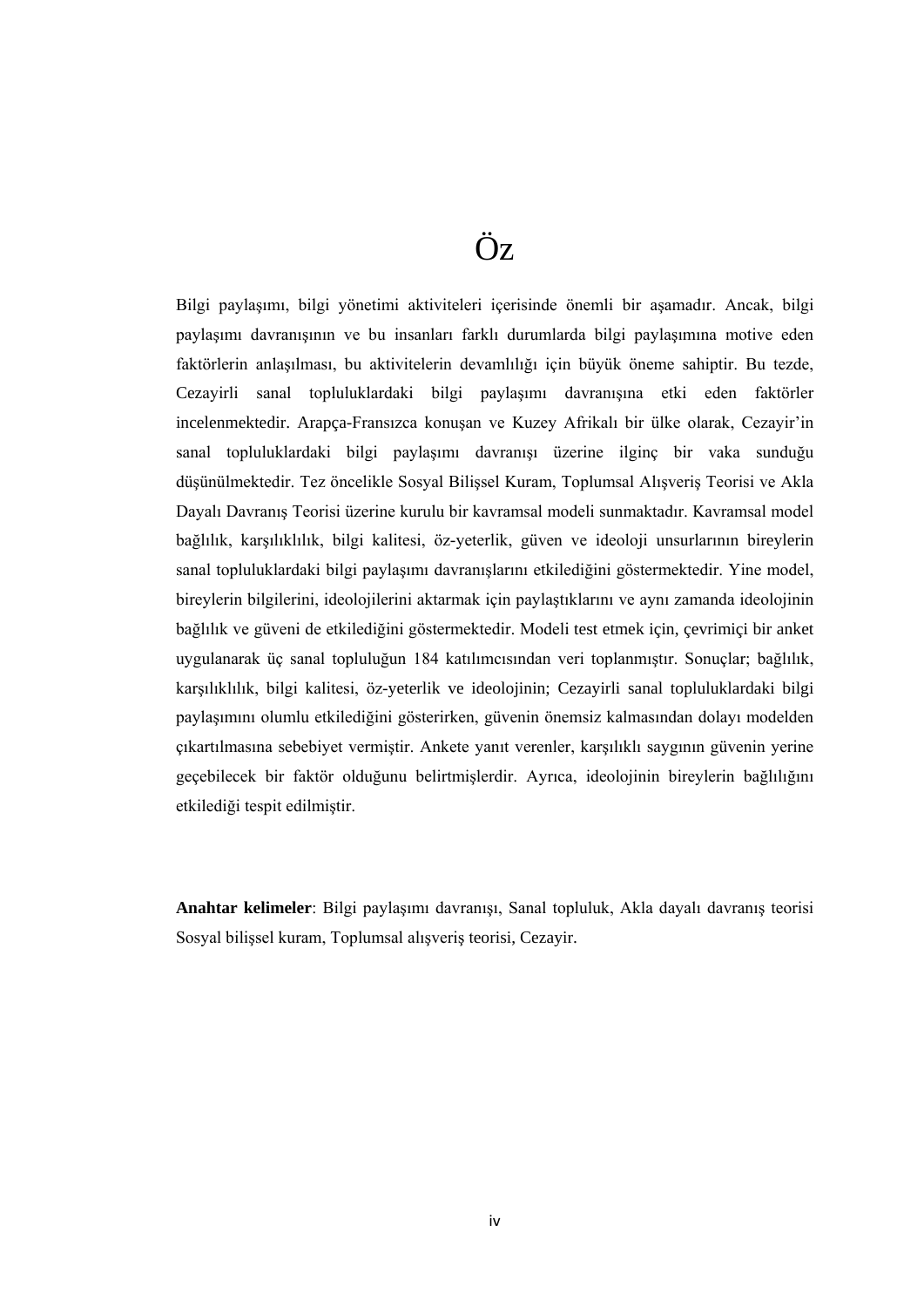# Öz

Bilgi paylaşımı, bilgi yönetimi aktiviteleri içerisinde önemli bir aşamadır. Ancak, bilgi paylaşımı davranışının ve bu insanları farklı durumlarda bilgi paylaşımına motive eden faktörlerin anlaşılması, bu aktivitelerin devamlılığı için büyük öneme sahiptir. Bu tezde, Cezayirli sanal topluluklardaki bilgi paylaşımı davranışına etki eden faktörler incelenmektedir. Arapça-Fransızca konuşan ve Kuzey Afrikalı bir ülke olarak, Cezayir'in sanal topluluklardaki bilgi paylaşımı davranışı üzerine ilginç bir vaka sunduğu düşünülmektedir. Tez öncelikle Sosyal Bilişsel Kuram, Toplumsal Alışveriş Teorisi ve Akla Dayalı Davranış Teorisi üzerine kurulu bir kavramsal modeli sunmaktadır. Kavramsal model bağlılık, karşılıklılık, bilgi kalitesi, öz-yeterlik, güven ve ideoloji unsurlarının bireylerin sanal topluluklardaki bilgi paylaşımı davranışlarını etkilediğini göstermektedir. Yine model, bireylerin bilgilerini, ideolojilerini aktarmak için paylaştıklarını ve aynı zamanda ideolojinin bağlılık ve güveni de etkilediğini göstermektedir. Modeli test etmek için, çevrimiçi bir anket uygulanarak üç sanal topluluğun 184 katılımcısından veri toplanmıştır. Sonuçlar; bağlılık, karşılıklılık, bilgi kalitesi, öz-yeterlik ve ideolojinin; Cezayirli sanal topluluklardaki bilgi paylaşımını olumlu etkilediğini gösterirken, güvenin önemsiz kalmasından dolayı modelden çıkartılmasına sebebiyet vermiştir. Ankete yanıt verenler, karşılıklı saygının güvenin yerine geçebilecek bir faktör olduğunu belirtmişlerdir. Ayrıca, ideolojinin bireylerin bağlılığını etkilediği tespit edilmiştir.

**Anahtar kelimeler**: Bilgi paylaşımı davranışı, Sanal topluluk, Akla dayalı davranış teorisi Sosyal bilişsel kuram, Toplumsal alışveriş teorisi, Cezayir.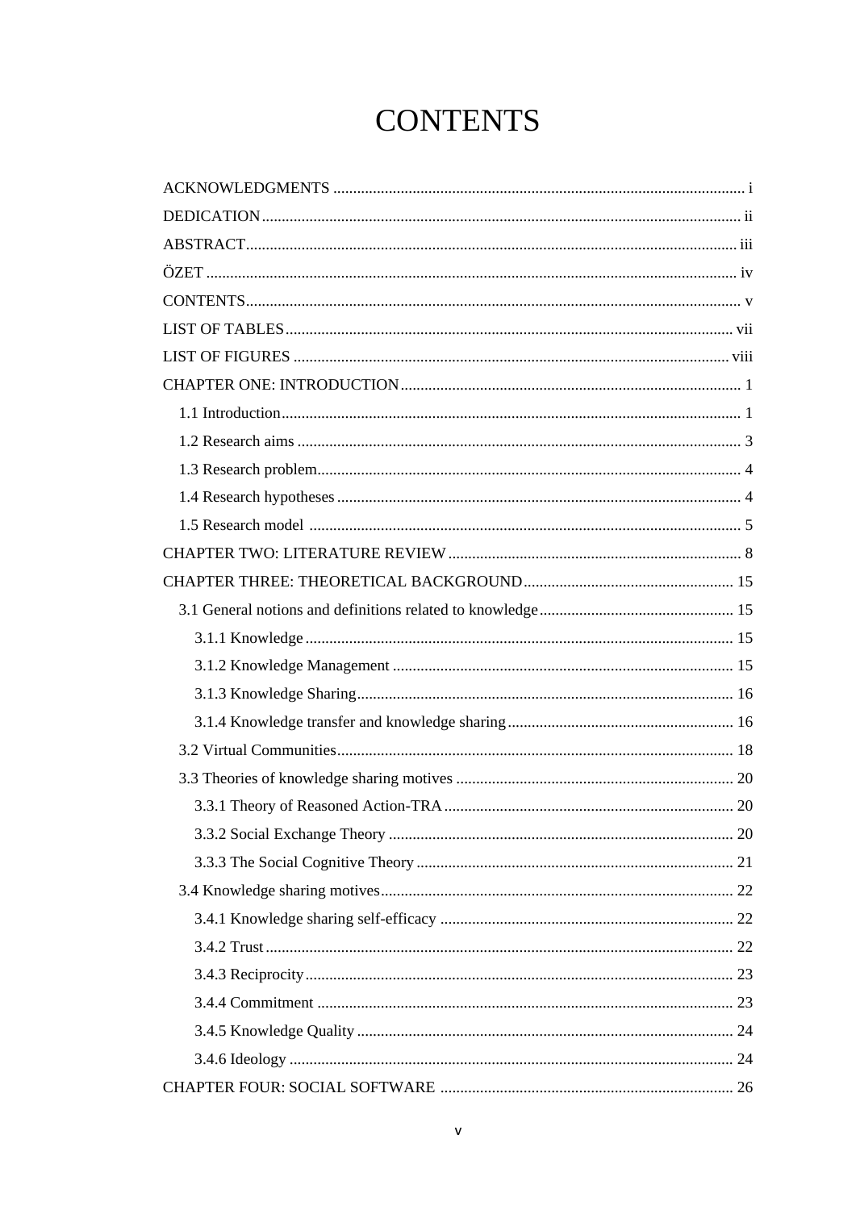# CONTENTS

ACKNOWLEDGMENTS ..................................................................................................... i

DEDICATION................................................................................................................ ii

ABSTRACT.................................................................................................................. iii

ÖZET ........................................................................................................................... iv

CONTENTS.................................................................................................................. v

LIST OF TABLES ....................................................................................................... vii

LIST OF FIGURES ...................................................................................................... viii

CHAPTER ONE: INTRODUCTION ................................................................................. 1

- 1.1 Introduction............................................................................................................ 1
- 1.2 Research aims ........................................................................................................ 3
- 1.3 Research problem................................................................................................... 4
- 1.4 Research hypotheses .............................................................................................. 4
- 1.5 Research model ..................................................................................................... 5

CHAPTER TWO: LITERATURE REVIEW ........................................................................ 8

CHAPTER THREE: THEORETICAL BACKGROUND ...................................................... 15

- 3.1 General notions and definitions related to knowledge ............................................. 15
  - 3.1.1 Knowledge ...................................................................................................... 15
  - 3.1.2 Knowledge Management .................................................................................. 15
  - 3.1.3 Knowledge Sharing.......................................................................................... 16
  - 3.1.4 Knowledge transfer and knowledge sharing ....................................................... 16
- 3.2 Virtual Communities.............................................................................................. 18
- 3.3 Theories of knowledge sharing motives .................................................................. 20
  - 3.3.1 Theory of Reasoned Action-TRA ...................................................................... 20
  - 3.3.2 Social Exchange Theory .................................................................................. 20
  - 3.3.3 The Social Cognitive Theory ............................................................................ 21
- 3.4 Knowledge sharing motives .................................................................................. 22
  - 3.4.1 Knowledge sharing self-efficacy ....................................................................... 22
  - 3.4.2 Trust .............................................................................................................. 22
  - 3.4.3 Reciprocity...................................................................................................... 23
  - 3.4.4 Commitment ................................................................................................... 23
  - 3.4.5 Knowledge Quality .......................................................................................... 24
  - 3.4.6 Ideology ......................................................................................................... 24

CHAPTER FOUR: SOCIAL SOFTWARE ....................................................................... 26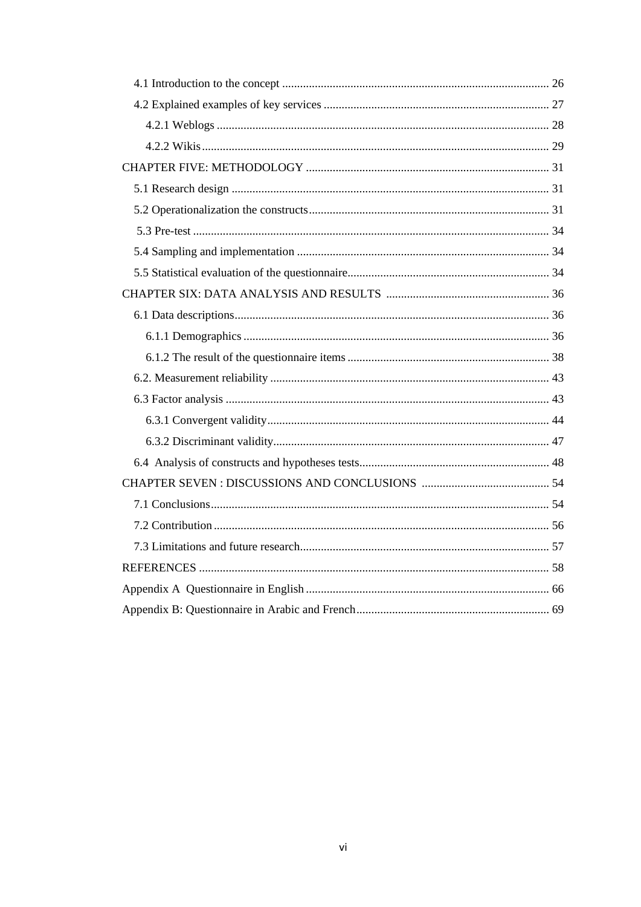4.1 Introduction to the concept ........................................................................................ 26

4.2 Explained examples of key services ........................................................................... 27

4.2.1 Weblogs ............................................................................................................... 28

4.2.2 Wikis .................................................................................................................... 29

CHAPTER FIVE: METHODOLOGY ................................................................................ 31

5.1 Research design .......................................................................................................... 31

5.2 Operationalization the constructs ................................................................................ 31

5.3 Pre-test ........................................................................................................................ 34

5.4 Sampling and implementation .................................................................................... 34

5.5 Statistical evaluation of the questionnaire.................................................................... 34

CHAPTER SIX: DATA ANALYSIS AND RESULTS ...................................................... 36

6.1 Data descriptions......................................................................................................... 36

6.1.1 Demographics ....................................................................................................... 36

6.1.2 The result of the questionnaire items ................................................................... 38

6.2. Measurement reliability ............................................................................................. 43

6.3 Factor analysis ............................................................................................................ 43

6.3.1 Convergent validity.............................................................................................. 44

6.3.2 Discriminant validity............................................................................................ 47

6.4 Analysis of constructs and hypotheses tests................................................................ 48

CHAPTER SEVEN : DISCUSSIONS AND CONCLUSIONS ........................................... 54

7.1 Conclusions.................................................................................................................. 54

7.2 Contribution ................................................................................................................ 56

7.3 Limitations and future research.................................................................................... 57

REFERENCES ..................................................................................................................... 58

Appendix A Questionnaire in English .................................................................................. 66

Appendix B: Questionnaire in Arabic and French................................................................. 69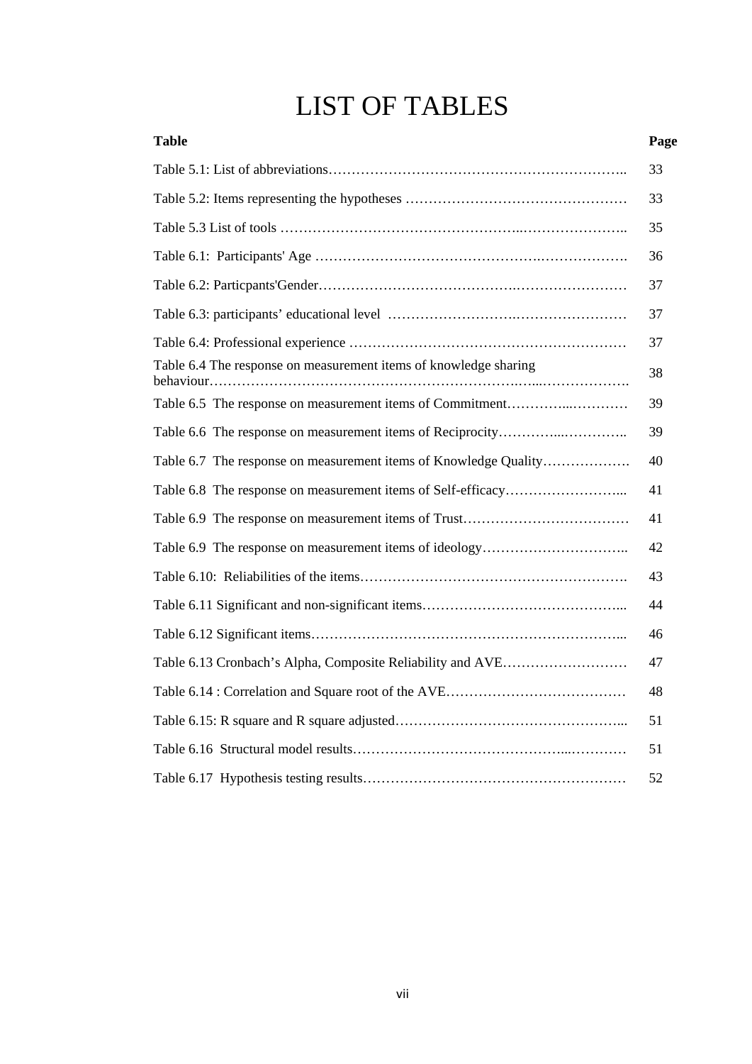# LIST OF TABLES

| Table | Page |
|---|---|
| Table 5.1: List of abbreviations……………………………………………………….. | 33 |
| Table 5.2: Items representing the hypotheses ………………………………………… | 33 |
| Table 5.3 List of tools …………………………………………..………………….. | 35 |
| Table 6.1: Participants' Age …………………………………………….………………. | 36 |
| Table 6.2: Particpants'Gender…………………………………….…………………… | 37 |
| Table 6.3: participants' educational level …………………….…………………… | 37 |
| Table 6.4: Professional experience …………………………………………………… | 37 |
| Table 6.4 The response on measurement items of knowledge sharing behaviour…………………………………………………………..…...………………. | 38 |
| Table 6.5 The response on measurement items of Commitment…………...………… | 39 |
| Table 6.6 The response on measurement items of Reciprocity…………....………….. | 39 |
| Table 6.7 The response on measurement items of Knowledge Quality………………. | 40 |
| Table 6.8 The response on measurement items of Self-efficacy……………………... | 41 |
| Table 6.9 The response on measurement items of Trust……………………………… | 41 |
| Table 6.9 The response on measurement items of ideology………………………….. | 42 |
| Table 6.10: Reliabilities of the items…………………………………………………. | 43 |
| Table 6.11 Significant and non-significant items……………………………………... | 44 |
| Table 6.12 Significant items…………………………………………………………... | 46 |
| Table 6.13 Cronbach's Alpha, Composite Reliability and AVE……………………… | 47 |
| Table 6.14 : Correlation and Square root of the AVE………………………………… | 48 |
| Table 6.15: R square and R square adjusted…………………………………………... | 51 |
| Table 6.16 Structural model results……………………………………...………… | 51 |
| Table 6.17 Hypothesis testing results………………………………………………… | 52 |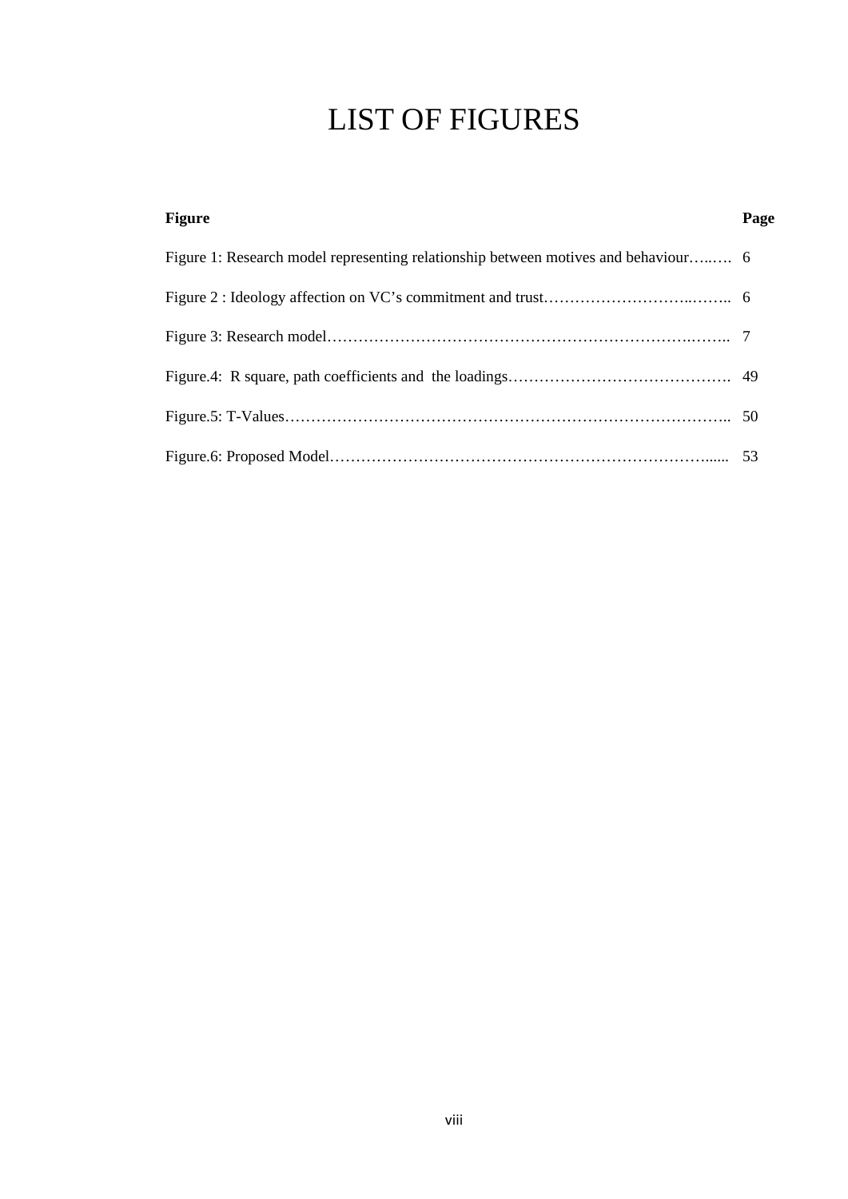# LIST OF FIGURES

| Figure | Page |
|---|---|
| Figure 1: Research model representing relationship between motives and behaviour | 6 |
| Figure 2 : Ideology affection on VC's commitment and trust | 6 |
| Figure 3: Research model | 7 |
| Figure.4: R square, path coefficients and the loadings | 49 |
| Figure.5: T-Values | 50 |
| Figure.6: Proposed Model | 53 |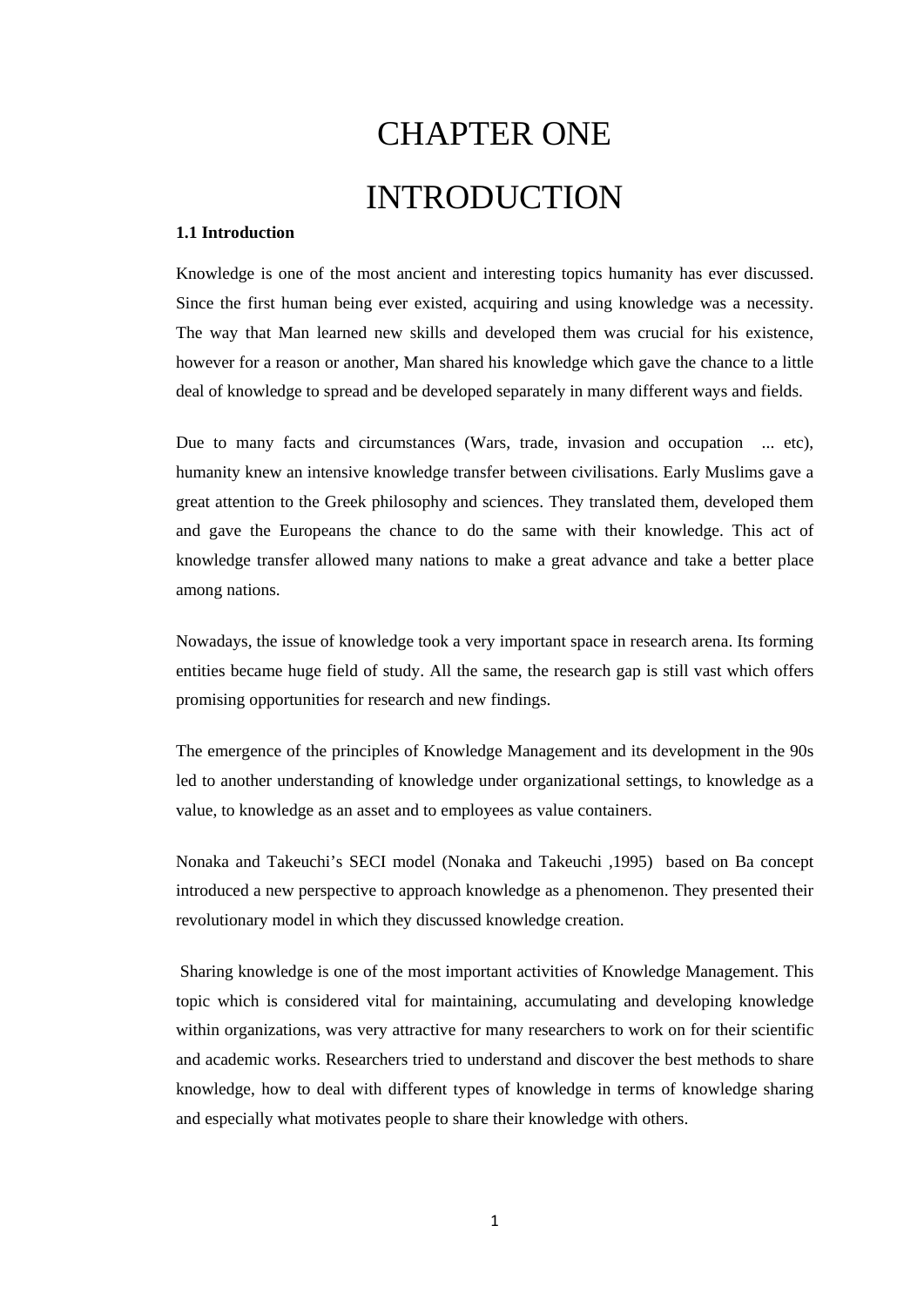# CHAPTER ONE

# INTRODUCTION

### 1.1 Introduction

Knowledge is one of the most ancient and interesting topics humanity has ever discussed. Since the first human being ever existed, acquiring and using knowledge was a necessity. The way that Man learned new skills and developed them was crucial for his existence, however for a reason or another, Man shared his knowledge which gave the chance to a little deal of knowledge to spread and be developed separately in many different ways and fields.

Due to many facts and circumstances (Wars, trade, invasion and occupation ... etc), humanity knew an intensive knowledge transfer between civilisations. Early Muslims gave a great attention to the Greek philosophy and sciences. They translated them, developed them and gave the Europeans the chance to do the same with their knowledge. This act of knowledge transfer allowed many nations to make a great advance and take a better place among nations.

Nowadays, the issue of knowledge took a very important space in research arena. Its forming entities became huge field of study. All the same, the research gap is still vast which offers promising opportunities for research and new findings.

The emergence of the principles of Knowledge Management and its development in the 90s led to another understanding of knowledge under organizational settings, to knowledge as a value, to knowledge as an asset and to employees as value containers.

Nonaka and Takeuchi's SECI model (Nonaka and Takeuchi ,1995) based on Ba concept introduced a new perspective to approach knowledge as a phenomenon. They presented their revolutionary model in which they discussed knowledge creation.

Sharing knowledge is one of the most important activities of Knowledge Management. This topic which is considered vital for maintaining, accumulating and developing knowledge within organizations, was very attractive for many researchers to work on for their scientific and academic works. Researchers tried to understand and discover the best methods to share knowledge, how to deal with different types of knowledge in terms of knowledge sharing and especially what motivates people to share their knowledge with others.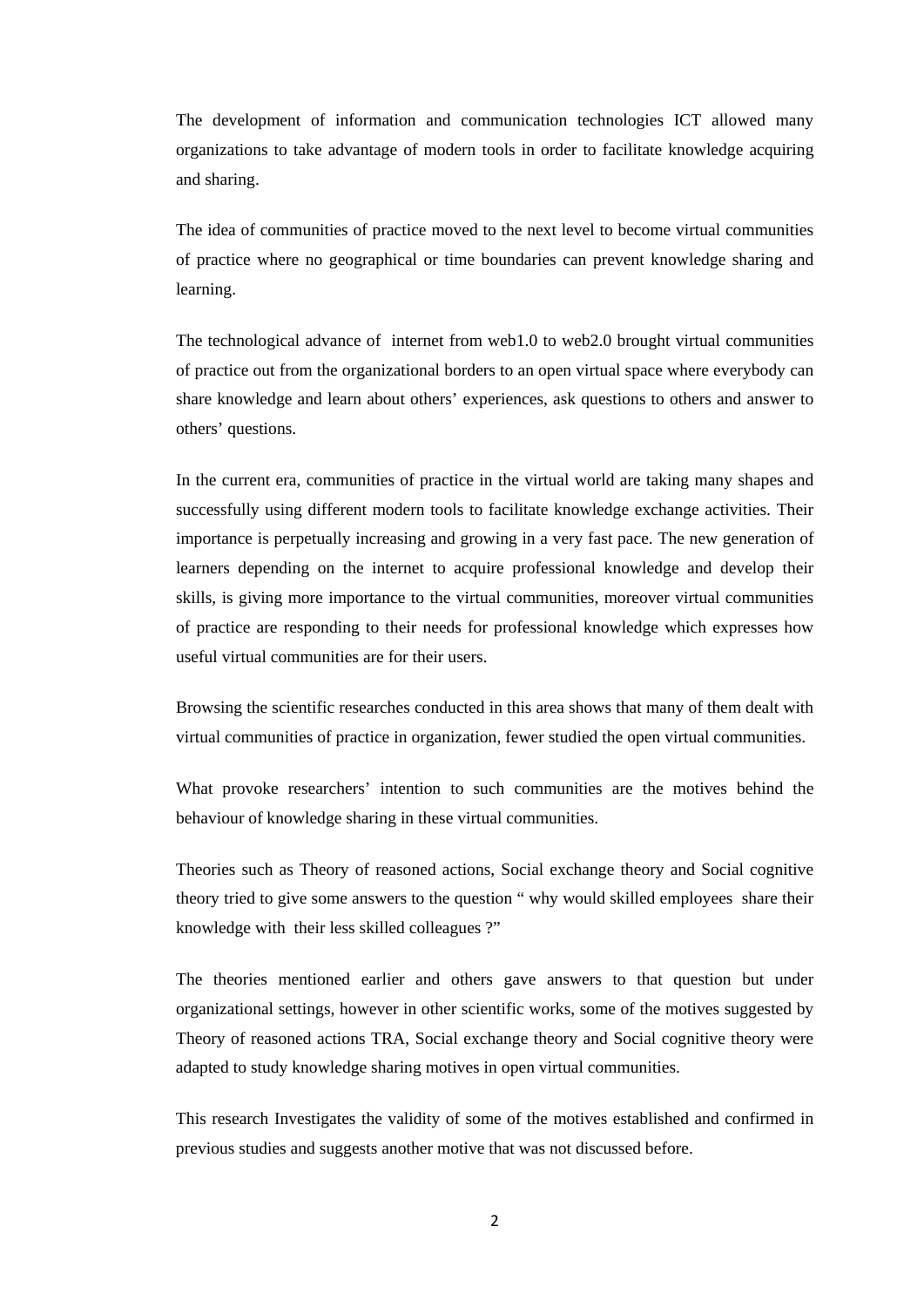The development of information and communication technologies ICT allowed many organizations to take advantage of modern tools in order to facilitate knowledge acquiring and sharing.

The idea of communities of practice moved to the next level to become virtual communities of practice where no geographical or time boundaries can prevent knowledge sharing and learning.

The technological advance of internet from web1.0 to web2.0 brought virtual communities of practice out from the organizational borders to an open virtual space where everybody can share knowledge and learn about others' experiences, ask questions to others and answer to others' questions.

In the current era, communities of practice in the virtual world are taking many shapes and successfully using different modern tools to facilitate knowledge exchange activities. Their importance is perpetually increasing and growing in a very fast pace. The new generation of learners depending on the internet to acquire professional knowledge and develop their skills, is giving more importance to the virtual communities, moreover virtual communities of practice are responding to their needs for professional knowledge which expresses how useful virtual communities are for their users.

Browsing the scientific researches conducted in this area shows that many of them dealt with virtual communities of practice in organization, fewer studied the open virtual communities.

What provoke researchers' intention to such communities are the motives behind the behaviour of knowledge sharing in these virtual communities.

Theories such as Theory of reasoned actions, Social exchange theory and Social cognitive theory tried to give some answers to the question " why would skilled employees share their knowledge with their less skilled colleagues ?"

The theories mentioned earlier and others gave answers to that question but under organizational settings, however in other scientific works, some of the motives suggested by Theory of reasoned actions TRA, Social exchange theory and Social cognitive theory were adapted to study knowledge sharing motives in open virtual communities.

This research Investigates the validity of some of the motives established and confirmed in previous studies and suggests another motive that was not discussed before.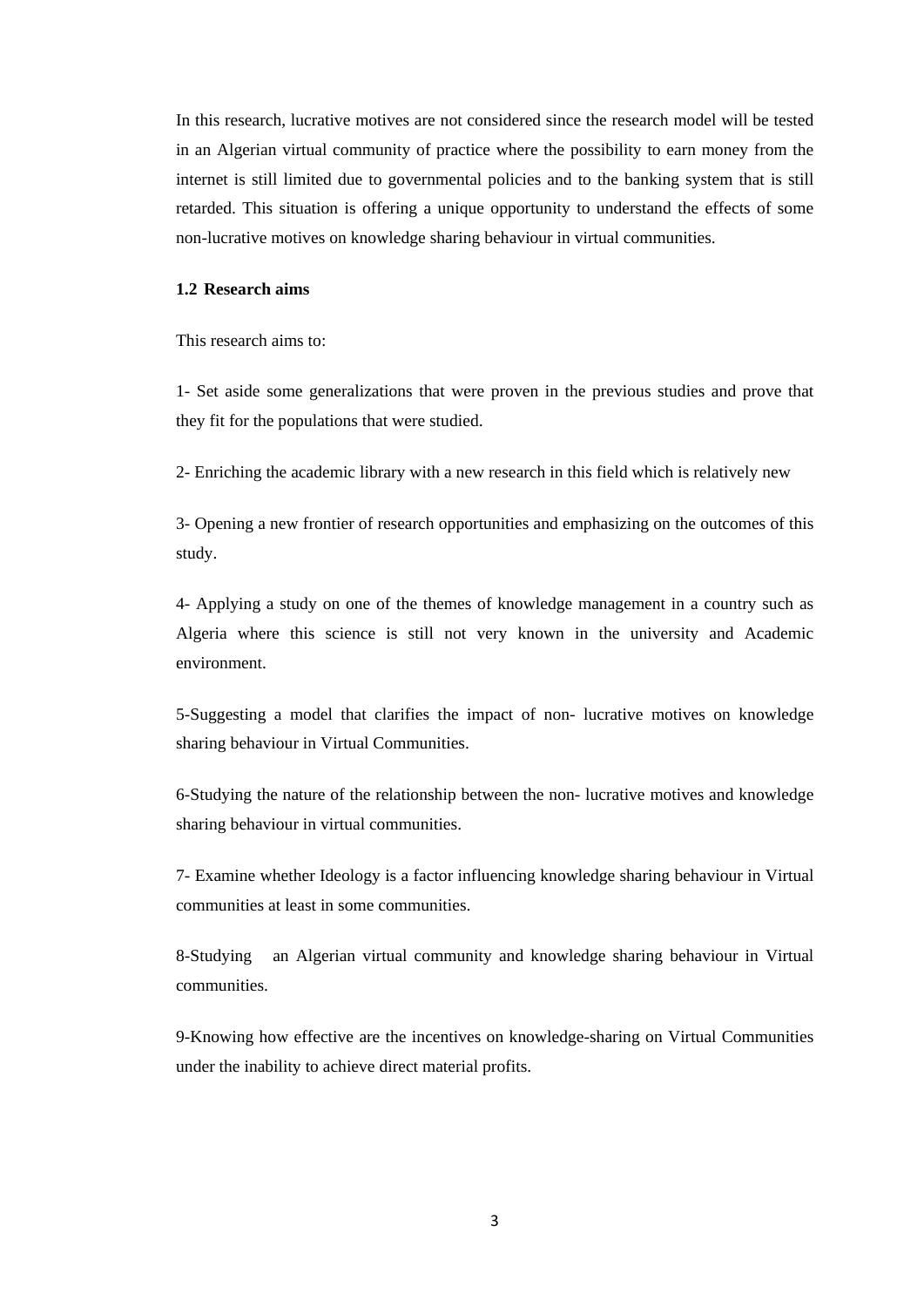In this research, lucrative motives are not considered since the research model will be tested in an Algerian virtual community of practice where the possibility to earn money from the internet is still limited due to governmental policies and to the banking system that is still retarded. This situation is offering a unique opportunity to understand the effects of some non-lucrative motives on knowledge sharing behaviour in virtual communities.

### 1.2 Research aims

This research aims to:

1- Set aside some generalizations that were proven in the previous studies and prove that they fit for the populations that were studied.

2- Enriching the academic library with a new research in this field which is relatively new

3- Opening a new frontier of research opportunities and emphasizing on the outcomes of this study.

4- Applying a study on one of the themes of knowledge management in a country such as Algeria where this science is still not very known in the university and Academic environment.

5-Suggesting a model that clarifies the impact of non- lucrative motives on knowledge sharing behaviour in Virtual Communities.

6-Studying the nature of the relationship between the non- lucrative motives and knowledge sharing behaviour in virtual communities.

7- Examine whether Ideology is a factor influencing knowledge sharing behaviour in Virtual communities at least in some communities.

8-Studying an Algerian virtual community and knowledge sharing behaviour in Virtual communities.

9-Knowing how effective are the incentives on knowledge-sharing on Virtual Communities under the inability to achieve direct material profits.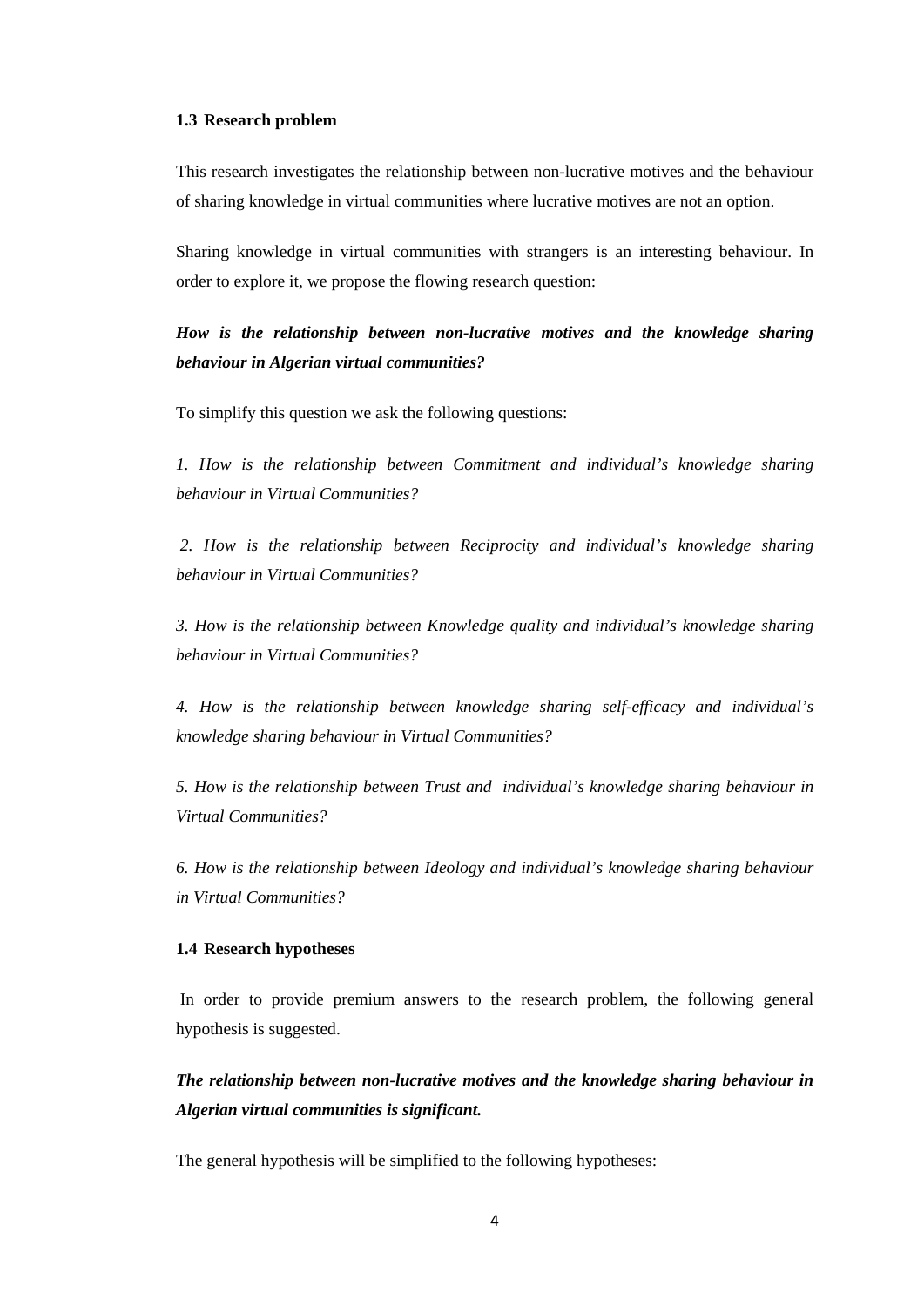### 1.3 Research problem

This research investigates the relationship between non-lucrative motives and the behaviour of sharing knowledge in virtual communities where lucrative motives are not an option.

Sharing knowledge in virtual communities with strangers is an interesting behaviour. In order to explore it, we propose the flowing research question:

***How is the relationship between non-lucrative motives and the knowledge sharing behaviour in Algerian virtual communities?***

To simplify this question we ask the following questions:

*1. How is the relationship between Commitment and individual's knowledge sharing behaviour in Virtual Communities?*

*2. How is the relationship between Reciprocity and individual's knowledge sharing behaviour in Virtual Communities?*

*3. How is the relationship between Knowledge quality and individual's knowledge sharing behaviour in Virtual Communities?*

*4. How is the relationship between knowledge sharing self-efficacy and individual's knowledge sharing behaviour in Virtual Communities?*

*5. How is the relationship between Trust and individual's knowledge sharing behaviour in Virtual Communities?*

*6. How is the relationship between Ideology and individual's knowledge sharing behaviour in Virtual Communities?*

### 1.4 Research hypotheses

In order to provide premium answers to the research problem, the following general hypothesis is suggested.

***The relationship between non-lucrative motives and the knowledge sharing behaviour in Algerian virtual communities is significant.***

The general hypothesis will be simplified to the following hypotheses: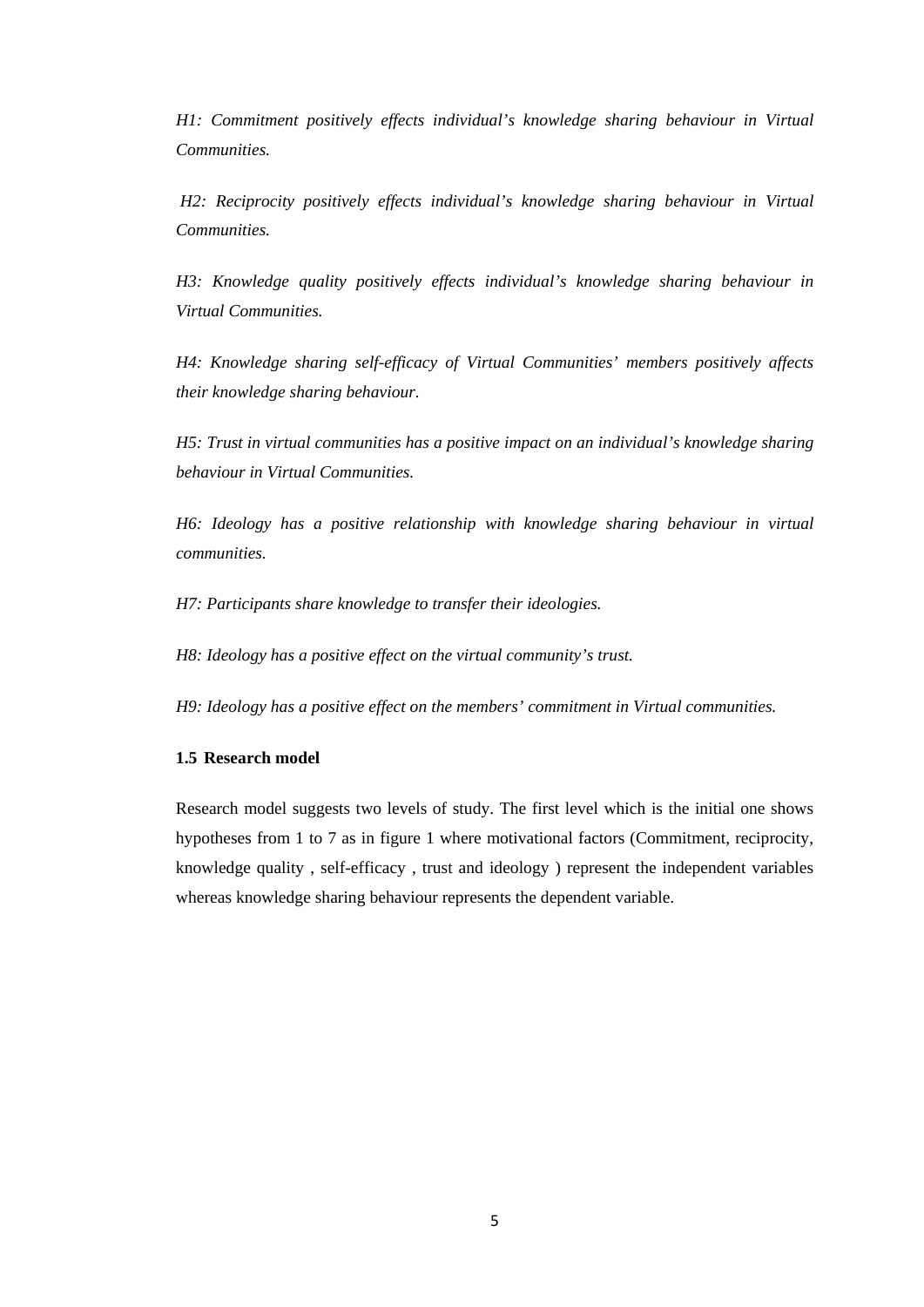*H1: Commitment positively effects individual's knowledge sharing behaviour in Virtual Communities.*

*H2: Reciprocity positively effects individual's knowledge sharing behaviour in Virtual Communities.*

*H3: Knowledge quality positively effects individual's knowledge sharing behaviour in Virtual Communities.*

*H4: Knowledge sharing self-efficacy of Virtual Communities' members positively affects their knowledge sharing behaviour.*

*H5: Trust in virtual communities has a positive impact on an individual's knowledge sharing behaviour in Virtual Communities.*

*H6: Ideology has a positive relationship with knowledge sharing behaviour in virtual communities.*

*H7: Participants share knowledge to transfer their ideologies.*

*H8: Ideology has a positive effect on the virtual community's trust.*

*H9: Ideology has a positive effect on the members' commitment in Virtual communities.*

### 1.5 Research model

Research model suggests two levels of study. The first level which is the initial one shows hypotheses from 1 to 7 as in figure 1 where motivational factors (Commitment, reciprocity, knowledge quality , self-efficacy , trust and ideology ) represent the independent variables whereas knowledge sharing behaviour represents the dependent variable.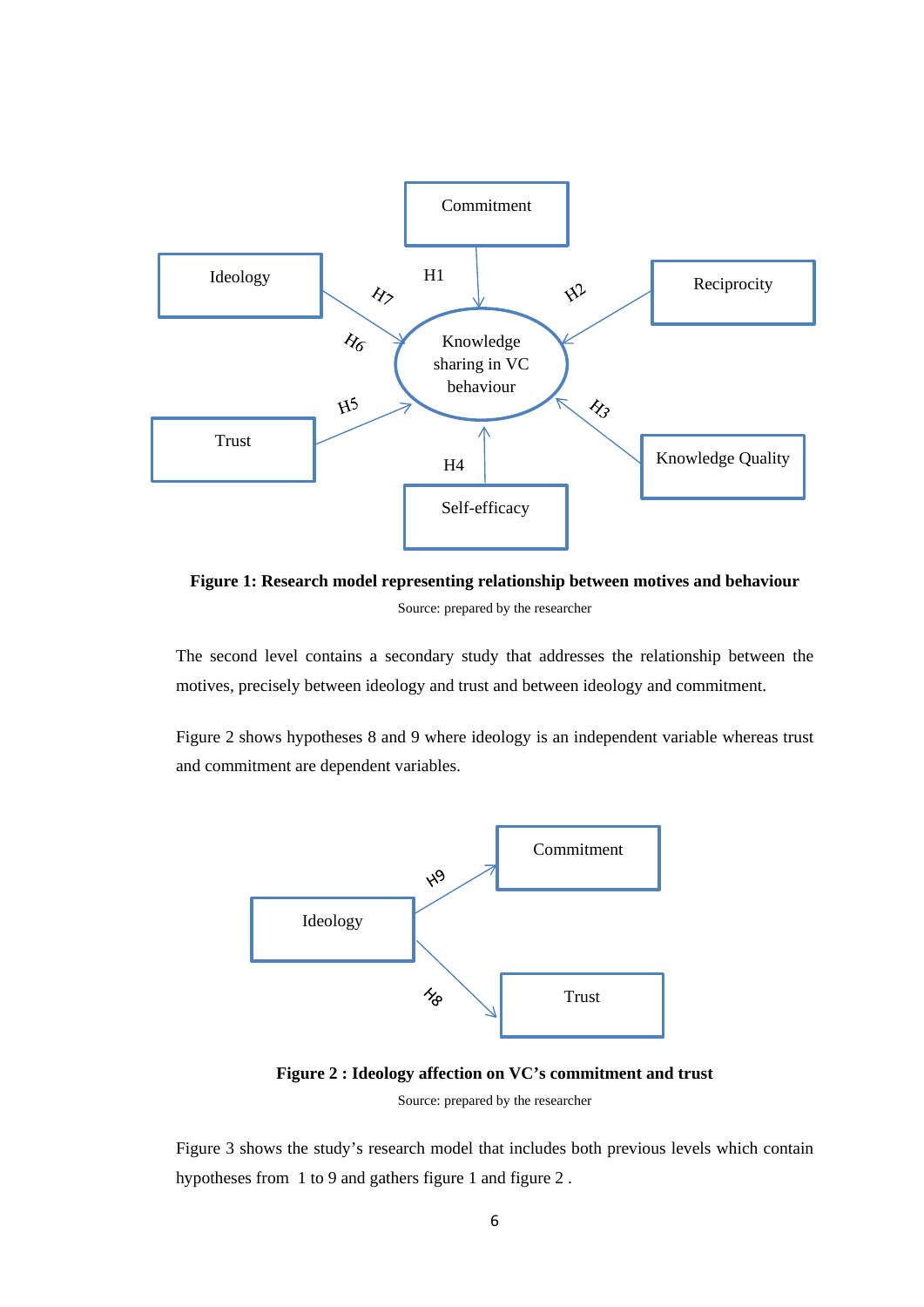**Figure 1: Research model representing relationship between motives and behaviour**

Source: prepared by the researcher

The second level contains a secondary study that addresses the relationship between the motives, precisely between ideology and trust and between ideology and commitment.

Figure 2 shows hypotheses 8 and 9 where ideology is an independent variable whereas trust and commitment are dependent variables.

**Figure 2 : Ideology affection on VC's commitment and trust**

Source: prepared by the researcher

Figure 3 shows the study's research model that includes both previous levels which contain hypotheses from 1 to 9 and gathers figure 1 and figure 2 .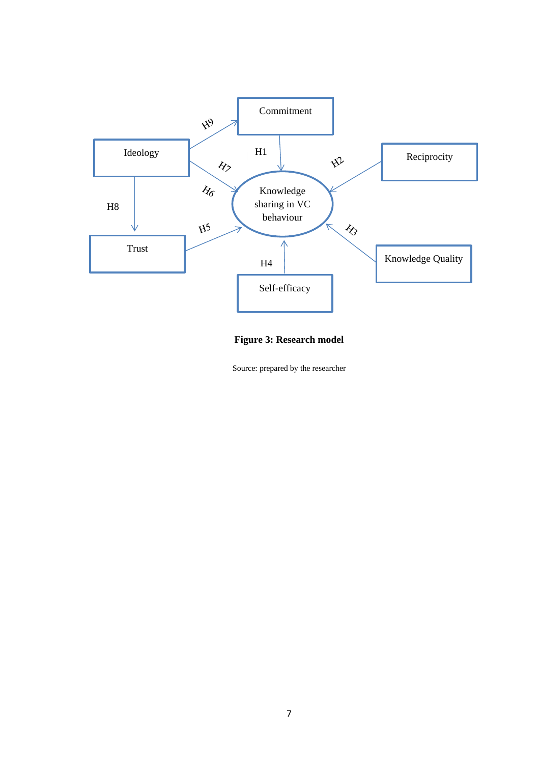**Figure 3: Research model**

Source: prepared by the researcher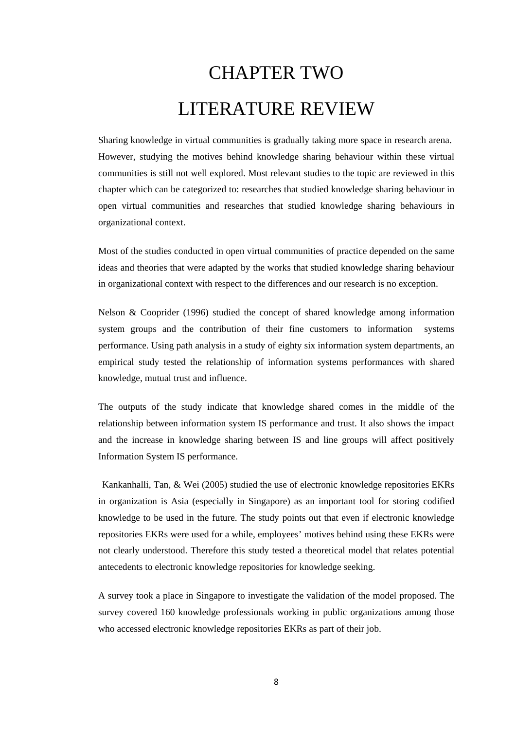# CHAPTER TWO

# LITERATURE REVIEW

Sharing knowledge in virtual communities is gradually taking more space in research arena. However, studying the motives behind knowledge sharing behaviour within these virtual communities is still not well explored. Most relevant studies to the topic are reviewed in this chapter which can be categorized to: researches that studied knowledge sharing behaviour in open virtual communities and researches that studied knowledge sharing behaviours in organizational context.

Most of the studies conducted in open virtual communities of practice depended on the same ideas and theories that were adapted by the works that studied knowledge sharing behaviour in organizational context with respect to the differences and our research is no exception.

Nelson & Cooprider (1996) studied the concept of shared knowledge among information system groups and the contribution of their fine customers to information systems performance. Using path analysis in a study of eighty six information system departments, an empirical study tested the relationship of information systems performances with shared knowledge, mutual trust and influence.

The outputs of the study indicate that knowledge shared comes in the middle of the relationship between information system IS performance and trust. It also shows the impact and the increase in knowledge sharing between IS and line groups will affect positively Information System IS performance.

Kankanhalli, Tan, & Wei (2005) studied the use of electronic knowledge repositories EKRs in organization is Asia (especially in Singapore) as an important tool for storing codified knowledge to be used in the future. The study points out that even if electronic knowledge repositories EKRs were used for a while, employees' motives behind using these EKRs were not clearly understood. Therefore this study tested a theoretical model that relates potential antecedents to electronic knowledge repositories for knowledge seeking.

A survey took a place in Singapore to investigate the validation of the model proposed. The survey covered 160 knowledge professionals working in public organizations among those who accessed electronic knowledge repositories EKRs as part of their job.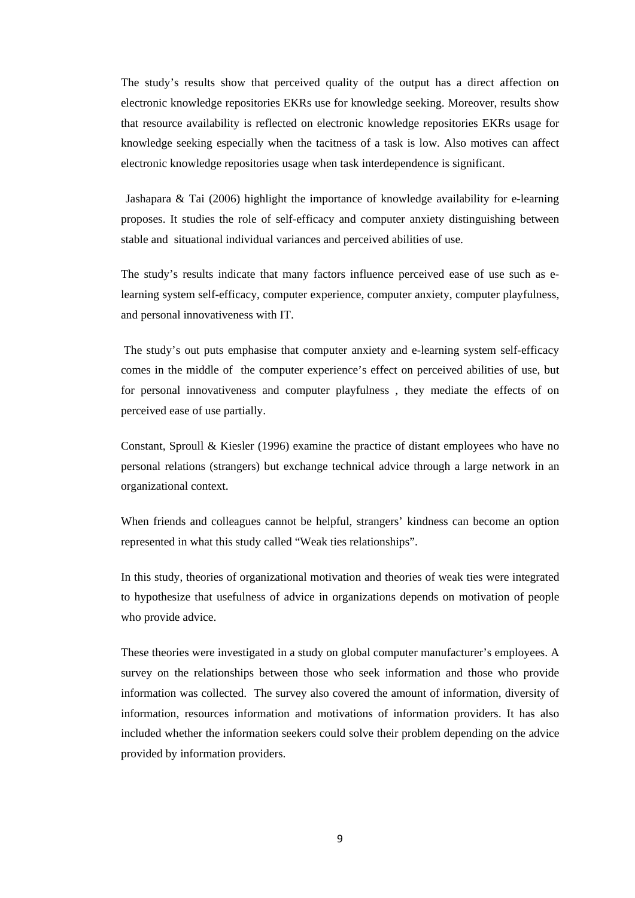The study's results show that perceived quality of the output has a direct affection on electronic knowledge repositories EKRs use for knowledge seeking. Moreover, results show that resource availability is reflected on electronic knowledge repositories EKRs usage for knowledge seeking especially when the tacitness of a task is low. Also motives can affect electronic knowledge repositories usage when task interdependence is significant.

Jashapara & Tai (2006) highlight the importance of knowledge availability for e-learning proposes. It studies the role of self-efficacy and computer anxiety distinguishing between stable and situational individual variances and perceived abilities of use.

The study's results indicate that many factors influence perceived ease of use such as e-learning system self-efficacy, computer experience, computer anxiety, computer playfulness, and personal innovativeness with IT.

The study's out puts emphasise that computer anxiety and e-learning system self-efficacy comes in the middle of the computer experience's effect on perceived abilities of use, but for personal innovativeness and computer playfulness , they mediate the effects of on perceived ease of use partially.

Constant, Sproull & Kiesler (1996) examine the practice of distant employees who have no personal relations (strangers) but exchange technical advice through a large network in an organizational context.

When friends and colleagues cannot be helpful, strangers' kindness can become an option represented in what this study called "Weak ties relationships".

In this study, theories of organizational motivation and theories of weak ties were integrated to hypothesize that usefulness of advice in organizations depends on motivation of people who provide advice.

These theories were investigated in a study on global computer manufacturer's employees. A survey on the relationships between those who seek information and those who provide information was collected. The survey also covered the amount of information, diversity of information, resources information and motivations of information providers. It has also included whether the information seekers could solve their problem depending on the advice provided by information providers.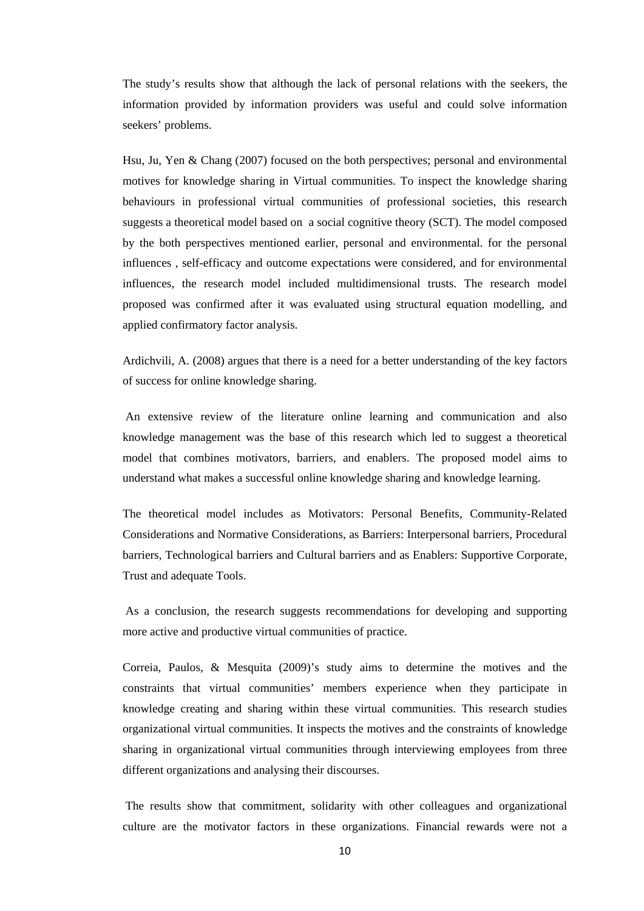The study's results show that although the lack of personal relations with the seekers, the information provided by information providers was useful and could solve information seekers' problems.

Hsu, Ju, Yen & Chang (2007) focused on the both perspectives; personal and environmental motives for knowledge sharing in Virtual communities. To inspect the knowledge sharing behaviours in professional virtual communities of professional societies, this research suggests a theoretical model based on a social cognitive theory (SCT). The model composed by the both perspectives mentioned earlier, personal and environmental. for the personal influences , self-efficacy and outcome expectations were considered, and for environmental influences, the research model included multidimensional trusts. The research model proposed was confirmed after it was evaluated using structural equation modelling, and applied confirmatory factor analysis.

Ardichvili, A. (2008) argues that there is a need for a better understanding of the key factors of success for online knowledge sharing.

An extensive review of the literature online learning and communication and also knowledge management was the base of this research which led to suggest a theoretical model that combines motivators, barriers, and enablers. The proposed model aims to understand what makes a successful online knowledge sharing and knowledge learning.

The theoretical model includes as Motivators: Personal Benefits, Community-Related Considerations and Normative Considerations, as Barriers: Interpersonal barriers, Procedural barriers, Technological barriers and Cultural barriers and as Enablers: Supportive Corporate, Trust and adequate Tools.

As a conclusion, the research suggests recommendations for developing and supporting more active and productive virtual communities of practice.

Correia, Paulos, & Mesquita (2009)'s study aims to determine the motives and the constraints that virtual communities' members experience when they participate in knowledge creating and sharing within these virtual communities. This research studies organizational virtual communities. It inspects the motives and the constraints of knowledge sharing in organizational virtual communities through interviewing employees from three different organizations and analysing their discourses.

The results show that commitment, solidarity with other colleagues and organizational culture are the motivator factors in these organizations. Financial rewards were not a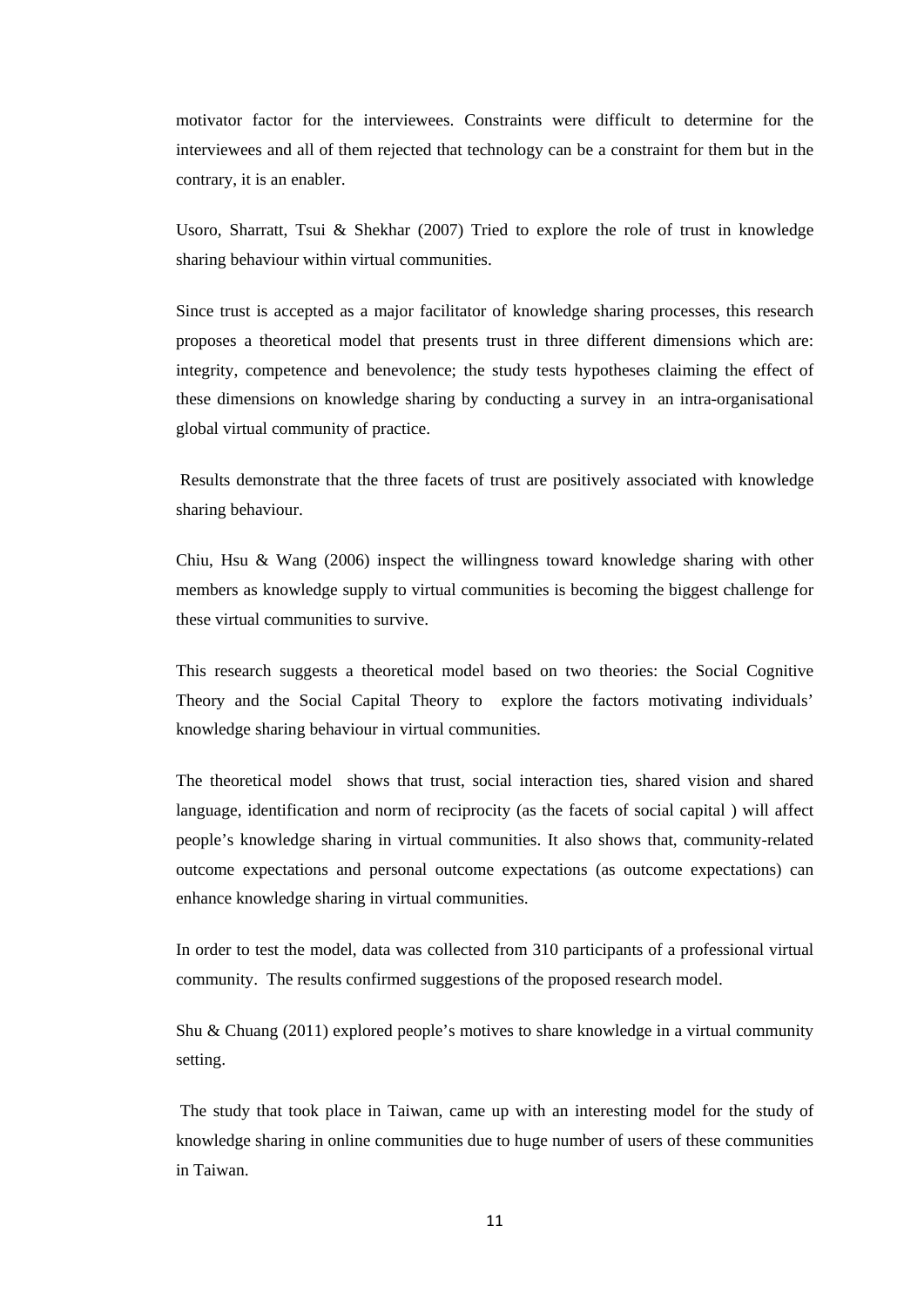motivator factor for the interviewees. Constraints were difficult to determine for the interviewees and all of them rejected that technology can be a constraint for them but in the contrary, it is an enabler.

Usoro, Sharratt, Tsui & Shekhar (2007) Tried to explore the role of trust in knowledge sharing behaviour within virtual communities.

Since trust is accepted as a major facilitator of knowledge sharing processes, this research proposes a theoretical model that presents trust in three different dimensions which are: integrity, competence and benevolence; the study tests hypotheses claiming the effect of these dimensions on knowledge sharing by conducting a survey in an intra-organisational global virtual community of practice.

Results demonstrate that the three facets of trust are positively associated with knowledge sharing behaviour.

Chiu, Hsu & Wang (2006) inspect the willingness toward knowledge sharing with other members as knowledge supply to virtual communities is becoming the biggest challenge for these virtual communities to survive.

This research suggests a theoretical model based on two theories: the Social Cognitive Theory and the Social Capital Theory to explore the factors motivating individuals' knowledge sharing behaviour in virtual communities.

The theoretical model shows that trust, social interaction ties, shared vision and shared language, identification and norm of reciprocity (as the facets of social capital ) will affect people's knowledge sharing in virtual communities. It also shows that, community-related outcome expectations and personal outcome expectations (as outcome expectations) can enhance knowledge sharing in virtual communities.

In order to test the model, data was collected from 310 participants of a professional virtual community. The results confirmed suggestions of the proposed research model.

Shu & Chuang (2011) explored people's motives to share knowledge in a virtual community setting.

The study that took place in Taiwan, came up with an interesting model for the study of knowledge sharing in online communities due to huge number of users of these communities in Taiwan.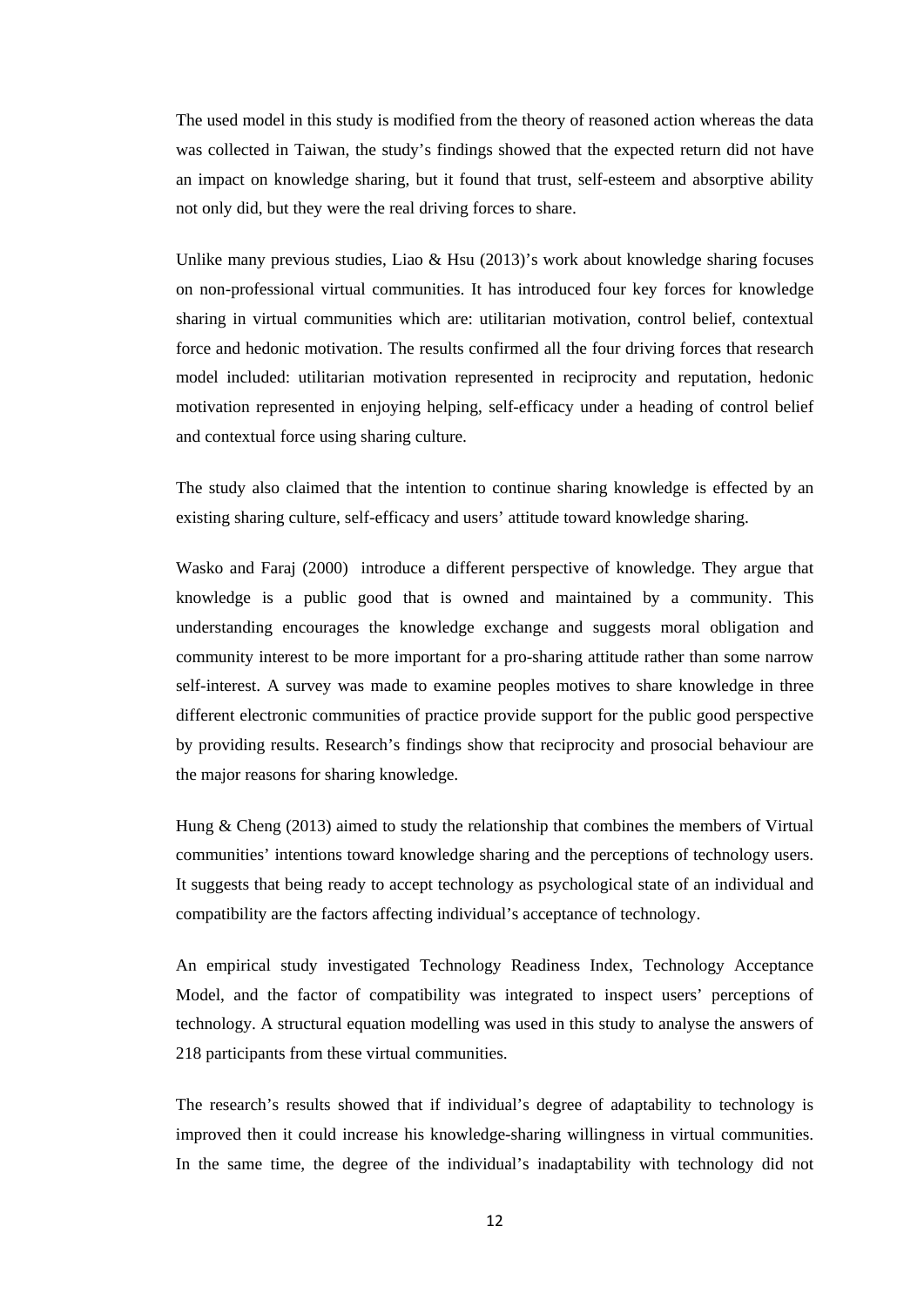The used model in this study is modified from the theory of reasoned action whereas the data was collected in Taiwan, the study's findings showed that the expected return did not have an impact on knowledge sharing, but it found that trust, self-esteem and absorptive ability not only did, but they were the real driving forces to share.

Unlike many previous studies, Liao & Hsu (2013)'s work about knowledge sharing focuses on non-professional virtual communities. It has introduced four key forces for knowledge sharing in virtual communities which are: utilitarian motivation, control belief, contextual force and hedonic motivation. The results confirmed all the four driving forces that research model included: utilitarian motivation represented in reciprocity and reputation, hedonic motivation represented in enjoying helping, self-efficacy under a heading of control belief and contextual force using sharing culture.

The study also claimed that the intention to continue sharing knowledge is effected by an existing sharing culture, self-efficacy and users' attitude toward knowledge sharing.

Wasko and Faraj (2000) introduce a different perspective of knowledge. They argue that knowledge is a public good that is owned and maintained by a community. This understanding encourages the knowledge exchange and suggests moral obligation and community interest to be more important for a pro-sharing attitude rather than some narrow self-interest. A survey was made to examine peoples motives to share knowledge in three different electronic communities of practice provide support for the public good perspective by providing results. Research's findings show that reciprocity and prosocial behaviour are the major reasons for sharing knowledge.

Hung & Cheng (2013) aimed to study the relationship that combines the members of Virtual communities' intentions toward knowledge sharing and the perceptions of technology users. It suggests that being ready to accept technology as psychological state of an individual and compatibility are the factors affecting individual's acceptance of technology.

An empirical study investigated Technology Readiness Index, Technology Acceptance Model, and the factor of compatibility was integrated to inspect users' perceptions of technology. A structural equation modelling was used in this study to analyse the answers of 218 participants from these virtual communities.

The research's results showed that if individual's degree of adaptability to technology is improved then it could increase his knowledge-sharing willingness in virtual communities. In the same time, the degree of the individual's inadaptability with technology did not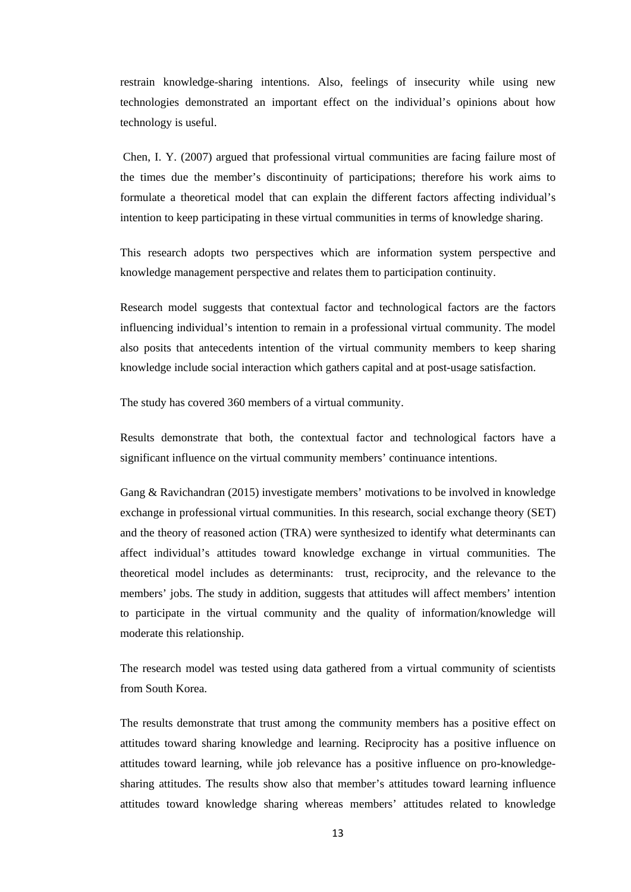restrain knowledge-sharing intentions. Also, feelings of insecurity while using new technologies demonstrated an important effect on the individual's opinions about how technology is useful.

Chen, I. Y. (2007) argued that professional virtual communities are facing failure most of the times due the member's discontinuity of participations; therefore his work aims to formulate a theoretical model that can explain the different factors affecting individual's intention to keep participating in these virtual communities in terms of knowledge sharing.

This research adopts two perspectives which are information system perspective and knowledge management perspective and relates them to participation continuity.

Research model suggests that contextual factor and technological factors are the factors influencing individual's intention to remain in a professional virtual community. The model also posits that antecedents intention of the virtual community members to keep sharing knowledge include social interaction which gathers capital and at post-usage satisfaction.

The study has covered 360 members of a virtual community.

Results demonstrate that both, the contextual factor and technological factors have a significant influence on the virtual community members' continuance intentions.

Gang & Ravichandran (2015) investigate members' motivations to be involved in knowledge exchange in professional virtual communities. In this research, social exchange theory (SET) and the theory of reasoned action (TRA) were synthesized to identify what determinants can affect individual's attitudes toward knowledge exchange in virtual communities. The theoretical model includes as determinants: trust, reciprocity, and the relevance to the members' jobs. The study in addition, suggests that attitudes will affect members' intention to participate in the virtual community and the quality of information/knowledge will moderate this relationship.

The research model was tested using data gathered from a virtual community of scientists from South Korea.

The results demonstrate that trust among the community members has a positive effect on attitudes toward sharing knowledge and learning. Reciprocity has a positive influence on attitudes toward learning, while job relevance has a positive influence on pro-knowledge-sharing attitudes. The results show also that member's attitudes toward learning influence attitudes toward knowledge sharing whereas members' attitudes related to knowledge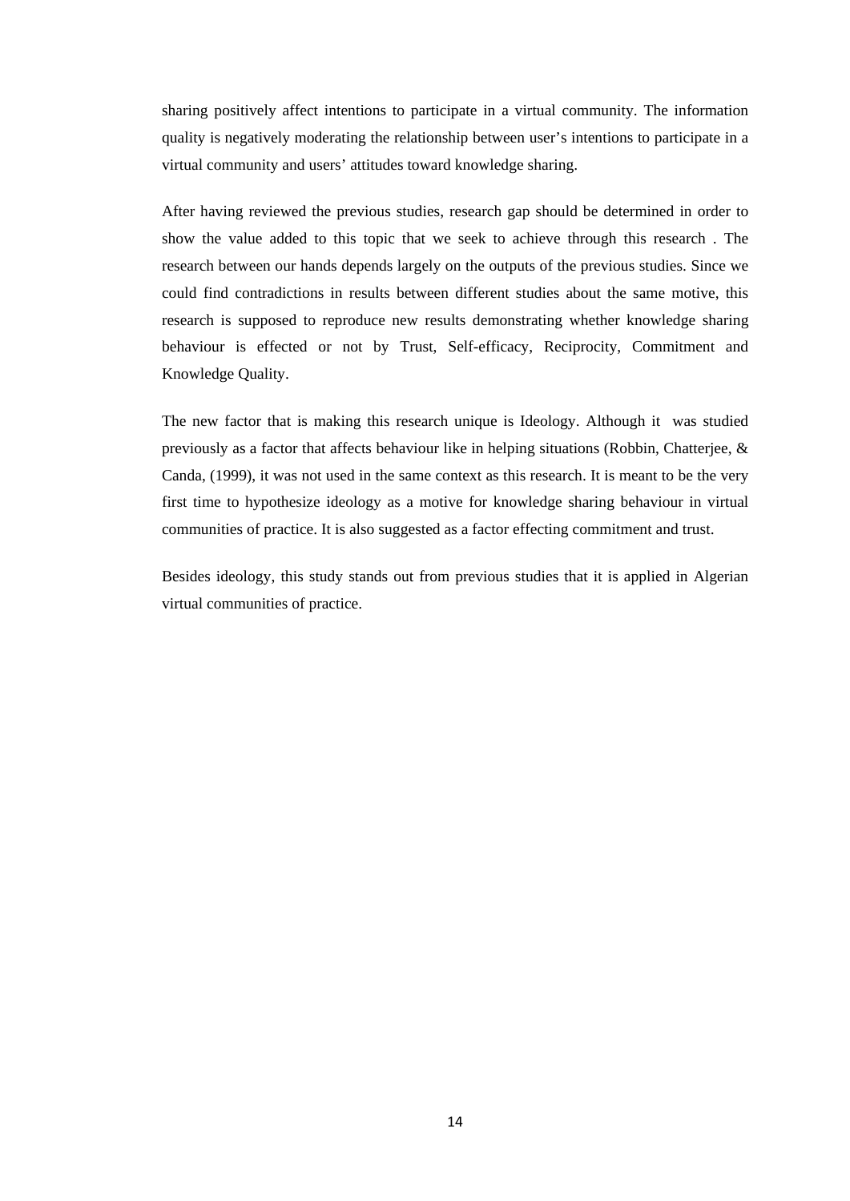sharing positively affect intentions to participate in a virtual community. The information quality is negatively moderating the relationship between user's intentions to participate in a virtual community and users' attitudes toward knowledge sharing.

After having reviewed the previous studies, research gap should be determined in order to show the value added to this topic that we seek to achieve through this research . The research between our hands depends largely on the outputs of the previous studies. Since we could find contradictions in results between different studies about the same motive, this research is supposed to reproduce new results demonstrating whether knowledge sharing behaviour is effected or not by Trust, Self-efficacy, Reciprocity, Commitment and Knowledge Quality.

The new factor that is making this research unique is Ideology. Although it was studied previously as a factor that affects behaviour like in helping situations (Robbin, Chatterjee, & Canda, (1999), it was not used in the same context as this research. It is meant to be the very first time to hypothesize ideology as a motive for knowledge sharing behaviour in virtual communities of practice. It is also suggested as a factor effecting commitment and trust.

Besides ideology, this study stands out from previous studies that it is applied in Algerian virtual communities of practice.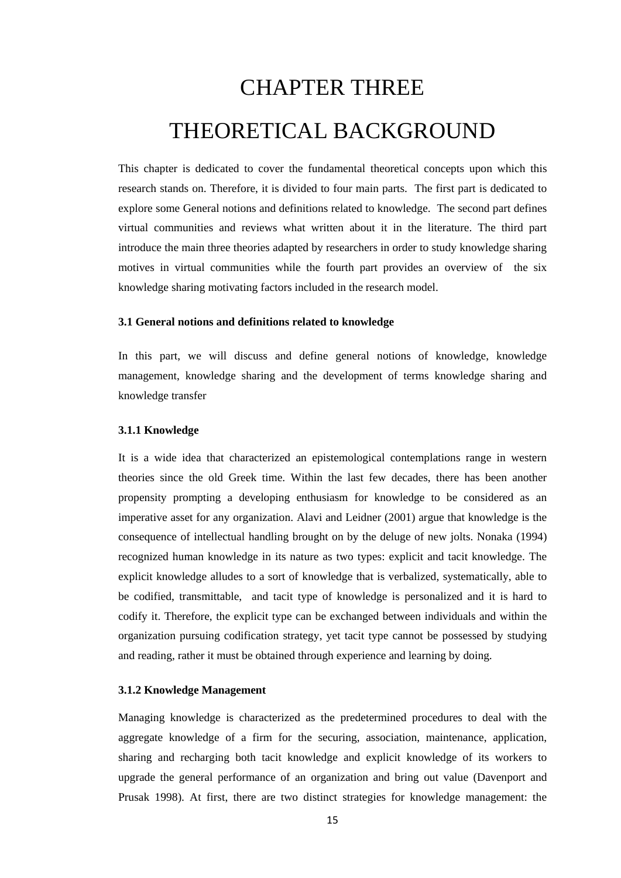# CHAPTER THREE

# THEORETICAL BACKGROUND

This chapter is dedicated to cover the fundamental theoretical concepts upon which this research stands on. Therefore, it is divided to four main parts. The first part is dedicated to explore some General notions and definitions related to knowledge. The second part defines virtual communities and reviews what written about it in the literature. The third part introduce the main three theories adapted by researchers in order to study knowledge sharing motives in virtual communities while the fourth part provides an overview of the six knowledge sharing motivating factors included in the research model.

### 3.1 General notions and definitions related to knowledge

In this part, we will discuss and define general notions of knowledge, knowledge management, knowledge sharing and the development of terms knowledge sharing and knowledge transfer

#### 3.1.1 Knowledge

It is a wide idea that characterized an epistemological contemplations range in western theories since the old Greek time. Within the last few decades, there has been another propensity prompting a developing enthusiasm for knowledge to be considered as an imperative asset for any organization. Alavi and Leidner (2001) argue that knowledge is the consequence of intellectual handling brought on by the deluge of new jolts. Nonaka (1994) recognized human knowledge in its nature as two types: explicit and tacit knowledge. The explicit knowledge alludes to a sort of knowledge that is verbalized, systematically, able to be codified, transmittable, and tacit type of knowledge is personalized and it is hard to codify it. Therefore, the explicit type can be exchanged between individuals and within the organization pursuing codification strategy, yet tacit type cannot be possessed by studying and reading, rather it must be obtained through experience and learning by doing.

#### 3.1.2 Knowledge Management

Managing knowledge is characterized as the predetermined procedures to deal with the aggregate knowledge of a firm for the securing, association, maintenance, application, sharing and recharging both tacit knowledge and explicit knowledge of its workers to upgrade the general performance of an organization and bring out value (Davenport and Prusak 1998). At first, there are two distinct strategies for knowledge management: the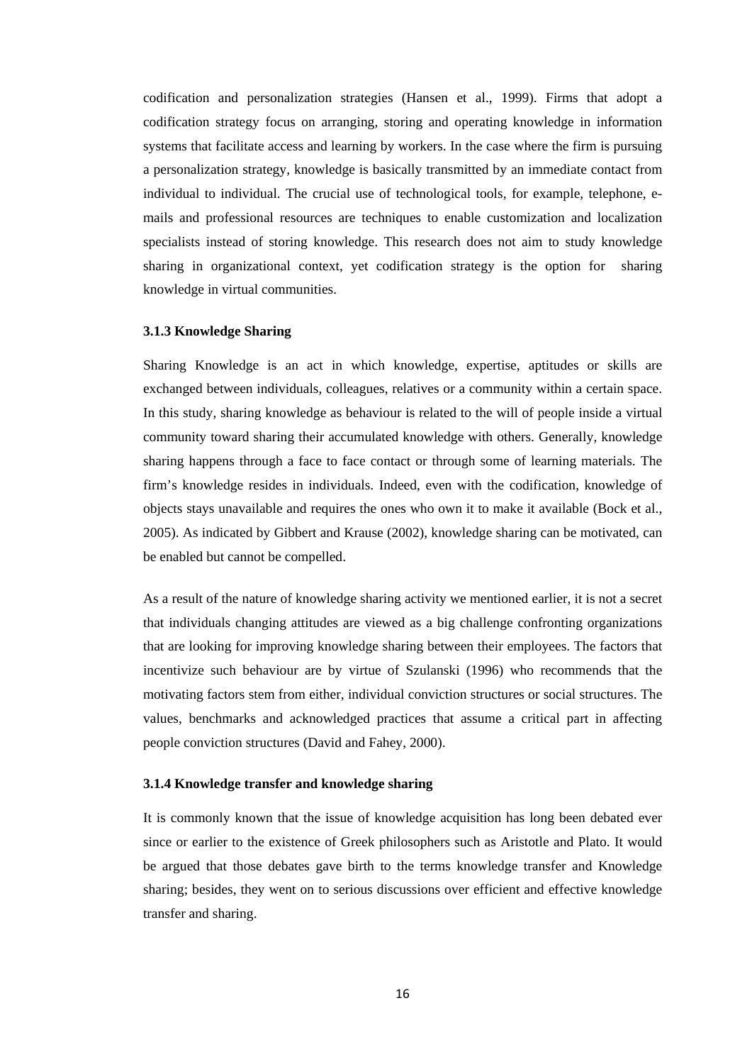codification and personalization strategies (Hansen et al., 1999). Firms that adopt a codification strategy focus on arranging, storing and operating knowledge in information systems that facilitate access and learning by workers. In the case where the firm is pursuing a personalization strategy, knowledge is basically transmitted by an immediate contact from individual to individual. The crucial use of technological tools, for example, telephone, e-mails and professional resources are techniques to enable customization and localization specialists instead of storing knowledge. This research does not aim to study knowledge sharing in organizational context, yet codification strategy is the option for sharing knowledge in virtual communities.

### 3.1.3 Knowledge Sharing

Sharing Knowledge is an act in which knowledge, expertise, aptitudes or skills are exchanged between individuals, colleagues, relatives or a community within a certain space. In this study, sharing knowledge as behaviour is related to the will of people inside a virtual community toward sharing their accumulated knowledge with others. Generally, knowledge sharing happens through a face to face contact or through some of learning materials. The firm's knowledge resides in individuals. Indeed, even with the codification, knowledge of objects stays unavailable and requires the ones who own it to make it available (Bock et al., 2005). As indicated by Gibbert and Krause (2002), knowledge sharing can be motivated, can be enabled but cannot be compelled.

As a result of the nature of knowledge sharing activity we mentioned earlier, it is not a secret that individuals changing attitudes are viewed as a big challenge confronting organizations that are looking for improving knowledge sharing between their employees. The factors that incentivize such behaviour are by virtue of Szulanski (1996) who recommends that the motivating factors stem from either, individual conviction structures or social structures. The values, benchmarks and acknowledged practices that assume a critical part in affecting people conviction structures (David and Fahey, 2000).

### 3.1.4 Knowledge transfer and knowledge sharing

It is commonly known that the issue of knowledge acquisition has long been debated ever since or earlier to the existence of Greek philosophers such as Aristotle and Plato. It would be argued that those debates gave birth to the terms knowledge transfer and Knowledge sharing; besides, they went on to serious discussions over efficient and effective knowledge transfer and sharing.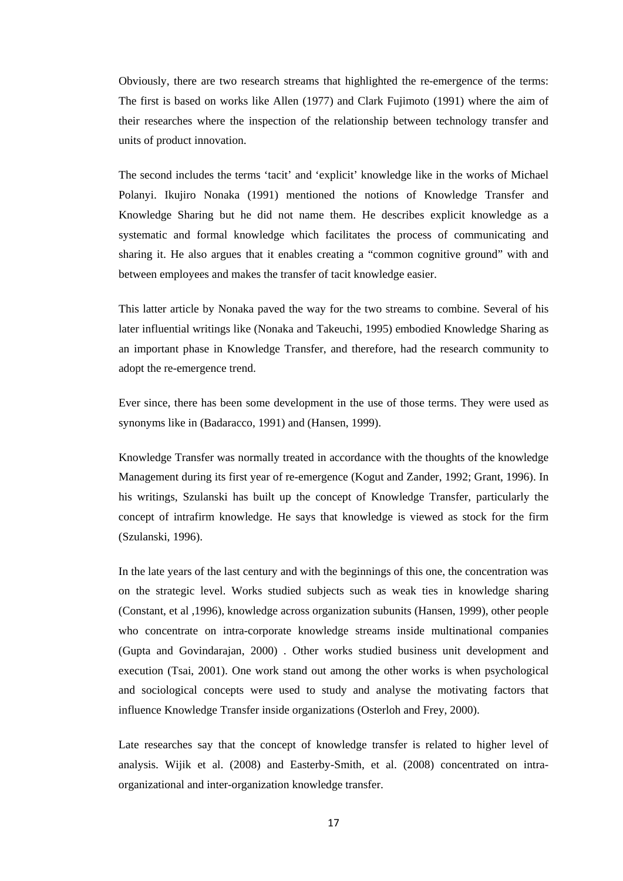Obviously, there are two research streams that highlighted the re-emergence of the terms: The first is based on works like Allen (1977) and Clark Fujimoto (1991) where the aim of their researches where the inspection of the relationship between technology transfer and units of product innovation.

The second includes the terms 'tacit' and 'explicit' knowledge like in the works of Michael Polanyi. Ikujiro Nonaka (1991) mentioned the notions of Knowledge Transfer and Knowledge Sharing but he did not name them. He describes explicit knowledge as a systematic and formal knowledge which facilitates the process of communicating and sharing it. He also argues that it enables creating a "common cognitive ground" with and between employees and makes the transfer of tacit knowledge easier.

This latter article by Nonaka paved the way for the two streams to combine. Several of his later influential writings like (Nonaka and Takeuchi, 1995) embodied Knowledge Sharing as an important phase in Knowledge Transfer, and therefore, had the research community to adopt the re-emergence trend.

Ever since, there has been some development in the use of those terms. They were used as synonyms like in (Badaracco, 1991) and (Hansen, 1999).

Knowledge Transfer was normally treated in accordance with the thoughts of the knowledge Management during its first year of re-emergence (Kogut and Zander, 1992; Grant, 1996). In his writings, Szulanski has built up the concept of Knowledge Transfer, particularly the concept of intrafirm knowledge. He says that knowledge is viewed as stock for the firm (Szulanski, 1996).

In the late years of the last century and with the beginnings of this one, the concentration was on the strategic level. Works studied subjects such as weak ties in knowledge sharing (Constant, et al ,1996), knowledge across organization subunits (Hansen, 1999), other people who concentrate on intra-corporate knowledge streams inside multinational companies (Gupta and Govindarajan, 2000) . Other works studied business unit development and execution (Tsai, 2001). One work stand out among the other works is when psychological and sociological concepts were used to study and analyse the motivating factors that influence Knowledge Transfer inside organizations (Osterloh and Frey, 2000).

Late researches say that the concept of knowledge transfer is related to higher level of analysis. Wijik et al. (2008) and Easterby-Smith, et al. (2008) concentrated on intra-organizational and inter-organization knowledge transfer.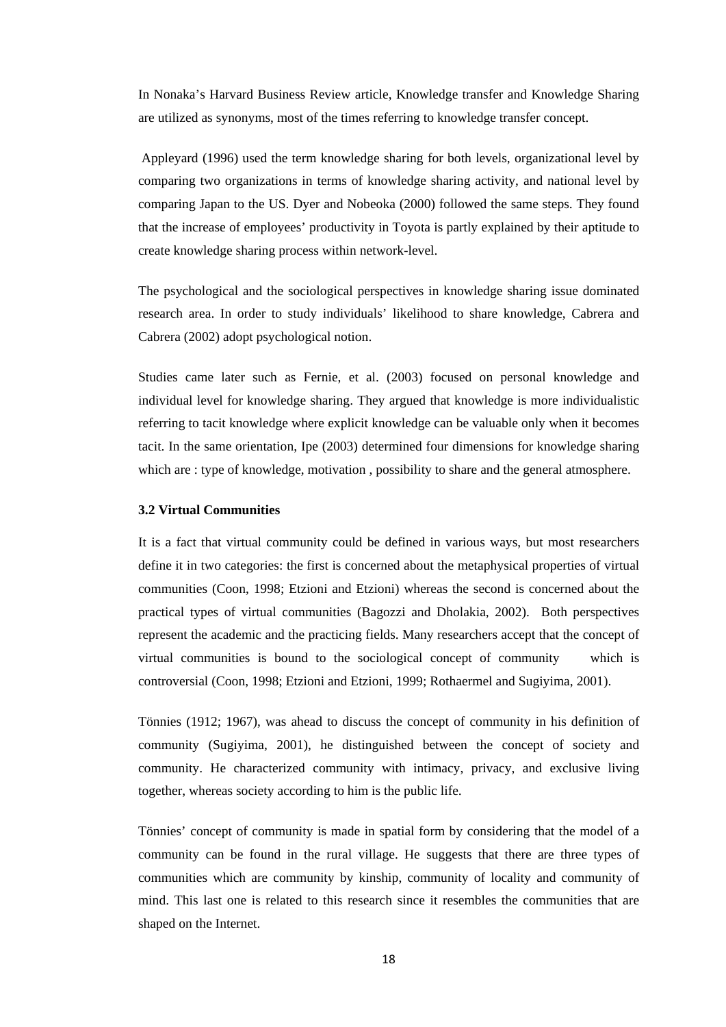In Nonaka's Harvard Business Review article, Knowledge transfer and Knowledge Sharing are utilized as synonyms, most of the times referring to knowledge transfer concept.

Appleyard (1996) used the term knowledge sharing for both levels, organizational level by comparing two organizations in terms of knowledge sharing activity, and national level by comparing Japan to the US. Dyer and Nobeoka (2000) followed the same steps. They found that the increase of employees' productivity in Toyota is partly explained by their aptitude to create knowledge sharing process within network-level.

The psychological and the sociological perspectives in knowledge sharing issue dominated research area. In order to study individuals' likelihood to share knowledge, Cabrera and Cabrera (2002) adopt psychological notion.

Studies came later such as Fernie, et al. (2003) focused on personal knowledge and individual level for knowledge sharing. They argued that knowledge is more individualistic referring to tacit knowledge where explicit knowledge can be valuable only when it becomes tacit. In the same orientation, Ipe (2003) determined four dimensions for knowledge sharing which are : type of knowledge, motivation , possibility to share and the general atmosphere.

### 3.2 Virtual Communities

It is a fact that virtual community could be defined in various ways, but most researchers define it in two categories: the first is concerned about the metaphysical properties of virtual communities (Coon, 1998; Etzioni and Etzioni) whereas the second is concerned about the practical types of virtual communities (Bagozzi and Dholakia, 2002). Both perspectives represent the academic and the practicing fields. Many researchers accept that the concept of virtual communities is bound to the sociological concept of community which is controversial (Coon, 1998; Etzioni and Etzioni, 1999; Rothaermel and Sugiyima, 2001).

Tönnies (1912; 1967), was ahead to discuss the concept of community in his definition of community (Sugiyima, 2001), he distinguished between the concept of society and community. He characterized community with intimacy, privacy, and exclusive living together, whereas society according to him is the public life.

Tönnies' concept of community is made in spatial form by considering that the model of a community can be found in the rural village. He suggests that there are three types of communities which are community by kinship, community of locality and community of mind. This last one is related to this research since it resembles the communities that are shaped on the Internet.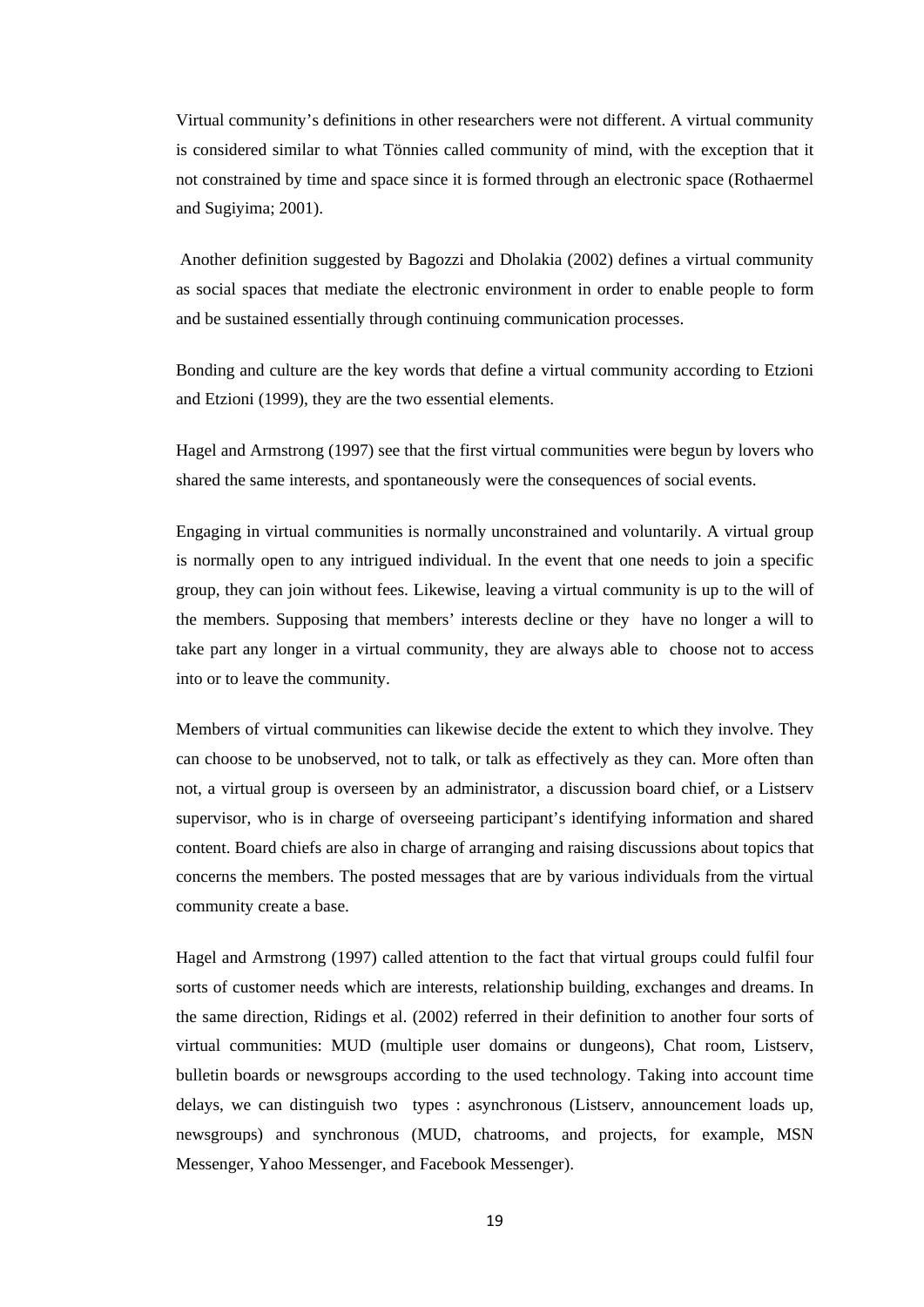Virtual community's definitions in other researchers were not different. A virtual community is considered similar to what Tönnies called community of mind, with the exception that it not constrained by time and space since it is formed through an electronic space (Rothaermel and Sugiyima; 2001).

Another definition suggested by Bagozzi and Dholakia (2002) defines a virtual community as social spaces that mediate the electronic environment in order to enable people to form and be sustained essentially through continuing communication processes.

Bonding and culture are the key words that define a virtual community according to Etzioni and Etzioni (1999), they are the two essential elements.

Hagel and Armstrong (1997) see that the first virtual communities were begun by lovers who shared the same interests, and spontaneously were the consequences of social events.

Engaging in virtual communities is normally unconstrained and voluntarily. A virtual group is normally open to any intrigued individual. In the event that one needs to join a specific group, they can join without fees. Likewise, leaving a virtual community is up to the will of the members. Supposing that members' interests decline or they have no longer a will to take part any longer in a virtual community, they are always able to choose not to access into or to leave the community.

Members of virtual communities can likewise decide the extent to which they involve. They can choose to be unobserved, not to talk, or talk as effectively as they can. More often than not, a virtual group is overseen by an administrator, a discussion board chief, or a Listserv supervisor, who is in charge of overseeing participant's identifying information and shared content. Board chiefs are also in charge of arranging and raising discussions about topics that concerns the members. The posted messages that are by various individuals from the virtual community create a base.

Hagel and Armstrong (1997) called attention to the fact that virtual groups could fulfil four sorts of customer needs which are interests, relationship building, exchanges and dreams. In the same direction, Ridings et al. (2002) referred in their definition to another four sorts of virtual communities: MUD (multiple user domains or dungeons), Chat room, Listserv, bulletin boards or newsgroups according to the used technology. Taking into account time delays, we can distinguish two types : asynchronous (Listserv, announcement loads up, newsgroups) and synchronous (MUD, chatrooms, and projects, for example, MSN Messenger, Yahoo Messenger, and Facebook Messenger).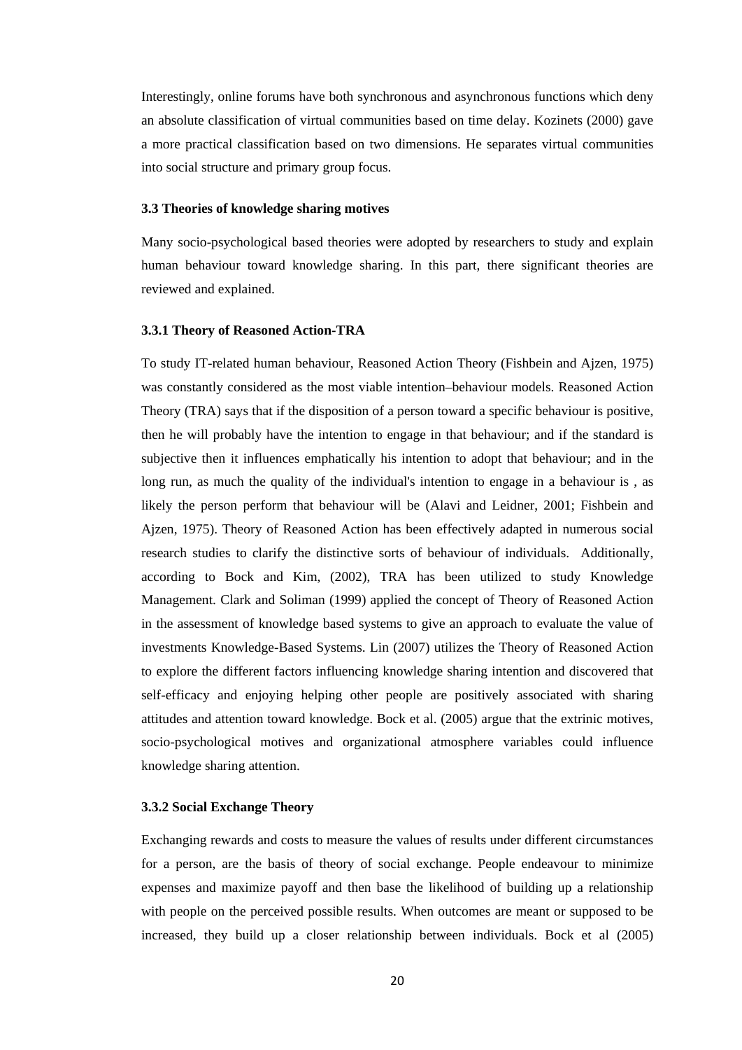Interestingly, online forums have both synchronous and asynchronous functions which deny an absolute classification of virtual communities based on time delay. Kozinets (2000) gave a more practical classification based on two dimensions. He separates virtual communities into social structure and primary group focus.

### 3.3 Theories of knowledge sharing motives

Many socio-psychological based theories were adopted by researchers to study and explain human behaviour toward knowledge sharing. In this part, there significant theories are reviewed and explained.

#### 3.3.1 Theory of Reasoned Action-TRA

To study IT-related human behaviour, Reasoned Action Theory (Fishbein and Ajzen, 1975) was constantly considered as the most viable intention–behaviour models. Reasoned Action Theory (TRA) says that if the disposition of a person toward a specific behaviour is positive, then he will probably have the intention to engage in that behaviour; and if the standard is subjective then it influences emphatically his intention to adopt that behaviour; and in the long run, as much the quality of the individual's intention to engage in a behaviour is , as likely the person perform that behaviour will be (Alavi and Leidner, 2001; Fishbein and Ajzen, 1975). Theory of Reasoned Action has been effectively adapted in numerous social research studies to clarify the distinctive sorts of behaviour of individuals. Additionally, according to Bock and Kim, (2002), TRA has been utilized to study Knowledge Management. Clark and Soliman (1999) applied the concept of Theory of Reasoned Action in the assessment of knowledge based systems to give an approach to evaluate the value of investments Knowledge-Based Systems. Lin (2007) utilizes the Theory of Reasoned Action to explore the different factors influencing knowledge sharing intention and discovered that self-efficacy and enjoying helping other people are positively associated with sharing attitudes and attention toward knowledge. Bock et al. (2005) argue that the extrinic motives, socio-psychological motives and organizational atmosphere variables could influence knowledge sharing attention.

#### 3.3.2 Social Exchange Theory

Exchanging rewards and costs to measure the values of results under different circumstances for a person, are the basis of theory of social exchange. People endeavour to minimize expenses and maximize payoff and then base the likelihood of building up a relationship with people on the perceived possible results. When outcomes are meant or supposed to be increased, they build up a closer relationship between individuals. Bock et al (2005)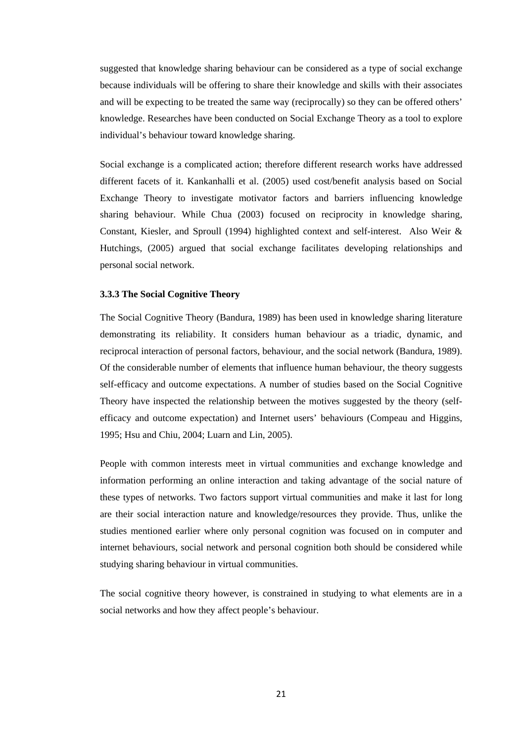suggested that knowledge sharing behaviour can be considered as a type of social exchange because individuals will be offering to share their knowledge and skills with their associates and will be expecting to be treated the same way (reciprocally) so they can be offered others' knowledge. Researches have been conducted on Social Exchange Theory as a tool to explore individual's behaviour toward knowledge sharing.

Social exchange is a complicated action; therefore different research works have addressed different facets of it. Kankanhalli et al. (2005) used cost/benefit analysis based on Social Exchange Theory to investigate motivator factors and barriers influencing knowledge sharing behaviour. While Chua (2003) focused on reciprocity in knowledge sharing, Constant, Kiesler, and Sproull (1994) highlighted context and self-interest. Also Weir & Hutchings, (2005) argued that social exchange facilitates developing relationships and personal social network.

### 3.3.3 The Social Cognitive Theory

The Social Cognitive Theory (Bandura, 1989) has been used in knowledge sharing literature demonstrating its reliability. It considers human behaviour as a triadic, dynamic, and reciprocal interaction of personal factors, behaviour, and the social network (Bandura, 1989). Of the considerable number of elements that influence human behaviour, the theory suggests self-efficacy and outcome expectations. A number of studies based on the Social Cognitive Theory have inspected the relationship between the motives suggested by the theory (self-efficacy and outcome expectation) and Internet users' behaviours (Compeau and Higgins, 1995; Hsu and Chiu, 2004; Luarn and Lin, 2005).

People with common interests meet in virtual communities and exchange knowledge and information performing an online interaction and taking advantage of the social nature of these types of networks. Two factors support virtual communities and make it last for long are their social interaction nature and knowledge/resources they provide. Thus, unlike the studies mentioned earlier where only personal cognition was focused on in computer and internet behaviours, social network and personal cognition both should be considered while studying sharing behaviour in virtual communities.

The social cognitive theory however, is constrained in studying to what elements are in a social networks and how they affect people's behaviour.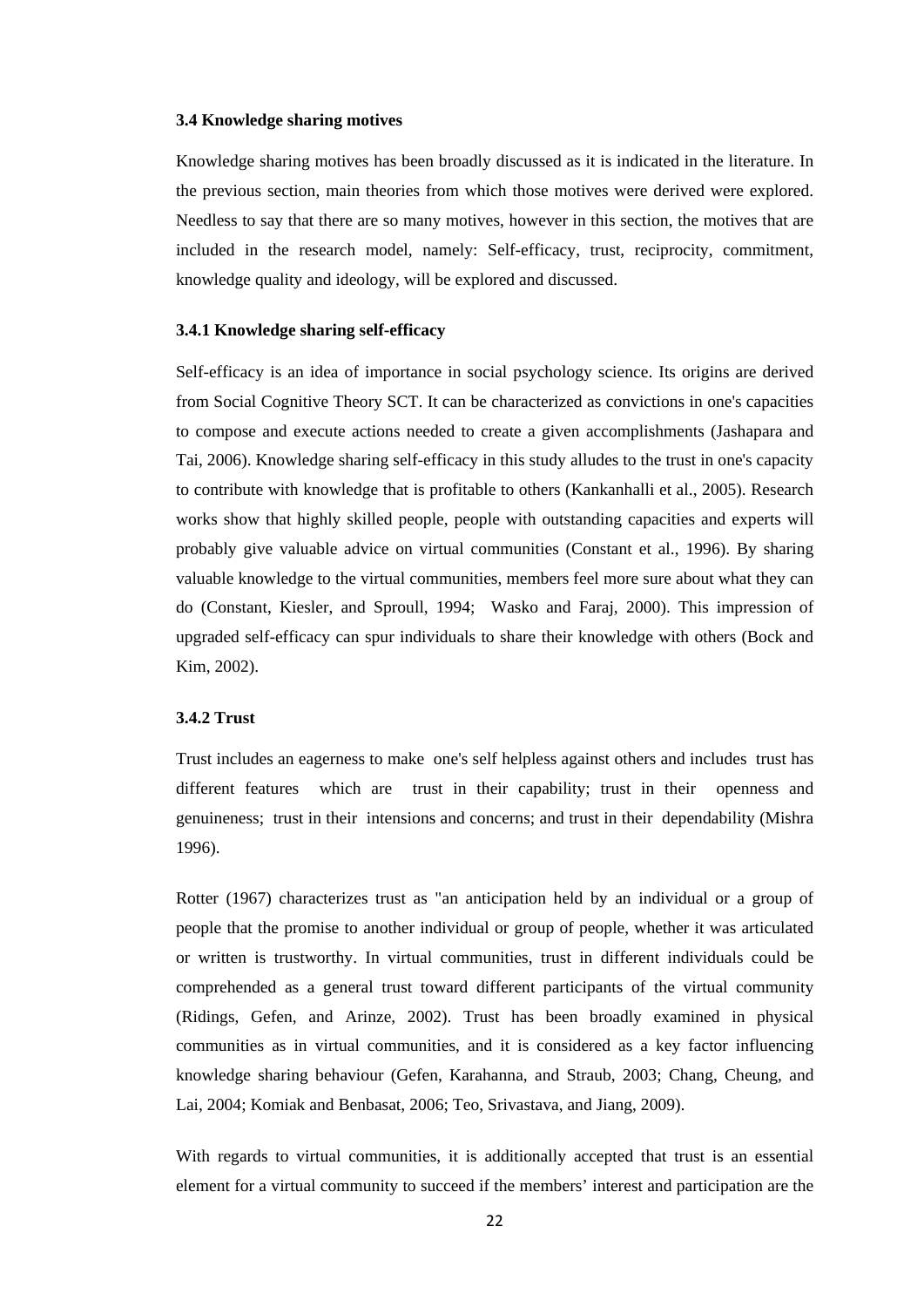### 3.4 Knowledge sharing motives

Knowledge sharing motives has been broadly discussed as it is indicated in the literature. In the previous section, main theories from which those motives were derived were explored. Needless to say that there are so many motives, however in this section, the motives that are included in the research model, namely: Self-efficacy, trust, reciprocity, commitment, knowledge quality and ideology, will be explored and discussed.

#### 3.4.1 Knowledge sharing self-efficacy

Self-efficacy is an idea of importance in social psychology science. Its origins are derived from Social Cognitive Theory SCT. It can be characterized as convictions in one's capacities to compose and execute actions needed to create a given accomplishments (Jashapara and Tai, 2006). Knowledge sharing self-efficacy in this study alludes to the trust in one's capacity to contribute with knowledge that is profitable to others (Kankanhalli et al., 2005). Research works show that highly skilled people, people with outstanding capacities and experts will probably give valuable advice on virtual communities (Constant et al., 1996). By sharing valuable knowledge to the virtual communities, members feel more sure about what they can do (Constant, Kiesler, and Sproull, 1994; Wasko and Faraj, 2000). This impression of upgraded self-efficacy can spur individuals to share their knowledge with others (Bock and Kim, 2002).

#### 3.4.2 Trust

Trust includes an eagerness to make one's self helpless against others and includes trust has different features which are trust in their capability; trust in their openness and genuineness; trust in their intensions and concerns; and trust in their dependability (Mishra 1996).

Rotter (1967) characterizes trust as "an anticipation held by an individual or a group of people that the promise to another individual or group of people, whether it was articulated or written is trustworthy. In virtual communities, trust in different individuals could be comprehended as a general trust toward different participants of the virtual community (Ridings, Gefen, and Arinze, 2002). Trust has been broadly examined in physical communities as in virtual communities, and it is considered as a key factor influencing knowledge sharing behaviour (Gefen, Karahanna, and Straub, 2003; Chang, Cheung, and Lai, 2004; Komiak and Benbasat, 2006; Teo, Srivastava, and Jiang, 2009).

With regards to virtual communities, it is additionally accepted that trust is an essential element for a virtual community to succeed if the members' interest and participation are the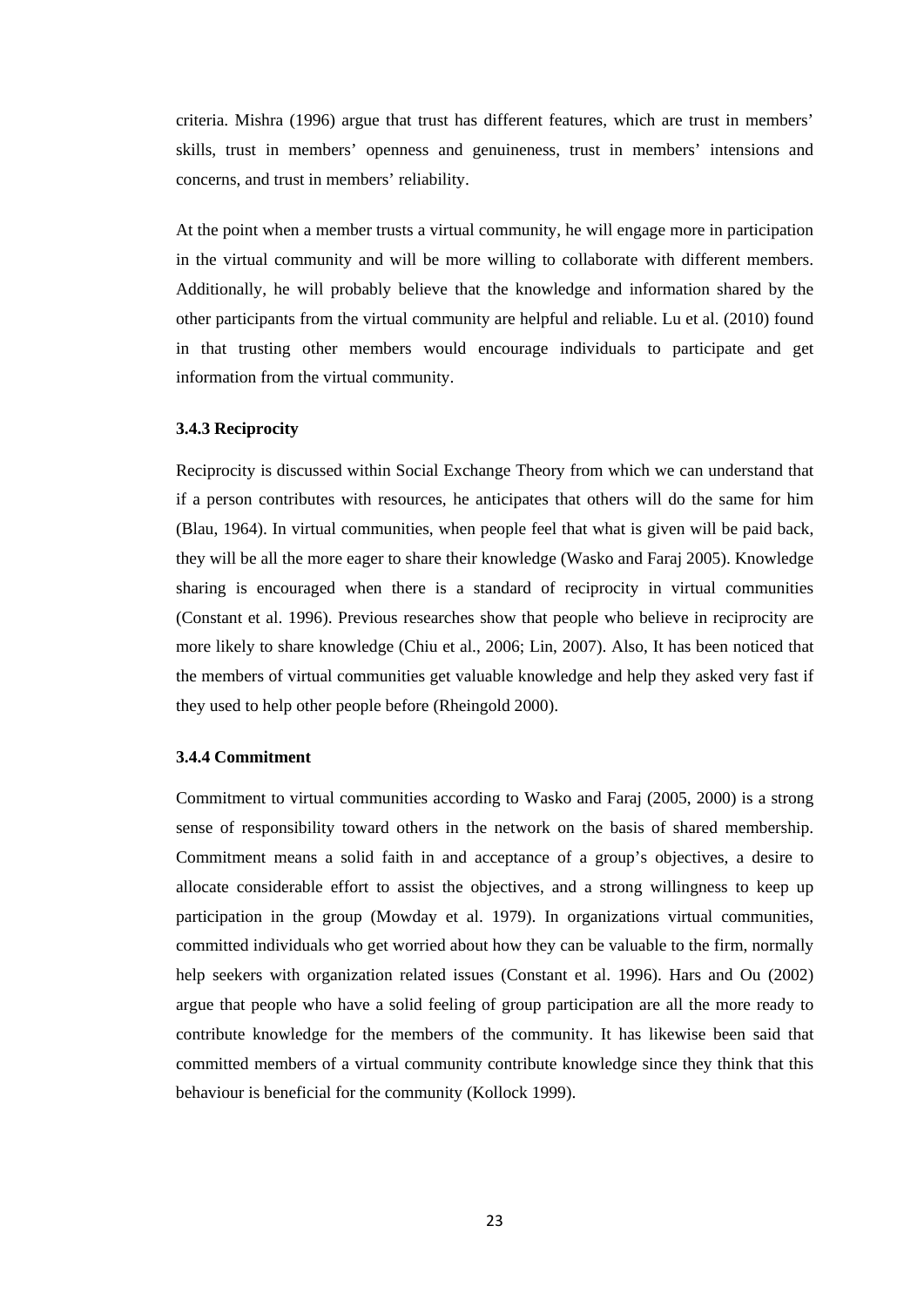criteria. Mishra (1996) argue that trust has different features, which are trust in members' skills, trust in members' openness and genuineness, trust in members' intensions and concerns, and trust in members' reliability.

At the point when a member trusts a virtual community, he will engage more in participation in the virtual community and will be more willing to collaborate with different members. Additionally, he will probably believe that the knowledge and information shared by the other participants from the virtual community are helpful and reliable. Lu et al. (2010) found in that trusting other members would encourage individuals to participate and get information from the virtual community.

### 3.4.3 Reciprocity

Reciprocity is discussed within Social Exchange Theory from which we can understand that if a person contributes with resources, he anticipates that others will do the same for him (Blau, 1964). In virtual communities, when people feel that what is given will be paid back, they will be all the more eager to share their knowledge (Wasko and Faraj 2005). Knowledge sharing is encouraged when there is a standard of reciprocity in virtual communities (Constant et al. 1996). Previous researches show that people who believe in reciprocity are more likely to share knowledge (Chiu et al., 2006; Lin, 2007). Also, It has been noticed that the members of virtual communities get valuable knowledge and help they asked very fast if they used to help other people before (Rheingold 2000).

### 3.4.4 Commitment

Commitment to virtual communities according to Wasko and Faraj (2005, 2000) is a strong sense of responsibility toward others in the network on the basis of shared membership. Commitment means a solid faith in and acceptance of a group's objectives, a desire to allocate considerable effort to assist the objectives, and a strong willingness to keep up participation in the group (Mowday et al. 1979). In organizations virtual communities, committed individuals who get worried about how they can be valuable to the firm, normally help seekers with organization related issues (Constant et al. 1996). Hars and Ou (2002) argue that people who have a solid feeling of group participation are all the more ready to contribute knowledge for the members of the community. It has likewise been said that committed members of a virtual community contribute knowledge since they think that this behaviour is beneficial for the community (Kollock 1999).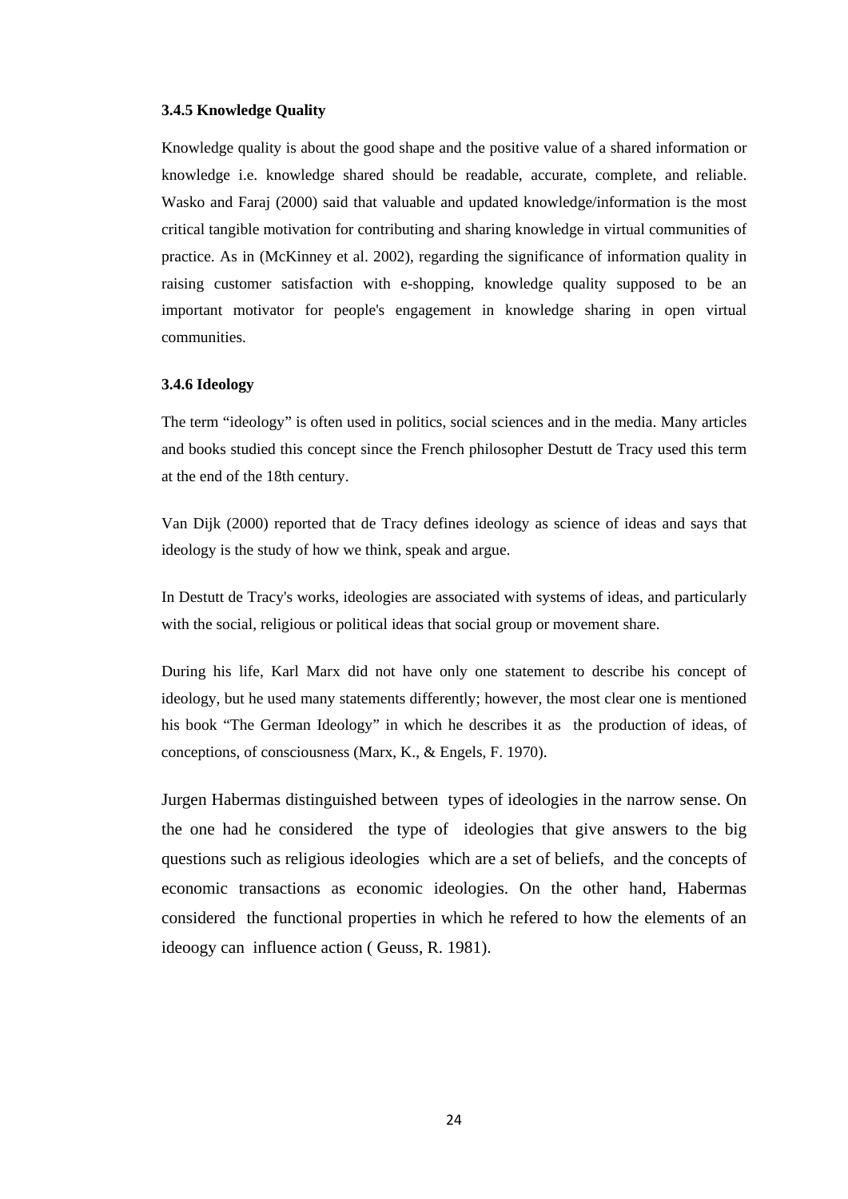### 3.4.5 Knowledge Quality

Knowledge quality is about the good shape and the positive value of a shared information or knowledge i.e. knowledge shared should be readable, accurate, complete, and reliable. Wasko and Faraj (2000) said that valuable and updated knowledge/information is the most critical tangible motivation for contributing and sharing knowledge in virtual communities of practice. As in (McKinney et al. 2002), regarding the significance of information quality in raising customer satisfaction with e-shopping, knowledge quality supposed to be an important motivator for people's engagement in knowledge sharing in open virtual communities.

### 3.4.6 Ideology

The term "ideology" is often used in politics, social sciences and in the media. Many articles and books studied this concept since the French philosopher Destutt de Tracy used this term at the end of the 18th century.

Van Dijk (2000) reported that de Tracy defines ideology as science of ideas and says that ideology is the study of how we think, speak and argue.

In Destutt de Tracy's works, ideologies are associated with systems of ideas, and particularly with the social, religious or political ideas that social group or movement share.

During his life, Karl Marx did not have only one statement to describe his concept of ideology, but he used many statements differently; however, the most clear one is mentioned his book "The German Ideology" in which he describes it as the production of ideas, of conceptions, of consciousness (Marx, K., & Engels, F. 1970).

Jurgen Habermas distinguished between types of ideologies in the narrow sense. On the one had he considered the type of ideologies that give answers to the big questions such as religious ideologies which are a set of beliefs, and the concepts of economic transactions as economic ideologies. On the other hand, Habermas considered the functional properties in which he refered to how the elements of an ideoogy can influence action ( Geuss, R. 1981).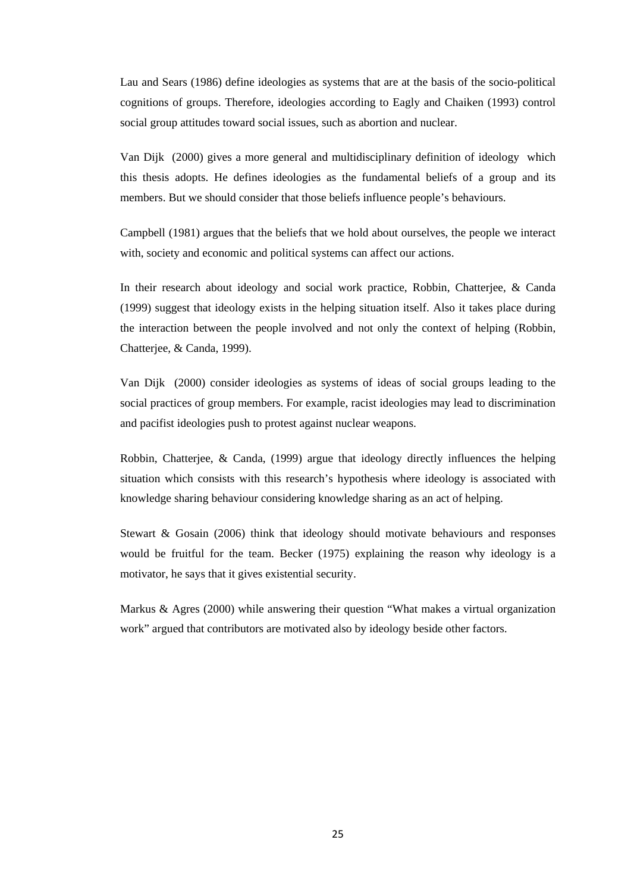Lau and Sears (1986) define ideologies as systems that are at the basis of the socio-political cognitions of groups. Therefore, ideologies according to Eagly and Chaiken (1993) control social group attitudes toward social issues, such as abortion and nuclear.

Van Dijk (2000) gives a more general and multidisciplinary definition of ideology which this thesis adopts. He defines ideologies as the fundamental beliefs of a group and its members. But we should consider that those beliefs influence people's behaviours.

Campbell (1981) argues that the beliefs that we hold about ourselves, the people we interact with, society and economic and political systems can affect our actions.

In their research about ideology and social work practice, Robbin, Chatterjee, & Canda (1999) suggest that ideology exists in the helping situation itself. Also it takes place during the interaction between the people involved and not only the context of helping (Robbin, Chatterjee, & Canda, 1999).

Van Dijk (2000) consider ideologies as systems of ideas of social groups leading to the social practices of group members. For example, racist ideologies may lead to discrimination and pacifist ideologies push to protest against nuclear weapons.

Robbin, Chatterjee, & Canda, (1999) argue that ideology directly influences the helping situation which consists with this research's hypothesis where ideology is associated with knowledge sharing behaviour considering knowledge sharing as an act of helping.

Stewart & Gosain (2006) think that ideology should motivate behaviours and responses would be fruitful for the team. Becker (1975) explaining the reason why ideology is a motivator, he says that it gives existential security.

Markus & Agres (2000) while answering their question "What makes a virtual organization work" argued that contributors are motivated also by ideology beside other factors.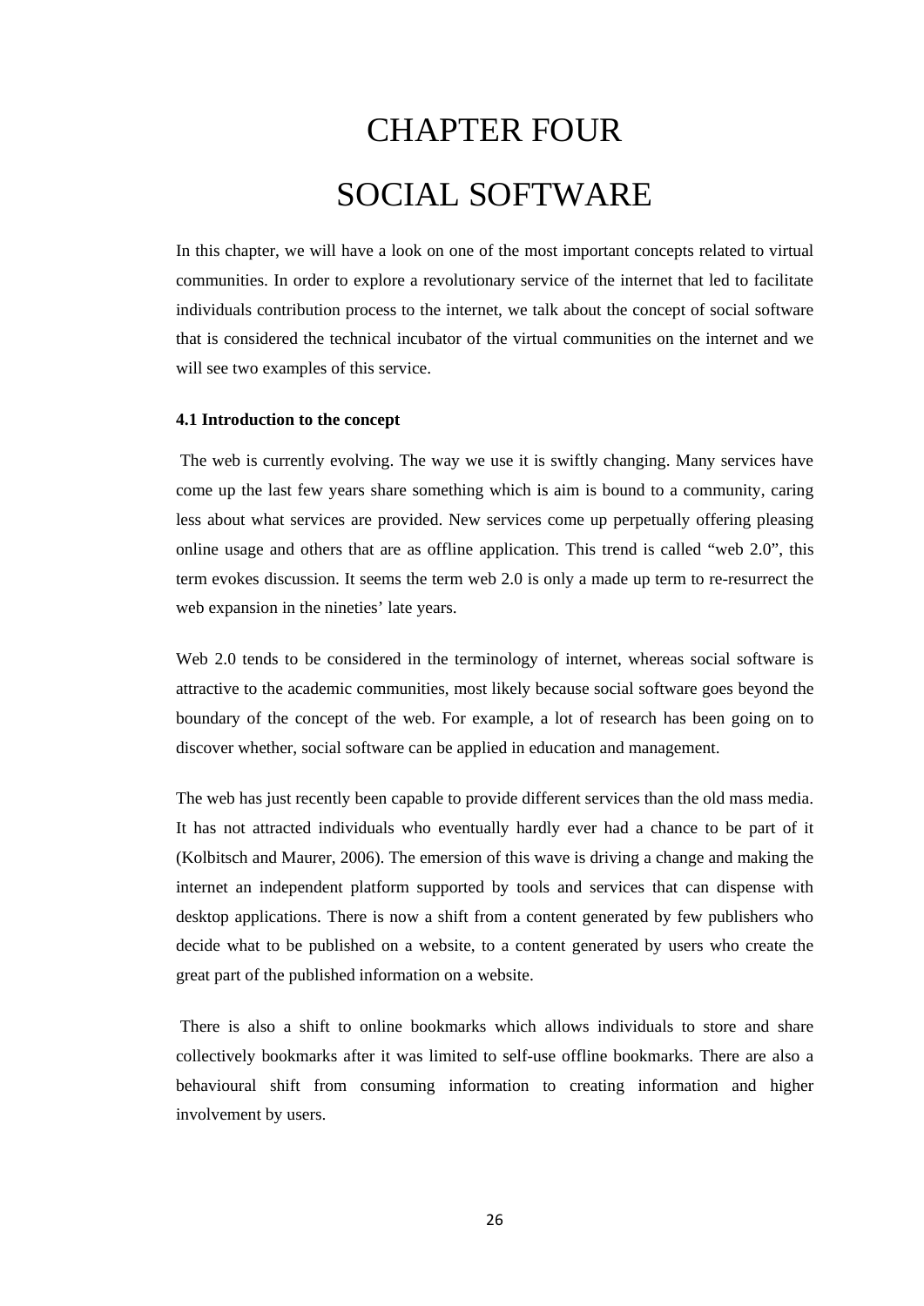# CHAPTER FOUR

# SOCIAL SOFTWARE

In this chapter, we will have a look on one of the most important concepts related to virtual communities. In order to explore a revolutionary service of the internet that led to facilitate individuals contribution process to the internet, we talk about the concept of social software that is considered the technical incubator of the virtual communities on the internet and we will see two examples of this service.

### 4.1 Introduction to the concept

The web is currently evolving. The way we use it is swiftly changing. Many services have come up the last few years share something which is aim is bound to a community, caring less about what services are provided. New services come up perpetually offering pleasing online usage and others that are as offline application. This trend is called "web 2.0", this term evokes discussion. It seems the term web 2.0 is only a made up term to re-resurrect the web expansion in the nineties' late years.

Web 2.0 tends to be considered in the terminology of internet, whereas social software is attractive to the academic communities, most likely because social software goes beyond the boundary of the concept of the web. For example, a lot of research has been going on to discover whether, social software can be applied in education and management.

The web has just recently been capable to provide different services than the old mass media. It has not attracted individuals who eventually hardly ever had a chance to be part of it (Kolbitsch and Maurer, 2006). The emersion of this wave is driving a change and making the internet an independent platform supported by tools and services that can dispense with desktop applications. There is now a shift from a content generated by few publishers who decide what to be published on a website, to a content generated by users who create the great part of the published information on a website.

There is also a shift to online bookmarks which allows individuals to store and share collectively bookmarks after it was limited to self-use offline bookmarks. There are also a behavioural shift from consuming information to creating information and higher involvement by users.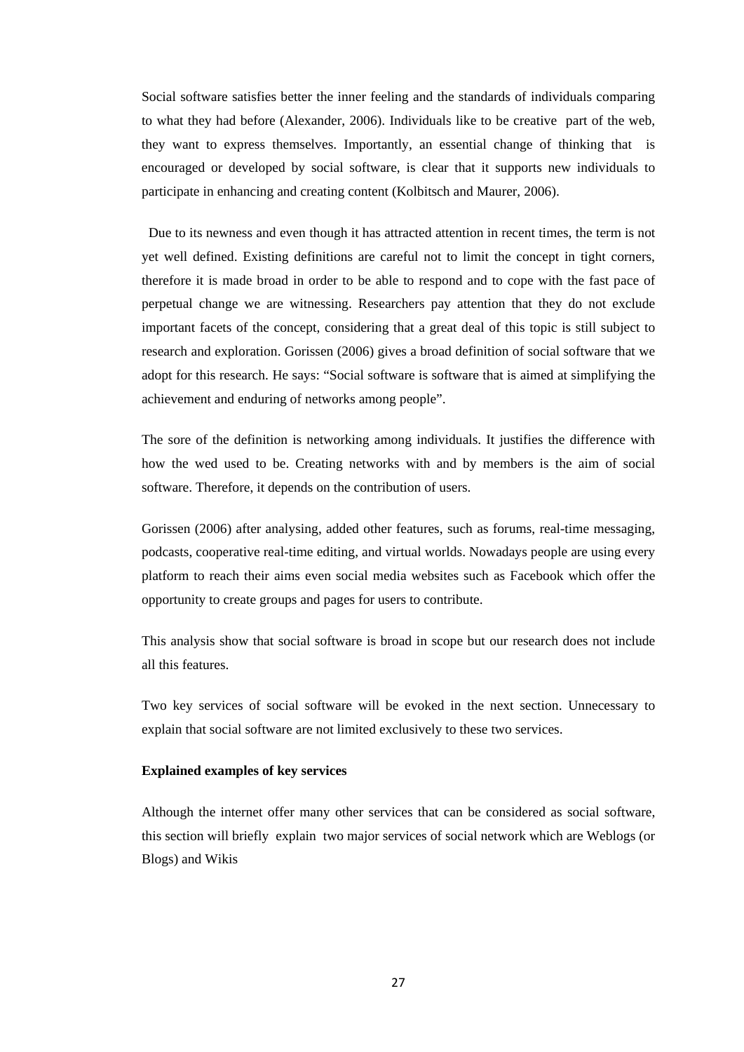Social software satisfies better the inner feeling and the standards of individuals comparing to what they had before (Alexander, 2006). Individuals like to be creative part of the web, they want to express themselves. Importantly, an essential change of thinking that is encouraged or developed by social software, is clear that it supports new individuals to participate in enhancing and creating content (Kolbitsch and Maurer, 2006).

Due to its newness and even though it has attracted attention in recent times, the term is not yet well defined. Existing definitions are careful not to limit the concept in tight corners, therefore it is made broad in order to be able to respond and to cope with the fast pace of perpetual change we are witnessing. Researchers pay attention that they do not exclude important facets of the concept, considering that a great deal of this topic is still subject to research and exploration. Gorissen (2006) gives a broad definition of social software that we adopt for this research. He says: "Social software is software that is aimed at simplifying the achievement and enduring of networks among people".

The sore of the definition is networking among individuals. It justifies the difference with how the wed used to be. Creating networks with and by members is the aim of social software. Therefore, it depends on the contribution of users.

Gorissen (2006) after analysing, added other features, such as forums, real-time messaging, podcasts, cooperative real-time editing, and virtual worlds. Nowadays people are using every platform to reach their aims even social media websites such as Facebook which offer the opportunity to create groups and pages for users to contribute.

This analysis show that social software is broad in scope but our research does not include all this features.

Two key services of social software will be evoked in the next section. Unnecessary to explain that social software are not limited exclusively to these two services.

**Explained examples of key services**

Although the internet offer many other services that can be considered as social software, this section will briefly explain two major services of social network which are Weblogs (or Blogs) and Wikis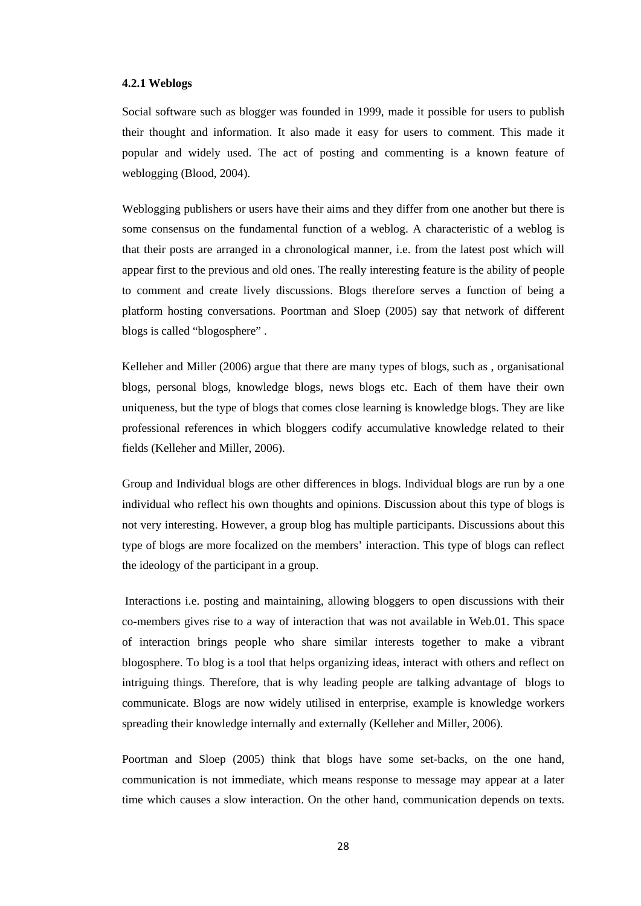#### 4.2.1 Weblogs

Social software such as blogger was founded in 1999, made it possible for users to publish their thought and information. It also made it easy for users to comment. This made it popular and widely used. The act of posting and commenting is a known feature of weblogging (Blood, 2004).

Weblogging publishers or users have their aims and they differ from one another but there is some consensus on the fundamental function of a weblog. A characteristic of a weblog is that their posts are arranged in a chronological manner, i.e. from the latest post which will appear first to the previous and old ones. The really interesting feature is the ability of people to comment and create lively discussions. Blogs therefore serves a function of being a platform hosting conversations. Poortman and Sloep (2005) say that network of different blogs is called “blogosphere” .

Kelleher and Miller (2006) argue that there are many types of blogs, such as , organisational blogs, personal blogs, knowledge blogs, news blogs etc. Each of them have their own uniqueness, but the type of blogs that comes close learning is knowledge blogs. They are like professional references in which bloggers codify accumulative knowledge related to their fields (Kelleher and Miller, 2006).

Group and Individual blogs are other differences in blogs. Individual blogs are run by a one individual who reflect his own thoughts and opinions. Discussion about this type of blogs is not very interesting. However, a group blog has multiple participants. Discussions about this type of blogs are more focalized on the members’ interaction. This type of blogs can reflect the ideology of the participant in a group.

Interactions i.e. posting and maintaining, allowing bloggers to open discussions with their co-members gives rise to a way of interaction that was not available in Web.01. This space of interaction brings people who share similar interests together to make a vibrant blogosphere. To blog is a tool that helps organizing ideas, interact with others and reflect on intriguing things. Therefore, that is why leading people are talking advantage of blogs to communicate. Blogs are now widely utilised in enterprise, example is knowledge workers spreading their knowledge internally and externally (Kelleher and Miller, 2006).

Poortman and Sloep (2005) think that blogs have some set-backs, on the one hand, communication is not immediate, which means response to message may appear at a later time which causes a slow interaction. On the other hand, communication depends on texts.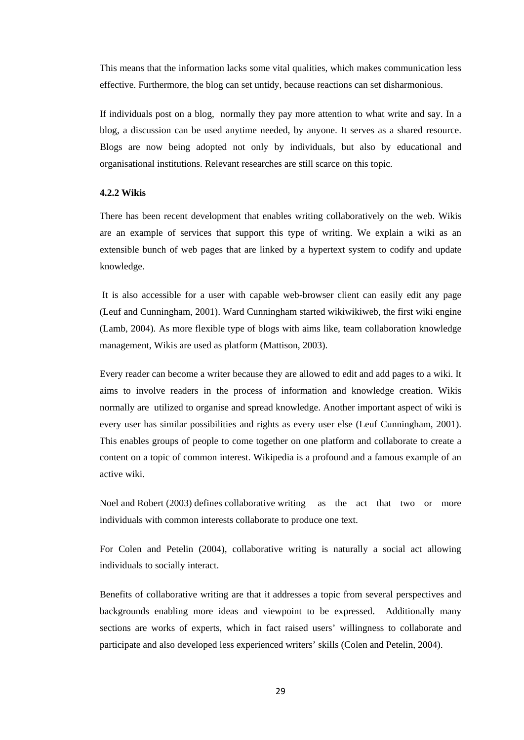This means that the information lacks some vital qualities, which makes communication less effective. Furthermore, the blog can set untidy, because reactions can set disharmonious.

If individuals post on a blog, normally they pay more attention to what write and say. In a blog, a discussion can be used anytime needed, by anyone. It serves as a shared resource. Blogs are now being adopted not only by individuals, but also by educational and organisational institutions. Relevant researches are still scarce on this topic.

#### 4.2.2 Wikis

There has been recent development that enables writing collaboratively on the web. Wikis are an example of services that support this type of writing. We explain a wiki as an extensible bunch of web pages that are linked by a hypertext system to codify and update knowledge.

It is also accessible for a user with capable web-browser client can easily edit any page (Leuf and Cunningham, 2001). Ward Cunningham started wikiwikiweb, the first wiki engine (Lamb, 2004). As more flexible type of blogs with aims like, team collaboration knowledge management, Wikis are used as platform (Mattison, 2003).

Every reader can become a writer because they are allowed to edit and add pages to a wiki. It aims to involve readers in the process of information and knowledge creation. Wikis normally are utilized to organise and spread knowledge. Another important aspect of wiki is every user has similar possibilities and rights as every user else (Leuf Cunningham, 2001). This enables groups of people to come together on one platform and collaborate to create a content on a topic of common interest. Wikipedia is a profound and a famous example of an active wiki.

Noel and Robert (2003) defines collaborative writing as the act that two or more individuals with common interests collaborate to produce one text.

For Colen and Petelin (2004), collaborative writing is naturally a social act allowing individuals to socially interact.

Benefits of collaborative writing are that it addresses a topic from several perspectives and backgrounds enabling more ideas and viewpoint to be expressed. Additionally many sections are works of experts, which in fact raised users' willingness to collaborate and participate and also developed less experienced writers' skills (Colen and Petelin, 2004).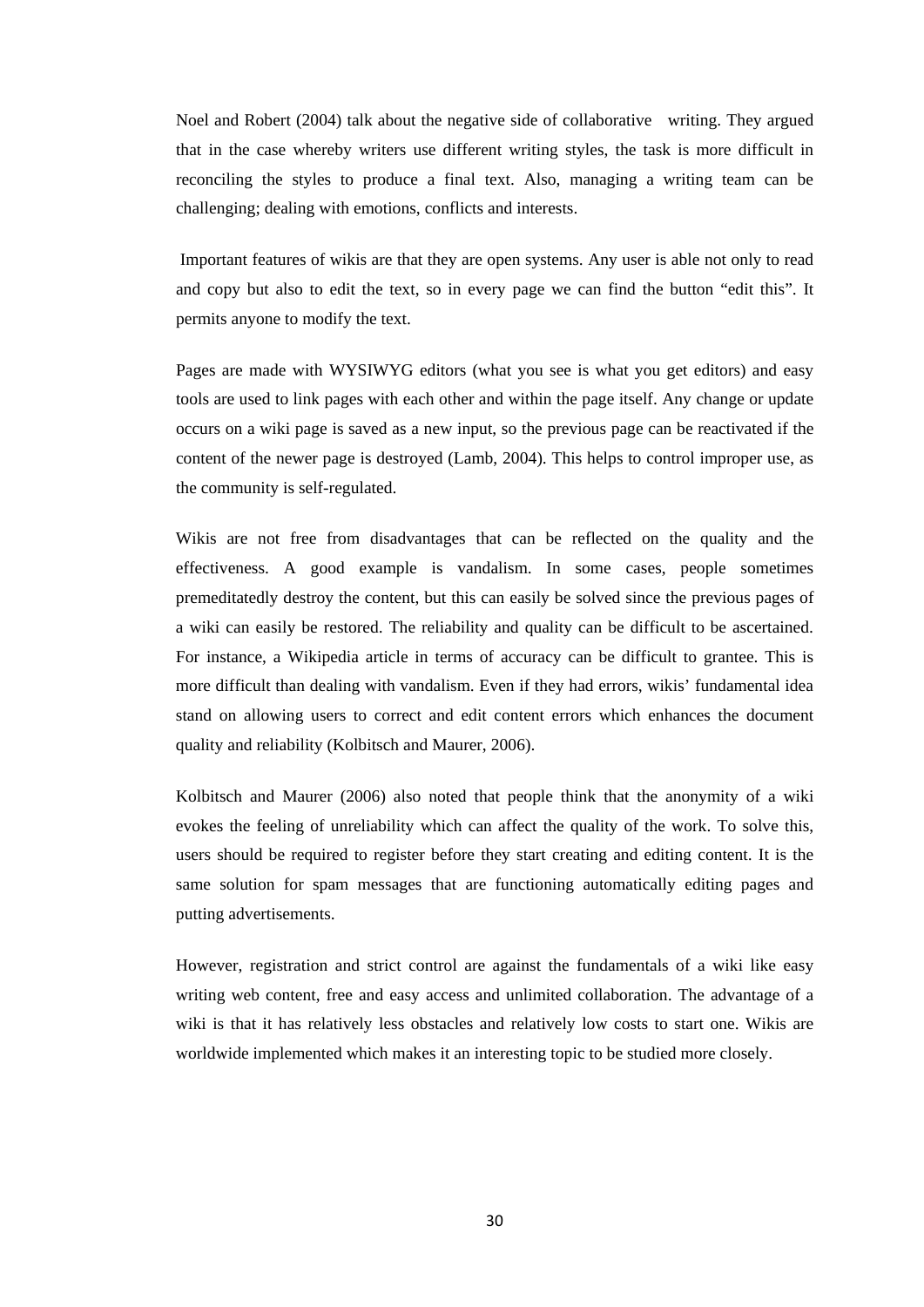Noel and Robert (2004) talk about the negative side of collaborative writing. They argued that in the case whereby writers use different writing styles, the task is more difficult in reconciling the styles to produce a final text. Also, managing a writing team can be challenging; dealing with emotions, conflicts and interests.

Important features of wikis are that they are open systems. Any user is able not only to read and copy but also to edit the text, so in every page we can find the button "edit this". It permits anyone to modify the text.

Pages are made with WYSIWYG editors (what you see is what you get editors) and easy tools are used to link pages with each other and within the page itself. Any change or update occurs on a wiki page is saved as a new input, so the previous page can be reactivated if the content of the newer page is destroyed (Lamb, 2004). This helps to control improper use, as the community is self-regulated.

Wikis are not free from disadvantages that can be reflected on the quality and the effectiveness. A good example is vandalism. In some cases, people sometimes premeditatedly destroy the content, but this can easily be solved since the previous pages of a wiki can easily be restored. The reliability and quality can be difficult to be ascertained. For instance, a Wikipedia article in terms of accuracy can be difficult to grantee. This is more difficult than dealing with vandalism. Even if they had errors, wikis' fundamental idea stand on allowing users to correct and edit content errors which enhances the document quality and reliability (Kolbitsch and Maurer, 2006).

Kolbitsch and Maurer (2006) also noted that people think that the anonymity of a wiki evokes the feeling of unreliability which can affect the quality of the work. To solve this, users should be required to register before they start creating and editing content. It is the same solution for spam messages that are functioning automatically editing pages and putting advertisements.

However, registration and strict control are against the fundamentals of a wiki like easy writing web content, free and easy access and unlimited collaboration. The advantage of a wiki is that it has relatively less obstacles and relatively low costs to start one. Wikis are worldwide implemented which makes it an interesting topic to be studied more closely.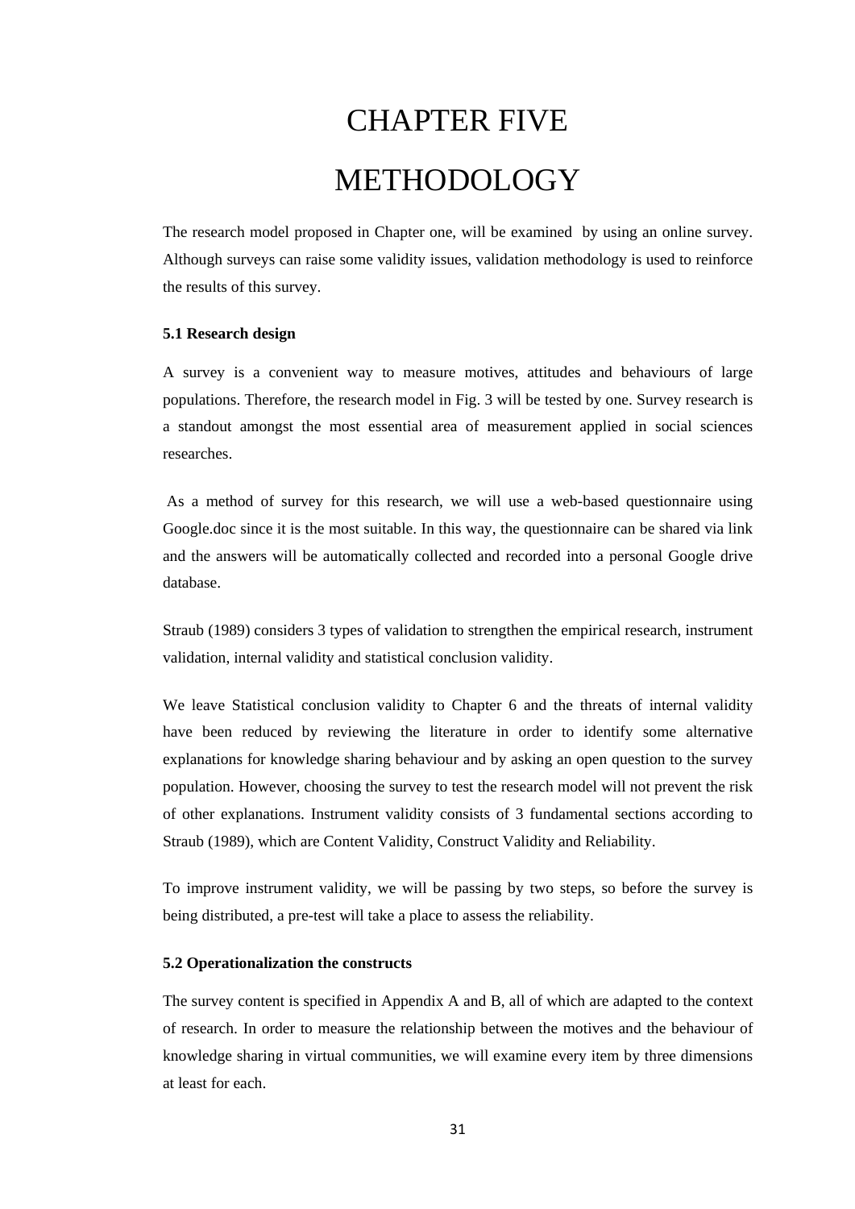# CHAPTER FIVE

# METHODOLOGY

The research model proposed in Chapter one, will be examined by using an online survey. Although surveys can raise some validity issues, validation methodology is used to reinforce the results of this survey.

### 5.1 Research design

A survey is a convenient way to measure motives, attitudes and behaviours of large populations. Therefore, the research model in Fig. 3 will be tested by one. Survey research is a standout amongst the most essential area of measurement applied in social sciences researches.

As a method of survey for this research, we will use a web-based questionnaire using Google.doc since it is the most suitable. In this way, the questionnaire can be shared via link and the answers will be automatically collected and recorded into a personal Google drive database.

Straub (1989) considers 3 types of validation to strengthen the empirical research, instrument validation, internal validity and statistical conclusion validity.

We leave Statistical conclusion validity to Chapter 6 and the threats of internal validity have been reduced by reviewing the literature in order to identify some alternative explanations for knowledge sharing behaviour and by asking an open question to the survey population. However, choosing the survey to test the research model will not prevent the risk of other explanations. Instrument validity consists of 3 fundamental sections according to Straub (1989), which are Content Validity, Construct Validity and Reliability.

To improve instrument validity, we will be passing by two steps, so before the survey is being distributed, a pre-test will take a place to assess the reliability.

### 5.2 Operationalization the constructs

The survey content is specified in Appendix A and B, all of which are adapted to the context of research. In order to measure the relationship between the motives and the behaviour of knowledge sharing in virtual communities, we will examine every item by three dimensions at least for each.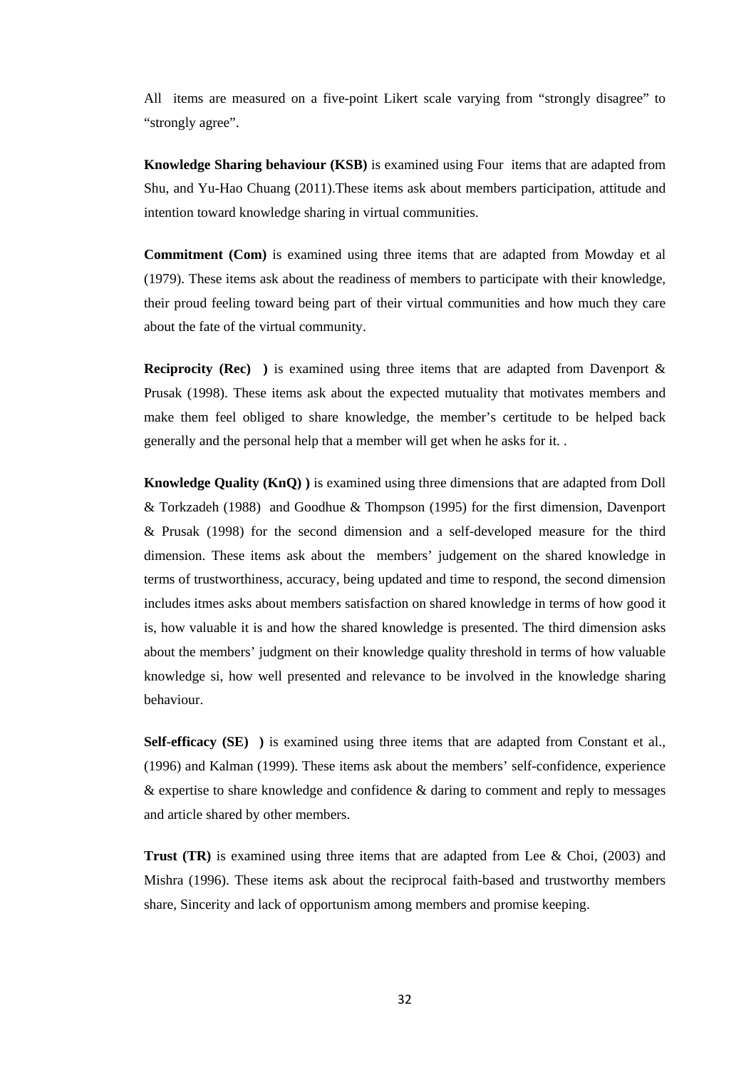All  items are measured on a five-point Likert scale varying from “strongly disagree” to “strongly agree”.

**Knowledge Sharing behaviour (KSB)** is examined using Four  items that are adapted from Shu, and Yu-Hao Chuang (2011).These items ask about members participation, attitude and intention toward knowledge sharing in virtual communities.

**Commitment (Com)** is examined using three items that are adapted from Mowday et al (1979). These items ask about the readiness of members to participate with their knowledge, their proud feeling toward being part of their virtual communities and how much they care about the fate of the virtual community.

**Reciprocity (Rec)   )** is examined using three items that are adapted from Davenport & Prusak (1998). These items ask about the expected mutuality that motivates members and make them feel obliged to share knowledge, the member’s certitude to be helped back generally and the personal help that a member will get when he asks for it. .

**Knowledge Quality (KnQ) )** is examined using three dimensions that are adapted from Doll & Torkzadeh (1988)  and Goodhue & Thompson (1995) for the first dimension, Davenport & Prusak (1998) for the second dimension and a self-developed measure for the third dimension. These items ask about the  members’ judgement on the shared knowledge in terms of trustworthiness, accuracy, being updated and time to respond, the second dimension includes itmes asks about members satisfaction on shared knowledge in terms of how good it is, how valuable it is and how the shared knowledge is presented. The third dimension asks about the members’ judgment on their knowledge quality threshold in terms of how valuable knowledge si, how well presented and relevance to be involved in the knowledge sharing behaviour.

**Self-efficacy (SE)   )** is examined using three items that are adapted from Constant et al., (1996) and Kalman (1999). These items ask about the members’ self-confidence, experience & expertise to share knowledge and confidence & daring to comment and reply to messages and article shared by other members.

**Trust (TR)** is examined using three items that are adapted from Lee & Choi, (2003) and Mishra (1996). These items ask about the reciprocal faith-based and trustworthy members share, Sincerity and lack of opportunism among members and promise keeping.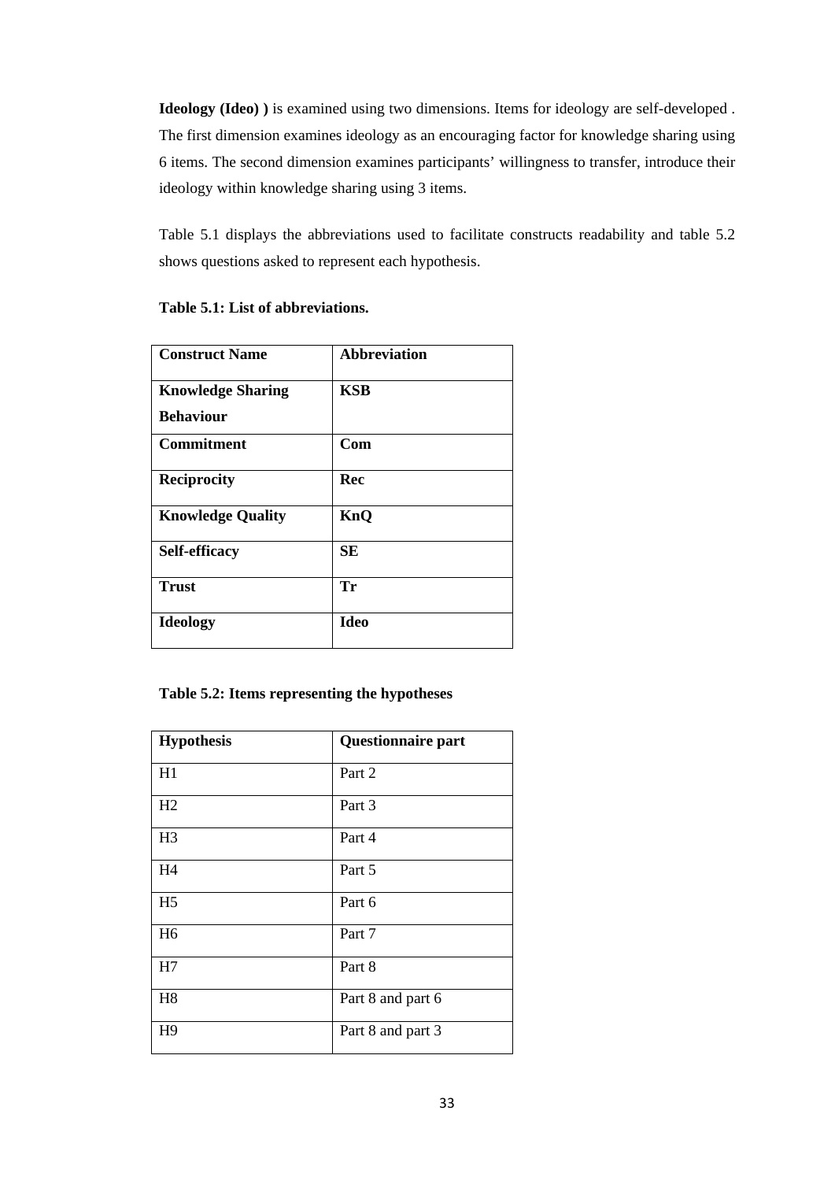**Ideology (Ideo) )** is examined using two dimensions. Items for ideology are self-developed . The first dimension examines ideology as an encouraging factor for knowledge sharing using 6 items. The second dimension examines participants' willingness to transfer, introduce their ideology within knowledge sharing using 3 items.

Table 5.1 displays the abbreviations used to facilitate constructs readability and table 5.2 shows questions asked to represent each hypothesis.

**Table 5.1: List of abbreviations.**

| **Construct Name** | **Abbreviation** |
|---|---|
| **Knowledge Sharing Behaviour** | **KSB** |
| **Commitment** | **Com** |
| **Reciprocity** | **Rec** |
| **Knowledge Quality** | **KnQ** |
| **Self-efficacy** | **SE** |
| **Trust** | **Tr** |
| **Ideology** | **Ideo** |

**Table 5.2: Items representing the hypotheses**

| **Hypothesis** | **Questionnaire part** |
|---|---|
| H1 | Part 2 |
| H2 | Part 3 |
| H3 | Part 4 |
| H4 | Part 5 |
| H5 | Part 6 |
| H6 | Part 7 |
| H7 | Part 8 |
| H8 | Part 8 and part 6 |
| H9 | Part 8 and part 3 |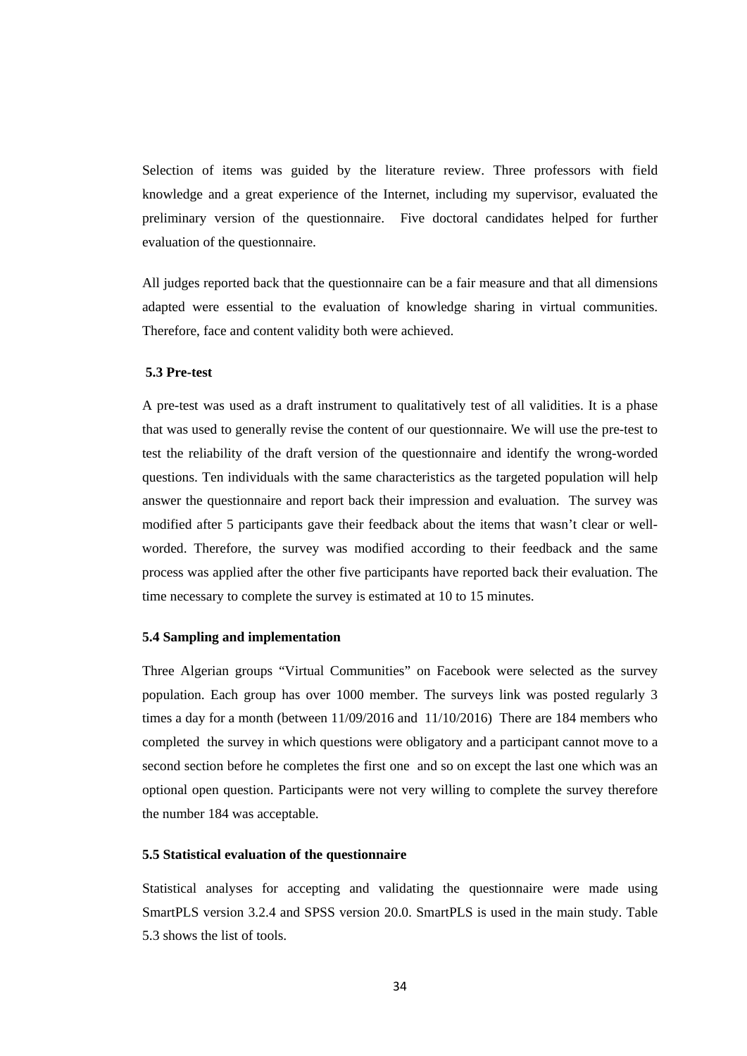Selection of items was guided by the literature review. Three professors with field knowledge and a great experience of the Internet, including my supervisor, evaluated the preliminary version of the questionnaire. Five doctoral candidates helped for further evaluation of the questionnaire.

All judges reported back that the questionnaire can be a fair measure and that all dimensions adapted were essential to the evaluation of knowledge sharing in virtual communities. Therefore, face and content validity both were achieved.

### 5.3 Pre-test

A pre-test was used as a draft instrument to qualitatively test of all validities. It is a phase that was used to generally revise the content of our questionnaire. We will use the pre-test to test the reliability of the draft version of the questionnaire and identify the wrong-worded questions. Ten individuals with the same characteristics as the targeted population will help answer the questionnaire and report back their impression and evaluation. The survey was modified after 5 participants gave their feedback about the items that wasn't clear or well-worded. Therefore, the survey was modified according to their feedback and the same process was applied after the other five participants have reported back their evaluation. The time necessary to complete the survey is estimated at 10 to 15 minutes.

### 5.4 Sampling and implementation

Three Algerian groups "Virtual Communities" on Facebook were selected as the survey population. Each group has over 1000 member. The surveys link was posted regularly 3 times a day for a month (between 11/09/2016 and 11/10/2016) There are 184 members who completed the survey in which questions were obligatory and a participant cannot move to a second section before he completes the first one and so on except the last one which was an optional open question. Participants were not very willing to complete the survey therefore the number 184 was acceptable.

### 5.5 Statistical evaluation of the questionnaire

Statistical analyses for accepting and validating the questionnaire were made using SmartPLS version 3.2.4 and SPSS version 20.0. SmartPLS is used in the main study. Table 5.3 shows the list of tools.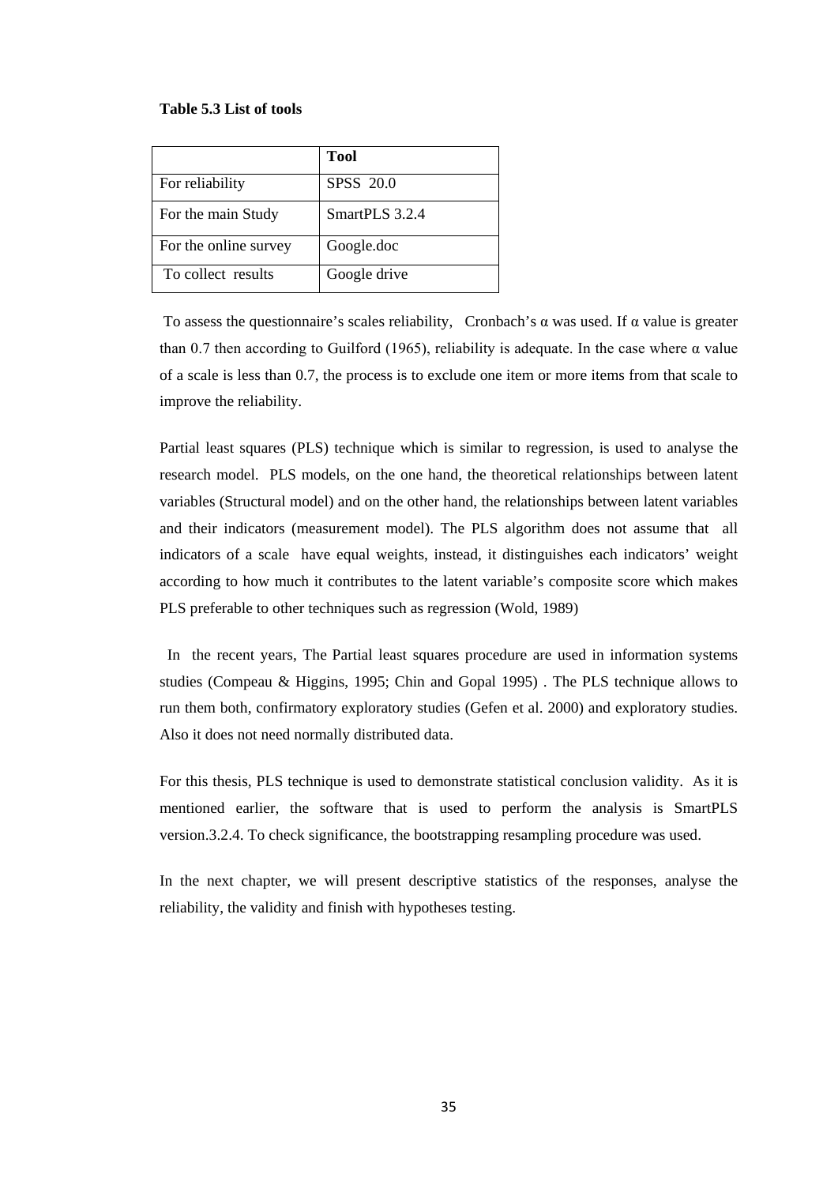**Table 5.3 List of tools**

| | **Tool** |
|---|---|
| For reliability | SPSS 20.0 |
| For the main Study | SmartPLS 3.2.4 |
| For the online survey | Google.doc |
| To collect results | Google drive |

To assess the questionnaire's scales reliability, Cronbach's α was used. If α value is greater than 0.7 then according to Guilford (1965), reliability is adequate. In the case where α value of a scale is less than 0.7, the process is to exclude one item or more items from that scale to improve the reliability.

Partial least squares (PLS) technique which is similar to regression, is used to analyse the research model. PLS models, on the one hand, the theoretical relationships between latent variables (Structural model) and on the other hand, the relationships between latent variables and their indicators (measurement model). The PLS algorithm does not assume that all indicators of a scale have equal weights, instead, it distinguishes each indicators' weight according to how much it contributes to the latent variable's composite score which makes PLS preferable to other techniques such as regression (Wold, 1989)

In the recent years, The Partial least squares procedure are used in information systems studies (Compeau & Higgins, 1995; Chin and Gopal 1995) . The PLS technique allows to run them both, confirmatory exploratory studies (Gefen et al. 2000) and exploratory studies. Also it does not need normally distributed data.

For this thesis, PLS technique is used to demonstrate statistical conclusion validity. As it is mentioned earlier, the software that is used to perform the analysis is SmartPLS version.3.2.4. To check significance, the bootstrapping resampling procedure was used.

In the next chapter, we will present descriptive statistics of the responses, analyse the reliability, the validity and finish with hypotheses testing.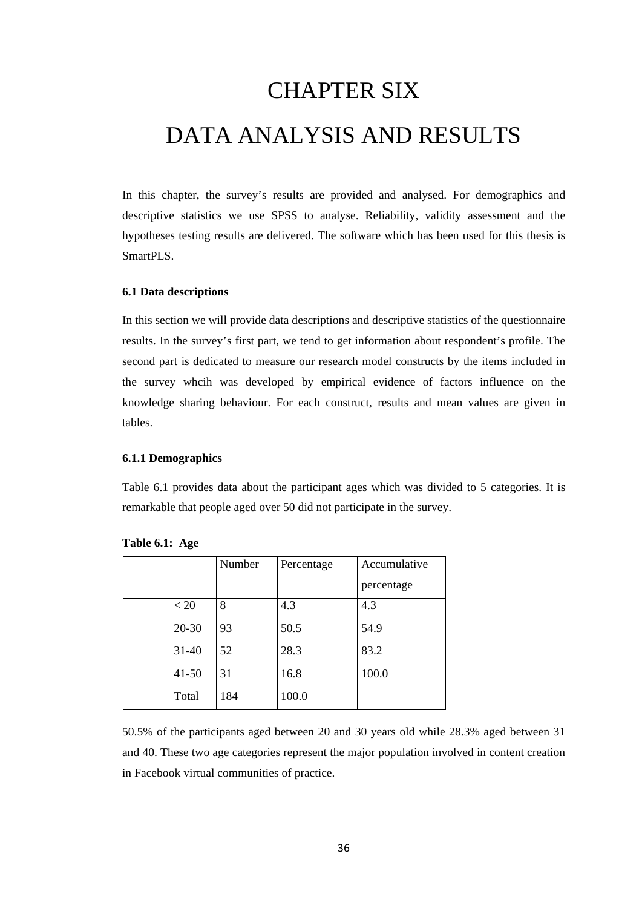# CHAPTER SIX

# DATA ANALYSIS AND RESULTS

In this chapter, the survey's results are provided and analysed. For demographics and descriptive statistics we use SPSS to analyse. Reliability, validity assessment and the hypotheses testing results are delivered. The software which has been used for this thesis is SmartPLS.

### 6.1 Data descriptions

In this section we will provide data descriptions and descriptive statistics of the questionnaire results. In the survey's first part, we tend to get information about respondent's profile. The second part is dedicated to measure our research model constructs by the items included in the survey whcih was developed by empirical evidence of factors influence on the knowledge sharing behaviour. For each construct, results and mean values are given in tables.

#### 6.1.1 Demographics

Table 6.1 provides data about the participant ages which was divided to 5 categories. It is remarkable that people aged over 50 did not participate in the survey.

**Table 6.1: Age**

| | Number | Percentage | Accumulative percentage |
|---|---|---|---|
| < 20 | 8 | 4.3 | 4.3 |
| 20-30 | 93 | 50.5 | 54.9 |
| 31-40 | 52 | 28.3 | 83.2 |
| 41-50 | 31 | 16.8 | 100.0 |
| Total | 184 | 100.0 | |

50.5% of the participants aged between 20 and 30 years old while 28.3% aged between 31 and 40. These two age categories represent the major population involved in content creation in Facebook virtual communities of practice.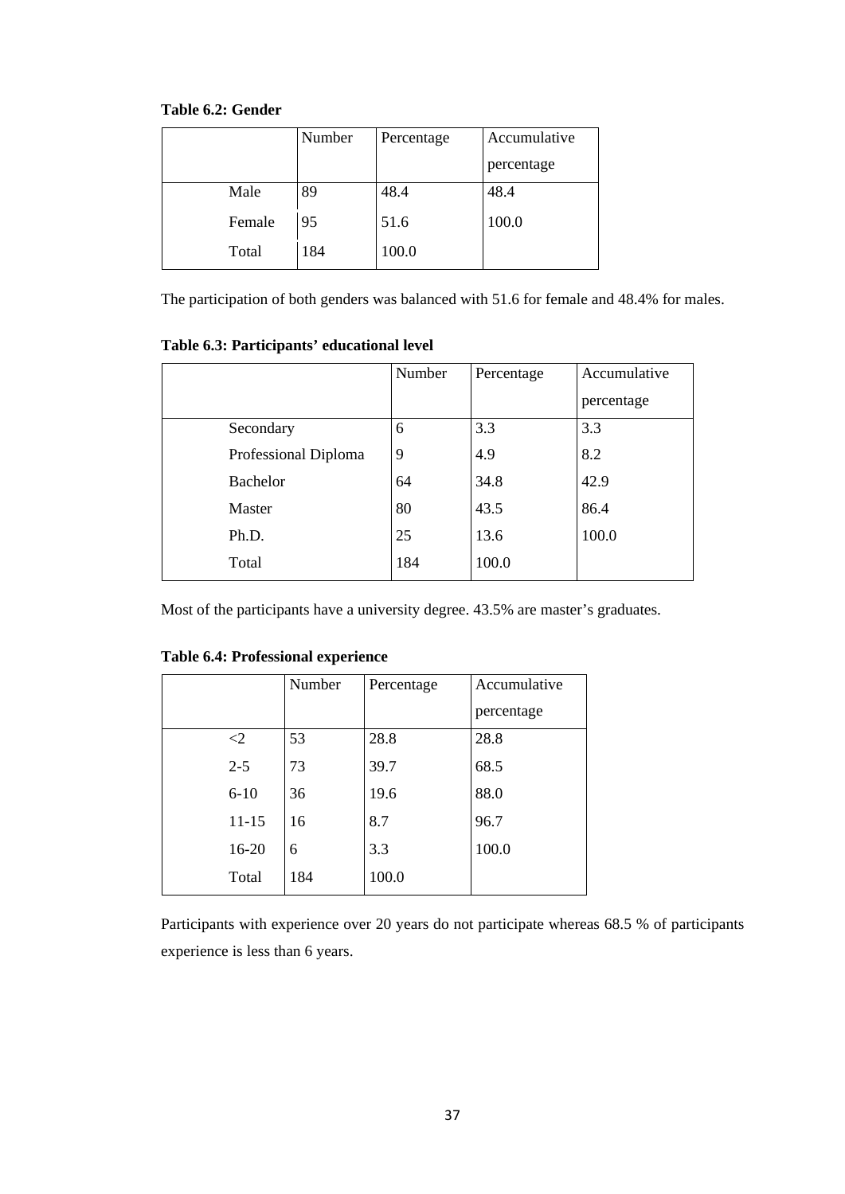**Table 6.2: Gender**

| | Number | Percentage | Accumulative percentage |
|---|---|---|---|
| Male | 89 | 48.4 | 48.4 |
| Female | 95 | 51.6 | 100.0 |
| Total | 184 | 100.0 | |

The participation of both genders was balanced with 51.6 for female and 48.4% for males.

**Table 6.3: Participants' educational level**

| | Number | Percentage | Accumulative percentage |
|---|---|---|---|
| Secondary | 6 | 3.3 | 3.3 |
| Professional Diploma | 9 | 4.9 | 8.2 |
| Bachelor | 64 | 34.8 | 42.9 |
| Master | 80 | 43.5 | 86.4 |
| Ph.D. | 25 | 13.6 | 100.0 |
| Total | 184 | 100.0 | |

Most of the participants have a university degree. 43.5% are master's graduates.

**Table 6.4: Professional experience**

| | Number | Percentage | Accumulative percentage |
|---|---|---|---|
| <2 | 53 | 28.8 | 28.8 |
| 2-5 | 73 | 39.7 | 68.5 |
| 6-10 | 36 | 19.6 | 88.0 |
| 11-15 | 16 | 8.7 | 96.7 |
| 16-20 | 6 | 3.3 | 100.0 |
| Total | 184 | 100.0 | |

Participants with experience over 20 years do not participate whereas 68.5 % of participants experience is less than 6 years.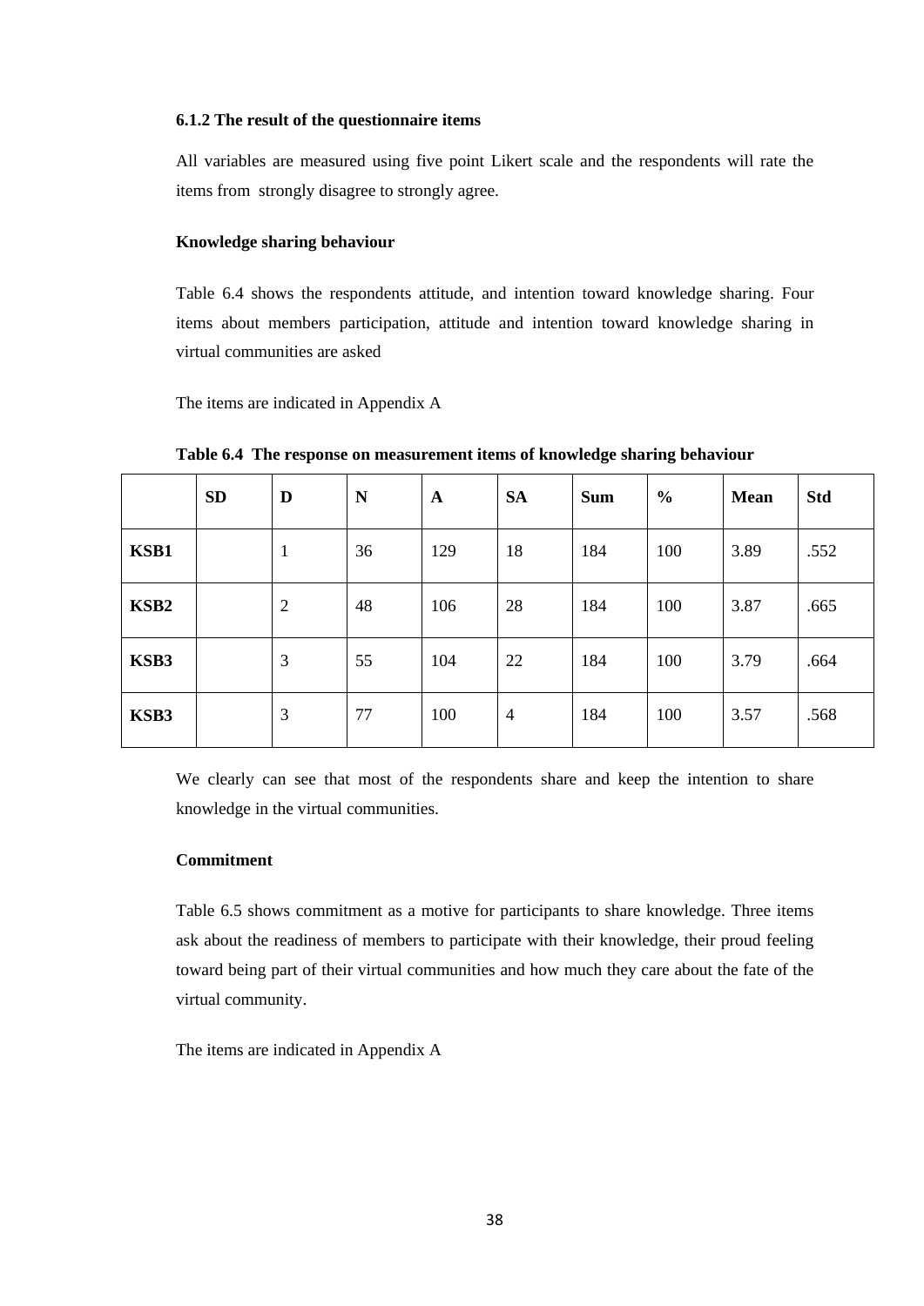### 6.1.2 The result of the questionnaire items

All variables are measured using five point Likert scale and the respondents will rate the items from strongly disagree to strongly agree.

**Knowledge sharing behaviour**

Table 6.4 shows the respondents attitude, and intention toward knowledge sharing. Four items about members participation, attitude and intention toward knowledge sharing in virtual communities are asked

The items are indicated in Appendix A

**Table 6.4 The response on measurement items of knowledge sharing behaviour**

| | SD | D | N | A | SA | Sum | % | Mean | Std |
|---|---|---|---|---|---|---|---|---|---|
| **KSB1** | | 1 | 36 | 129 | 18 | 184 | 100 | 3.89 | .552 |
| **KSB2** | | 2 | 48 | 106 | 28 | 184 | 100 | 3.87 | .665 |
| **KSB3** | | 3 | 55 | 104 | 22 | 184 | 100 | 3.79 | .664 |
| **KSB3** | | 3 | 77 | 100 | 4 | 184 | 100 | 3.57 | .568 |

We clearly can see that most of the respondents share and keep the intention to share knowledge in the virtual communities.

**Commitment**

Table 6.5 shows commitment as a motive for participants to share knowledge. Three items ask about the readiness of members to participate with their knowledge, their proud feeling toward being part of their virtual communities and how much they care about the fate of the virtual community.

The items are indicated in Appendix A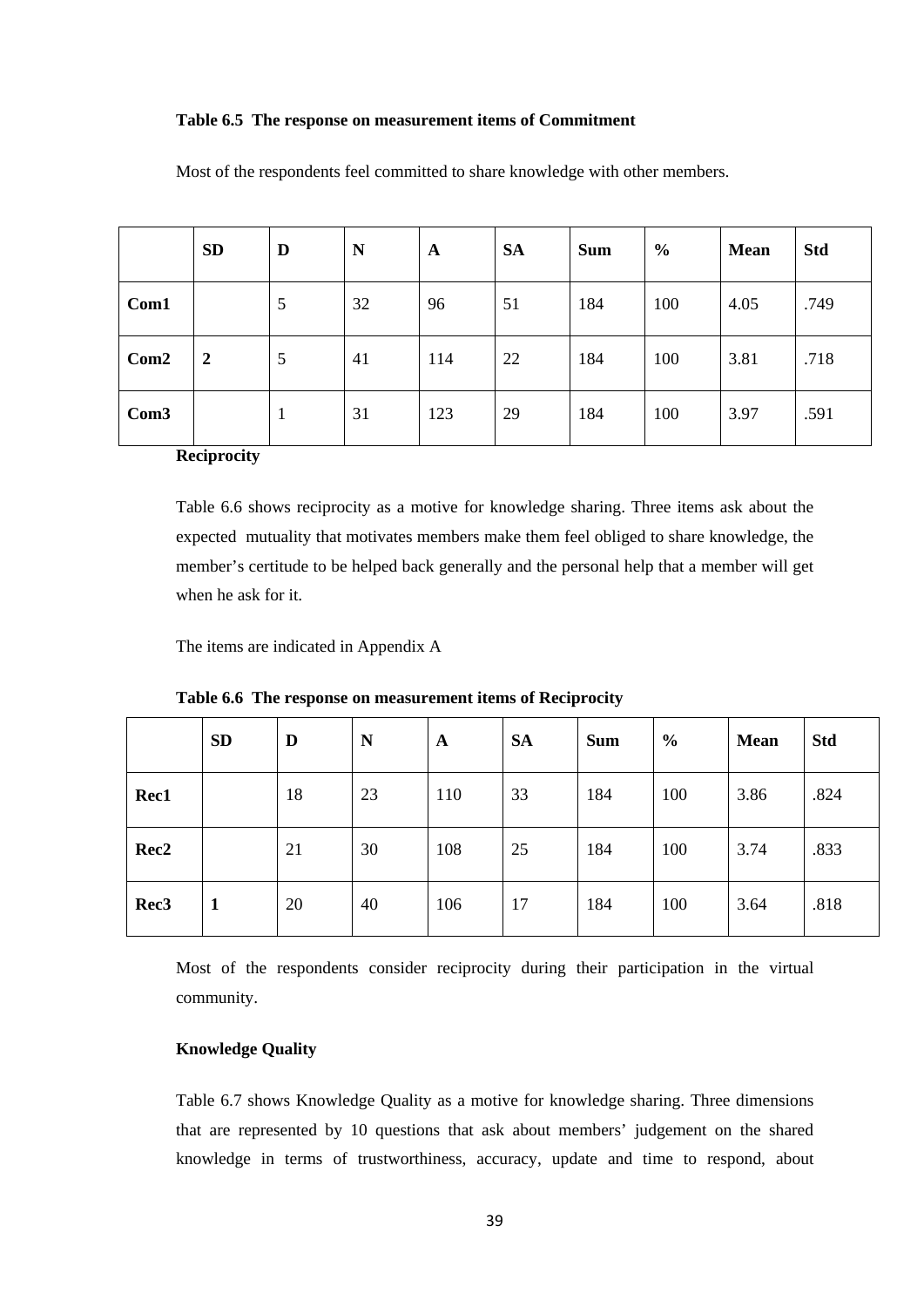**Table 6.5 The response on measurement items of Commitment**

Most of the respondents feel committed to share knowledge with other members.

| | SD | D | N | A | SA | Sum | % | Mean | Std |
|---|---|---|---|---|---|---|---|---|---|
| **Com1** | | 5 | 32 | 96 | 51 | 184 | 100 | 4.05 | .749 |
| **Com2** | **2** | 5 | 41 | 114 | 22 | 184 | 100 | 3.81 | .718 |
| **Com3** | | 1 | 31 | 123 | 29 | 184 | 100 | 3.97 | .591 |

**Reciprocity**

Table 6.6 shows reciprocity as a motive for knowledge sharing. Three items ask about the expected mutuality that motivates members make them feel obliged to share knowledge, the member's certitude to be helped back generally and the personal help that a member will get when he ask for it.

The items are indicated in Appendix A

**Table 6.6 The response on measurement items of Reciprocity**

| | SD | D | N | A | SA | Sum | % | Mean | Std |
|---|---|---|---|---|---|---|---|---|---|
| **Rec1** | | 18 | 23 | 110 | 33 | 184 | 100 | 3.86 | .824 |
| **Rec2** | | 21 | 30 | 108 | 25 | 184 | 100 | 3.74 | .833 |
| **Rec3** | **1** | 20 | 40 | 106 | 17 | 184 | 100 | 3.64 | .818 |

Most of the respondents consider reciprocity during their participation in the virtual community.

**Knowledge Quality**

Table 6.7 shows Knowledge Quality as a motive for knowledge sharing. Three dimensions that are represented by 10 questions that ask about members' judgement on the shared knowledge in terms of trustworthiness, accuracy, update and time to respond, about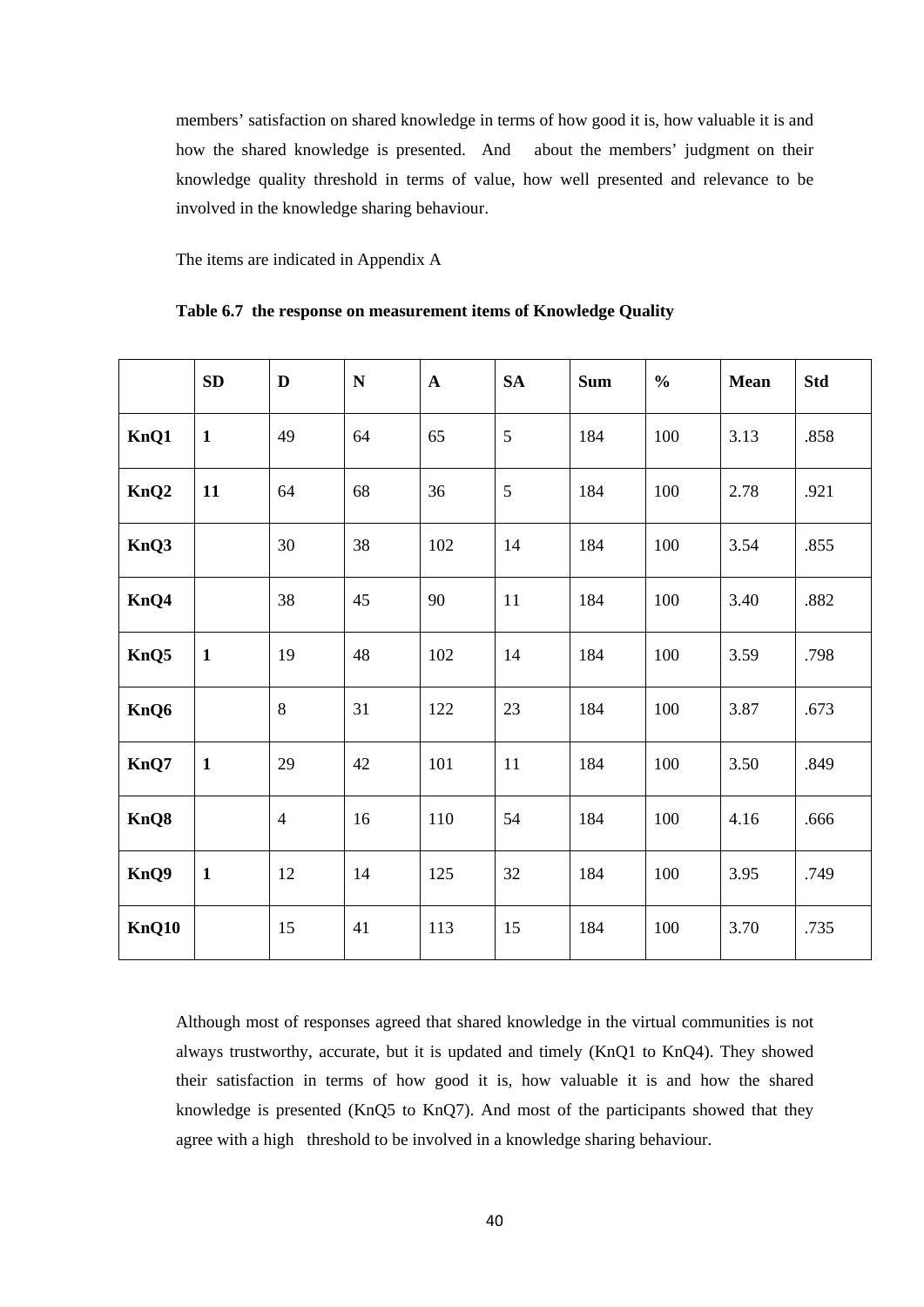members' satisfaction on shared knowledge in terms of how good it is, how valuable it is and how the shared knowledge is presented. And about the members' judgment on their knowledge quality threshold in terms of value, how well presented and relevance to be involved in the knowledge sharing behaviour.

The items are indicated in Appendix A

**Table 6.7 the response on measurement items of Knowledge Quality**

| | SD | D | N | A | SA | Sum | % | Mean | Std |
|---|---|---|---|---|---|---|---|---|---|
| **KnQ1** | **1** | 49 | 64 | 65 | 5 | 184 | 100 | 3.13 | .858 |
| **KnQ2** | **11** | 64 | 68 | 36 | 5 | 184 | 100 | 2.78 | .921 |
| **KnQ3** | | 30 | 38 | 102 | 14 | 184 | 100 | 3.54 | .855 |
| **KnQ4** | | 38 | 45 | 90 | 11 | 184 | 100 | 3.40 | .882 |
| **KnQ5** | **1** | 19 | 48 | 102 | 14 | 184 | 100 | 3.59 | .798 |
| **KnQ6** | | 8 | 31 | 122 | 23 | 184 | 100 | 3.87 | .673 |
| **KnQ7** | **1** | 29 | 42 | 101 | 11 | 184 | 100 | 3.50 | .849 |
| **KnQ8** | | 4 | 16 | 110 | 54 | 184 | 100 | 4.16 | .666 |
| **KnQ9** | **1** | 12 | 14 | 125 | 32 | 184 | 100 | 3.95 | .749 |
| **KnQ10** | | 15 | 41 | 113 | 15 | 184 | 100 | 3.70 | .735 |

Although most of responses agreed that shared knowledge in the virtual communities is not always trustworthy, accurate, but it is updated and timely (KnQ1 to KnQ4). They showed their satisfaction in terms of how good it is, how valuable it is and how the shared knowledge is presented (KnQ5 to KnQ7). And most of the participants showed that they agree with a high threshold to be involved in a knowledge sharing behaviour.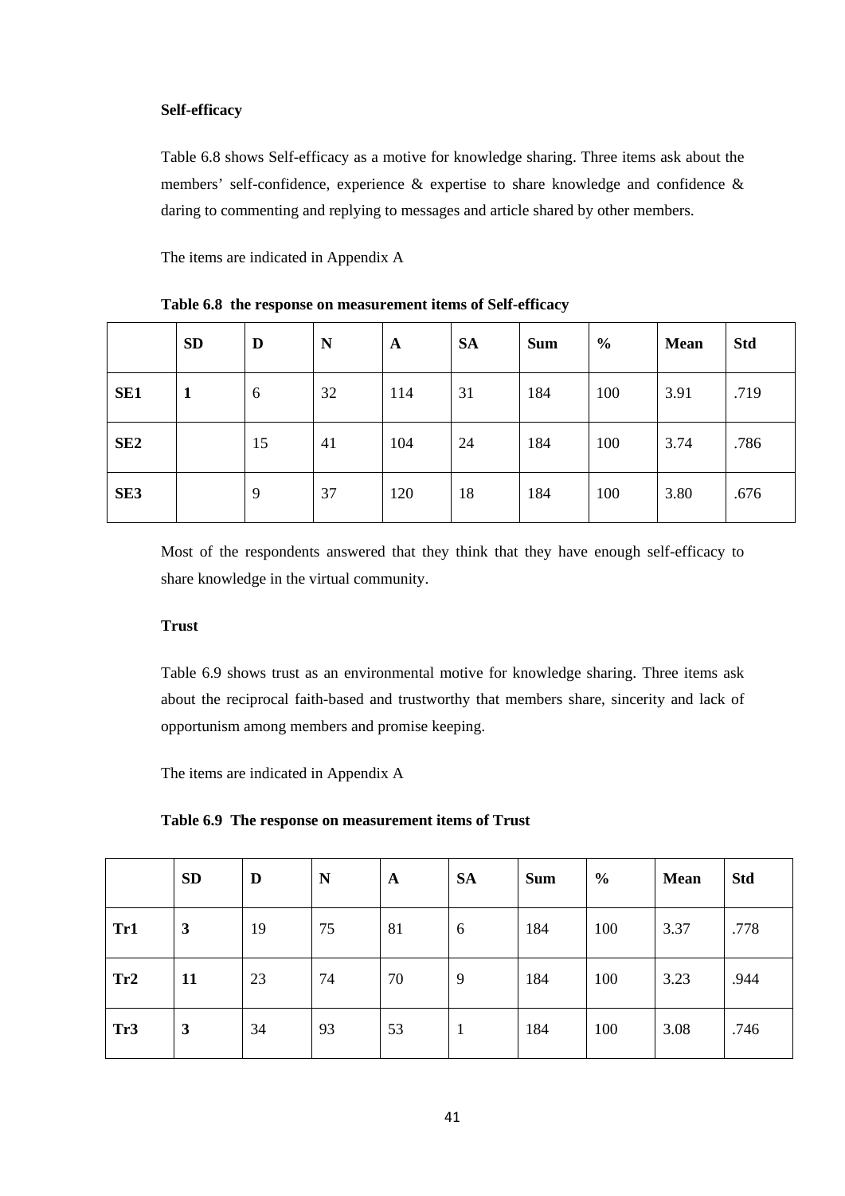### Self-efficacy

Table 6.8 shows Self-efficacy as a motive for knowledge sharing. Three items ask about the members' self-confidence, experience & expertise to share knowledge and confidence & daring to commenting and replying to messages and article shared by other members.

The items are indicated in Appendix A

**Table 6.8 the response on measurement items of Self-efficacy**

| | SD | D | N | A | SA | Sum | % | Mean | Std |
|---|---|---|---|---|---|---|---|---|---|
| **SE1** | **1** | 6 | 32 | 114 | 31 | 184 | 100 | 3.91 | .719 |
| **SE2** | | 15 | 41 | 104 | 24 | 184 | 100 | 3.74 | .786 |
| **SE3** | | 9 | 37 | 120 | 18 | 184 | 100 | 3.80 | .676 |

Most of the respondents answered that they think that they have enough self-efficacy to share knowledge in the virtual community.

### Trust

Table 6.9 shows trust as an environmental motive for knowledge sharing. Three items ask about the reciprocal faith-based and trustworthy that members share, sincerity and lack of opportunism among members and promise keeping.

The items are indicated in Appendix A

**Table 6.9 The response on measurement items of Trust**

| | SD | D | N | A | SA | Sum | % | Mean | Std |
|---|---|---|---|---|---|---|---|---|---|
| **Tr1** | **3** | 19 | 75 | 81 | 6 | 184 | 100 | 3.37 | .778 |
| **Tr2** | **11** | 23 | 74 | 70 | 9 | 184 | 100 | 3.23 | .944 |
| **Tr3** | **3** | 34 | 93 | 53 | 1 | 184 | 100 | 3.08 | .746 |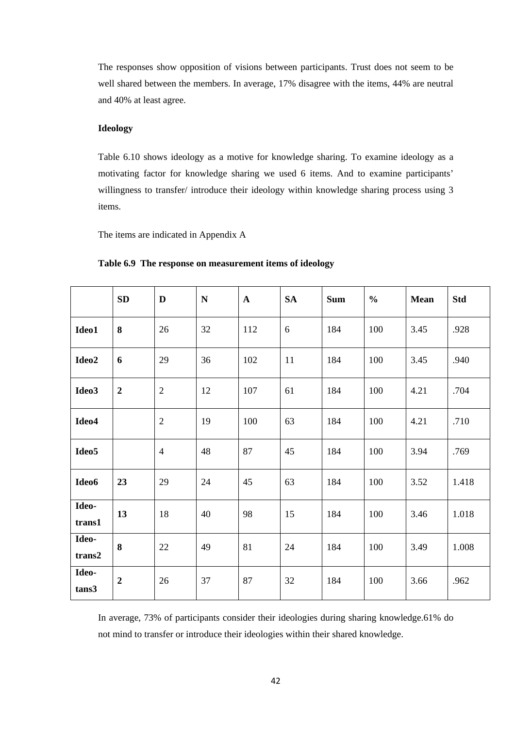The responses show opposition of visions between participants. Trust does not seem to be well shared between the members. In average, 17% disagree with the items, 44% are neutral and 40% at least agree.

**Ideology**

Table 6.10 shows ideology as a motive for knowledge sharing. To examine ideology as a motivating factor for knowledge sharing we used 6 items. And to examine participants' willingness to transfer/ introduce their ideology within knowledge sharing process using 3 items.

The items are indicated in Appendix A

**Table 6.9 The response on measurement items of ideology**

| | SD | D | N | A | SA | Sum | % | Mean | Std |
|---|---|---|---|---|---|---|---|---|---|
| **Ideo1** | **8** | 26 | 32 | 112 | 6 | 184 | 100 | 3.45 | .928 |
| **Ideo2** | **6** | 29 | 36 | 102 | 11 | 184 | 100 | 3.45 | .940 |
| **Ideo3** | **2** | 2 | 12 | 107 | 61 | 184 | 100 | 4.21 | .704 |
| **Ideo4** | | 2 | 19 | 100 | 63 | 184 | 100 | 4.21 | .710 |
| **Ideo5** | | 4 | 48 | 87 | 45 | 184 | 100 | 3.94 | .769 |
| **Ideo6** | **23** | 29 | 24 | 45 | 63 | 184 | 100 | 3.52 | 1.418 |
| **Ideo-trans1** | **13** | 18 | 40 | 98 | 15 | 184 | 100 | 3.46 | 1.018 |
| **Ideo-trans2** | **8** | 22 | 49 | 81 | 24 | 184 | 100 | 3.49 | 1.008 |
| **Ideo-tans3** | **2** | 26 | 37 | 87 | 32 | 184 | 100 | 3.66 | .962 |

In average, 73% of participants consider their ideologies during sharing knowledge.61% do not mind to transfer or introduce their ideologies within their shared knowledge.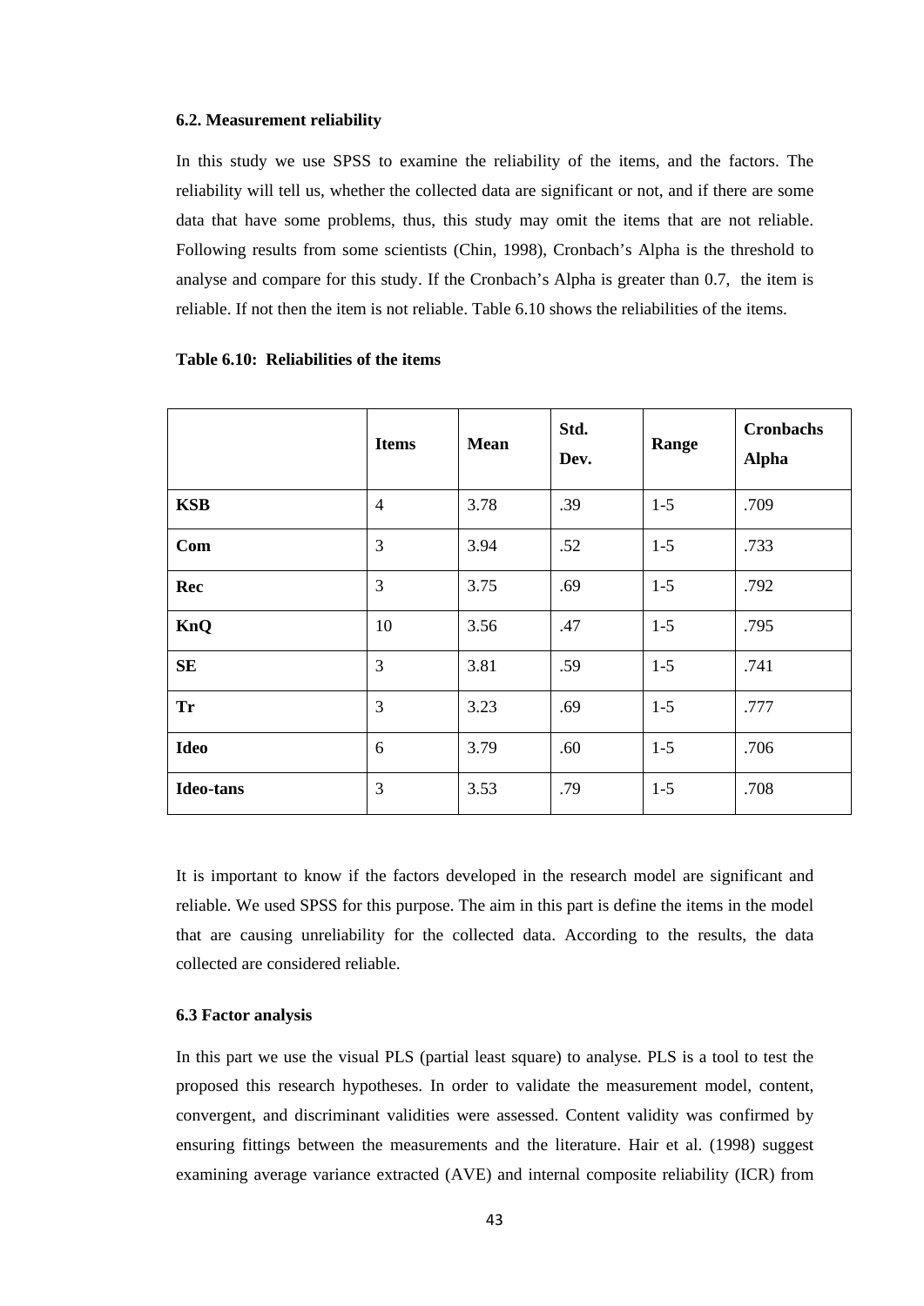### 6.2. Measurement reliability

In this study we use SPSS to examine the reliability of the items, and the factors. The reliability will tell us, whether the collected data are significant or not, and if there are some data that have some problems, thus, this study may omit the items that are not reliable. Following results from some scientists (Chin, 1998), Cronbach's Alpha is the threshold to analyse and compare for this study. If the Cronbach's Alpha is greater than 0.7, the item is reliable. If not then the item is not reliable. Table 6.10 shows the reliabilities of the items.

**Table 6.10: Reliabilities of the items**

| | **Items** | **Mean** | **Std. Dev.** | **Range** | **Cronbachs Alpha** |
|---|---|---|---|---|---|
| **KSB** | 4 | 3.78 | .39 | 1-5 | .709 |
| **Com** | 3 | 3.94 | .52 | 1-5 | .733 |
| **Rec** | 3 | 3.75 | .69 | 1-5 | .792 |
| **KnQ** | 10 | 3.56 | .47 | 1-5 | .795 |
| **SE** | 3 | 3.81 | .59 | 1-5 | .741 |
| **Tr** | 3 | 3.23 | .69 | 1-5 | .777 |
| **Ideo** | 6 | 3.79 | .60 | 1-5 | .706 |
| **Ideo-tans** | 3 | 3.53 | .79 | 1-5 | .708 |

It is important to know if the factors developed in the research model are significant and reliable. We used SPSS for this purpose. The aim in this part is define the items in the model that are causing unreliability for the collected data. According to the results, the data collected are considered reliable.

### 6.3 Factor analysis

In this part we use the visual PLS (partial least square) to analyse. PLS is a tool to test the proposed this research hypotheses. In order to validate the measurement model, content, convergent, and discriminant validities were assessed. Content validity was confirmed by ensuring fittings between the measurements and the literature. Hair et al. (1998) suggest examining average variance extracted (AVE) and internal composite reliability (ICR) from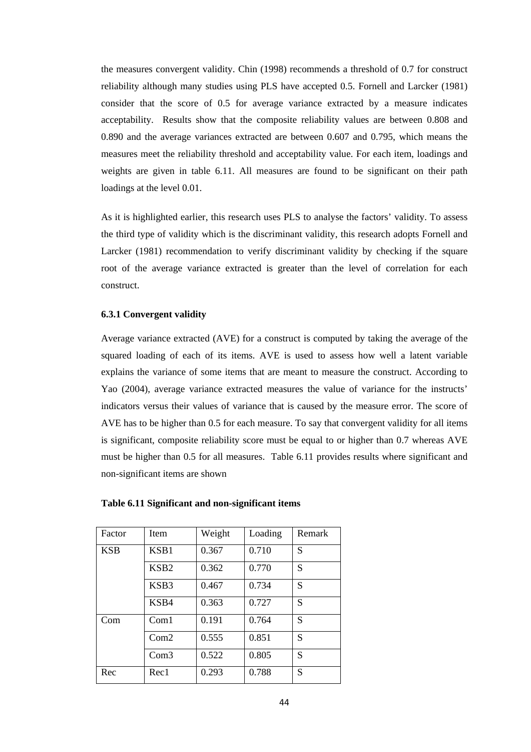the measures convergent validity. Chin (1998) recommends a threshold of 0.7 for construct reliability although many studies using PLS have accepted 0.5. Fornell and Larcker (1981) consider that the score of 0.5 for average variance extracted by a measure indicates acceptability. Results show that the composite reliability values are between 0.808 and 0.890 and the average variances extracted are between 0.607 and 0.795, which means the measures meet the reliability threshold and acceptability value. For each item, loadings and weights are given in table 6.11. All measures are found to be significant on their path loadings at the level 0.01.

As it is highlighted earlier, this research uses PLS to analyse the factors' validity. To assess the third type of validity which is the discriminant validity, this research adopts Fornell and Larcker (1981) recommendation to verify discriminant validity by checking if the square root of the average variance extracted is greater than the level of correlation for each construct.

### 6.3.1 Convergent validity

Average variance extracted (AVE) for a construct is computed by taking the average of the squared loading of each of its items. AVE is used to assess how well a latent variable explains the variance of some items that are meant to measure the construct. According to Yao (2004), average variance extracted measures the value of variance for the instructs' indicators versus their values of variance that is caused by the measure error. The score of AVE has to be higher than 0.5 for each measure. To say that convergent validity for all items is significant, composite reliability score must be equal to or higher than 0.7 whereas AVE must be higher than 0.5 for all measures. Table 6.11 provides results where significant and non-significant items are shown

**Table 6.11 Significant and non-significant items**

| Factor | Item | Weight | Loading | Remark |
|---|---|---|---|---|
| KSB | KSB1 | 0.367 | 0.710 | S |
| | KSB2 | 0.362 | 0.770 | S |
| | KSB3 | 0.467 | 0.734 | S |
| | KSB4 | 0.363 | 0.727 | S |
| Com | Com1 | 0.191 | 0.764 | S |
| | Com2 | 0.555 | 0.851 | S |
| | Com3 | 0.522 | 0.805 | S |
| Rec | Rec1 | 0.293 | 0.788 | S |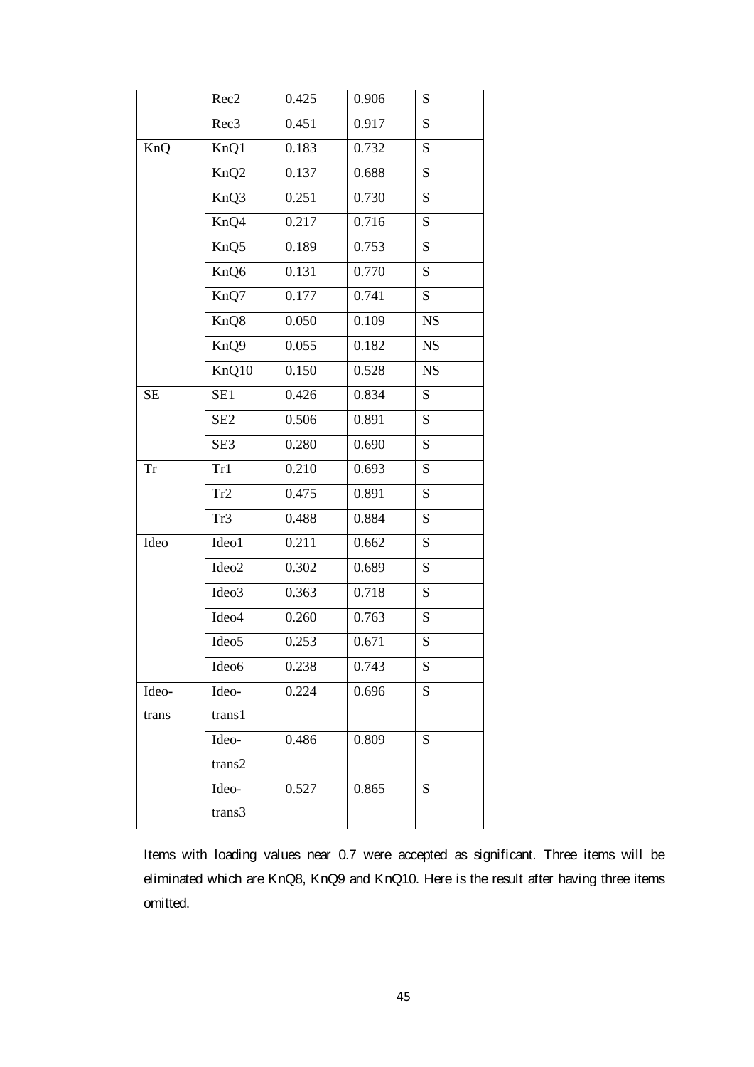|  |  |  |  |  |
|---|---|---|---|---|
|  | Rec2 | 0.425 | 0.906 | S |
|  | Rec3 | 0.451 | 0.917 | S |
| KnQ | KnQ1 | 0.183 | 0.732 | S |
|  | KnQ2 | 0.137 | 0.688 | S |
|  | KnQ3 | 0.251 | 0.730 | S |
|  | KnQ4 | 0.217 | 0.716 | S |
|  | KnQ5 | 0.189 | 0.753 | S |
|  | KnQ6 | 0.131 | 0.770 | S |
|  | KnQ7 | 0.177 | 0.741 | S |
|  | KnQ8 | 0.050 | 0.109 | NS |
|  | KnQ9 | 0.055 | 0.182 | NS |
|  | KnQ10 | 0.150 | 0.528 | NS |
| SE | SE1 | 0.426 | 0.834 | S |
|  | SE2 | 0.506 | 0.891 | S |
|  | SE3 | 0.280 | 0.690 | S |
| Tr | Tr1 | 0.210 | 0.693 | S |
|  | Tr2 | 0.475 | 0.891 | S |
|  | Tr3 | 0.488 | 0.884 | S |
| Ideo | Ideo1 | 0.211 | 0.662 | S |
|  | Ideo2 | 0.302 | 0.689 | S |
|  | Ideo3 | 0.363 | 0.718 | S |
|  | Ideo4 | 0.260 | 0.763 | S |
|  | Ideo5 | 0.253 | 0.671 | S |
|  | Ideo6 | 0.238 | 0.743 | S |
| Ideo-trans | Ideo-trans1 | 0.224 | 0.696 | S |
|  | Ideo-trans2 | 0.486 | 0.809 | S |
|  | Ideo-trans3 | 0.527 | 0.865 | S |

Items with loading values near 0.7 were accepted as significant. Three items will be eliminated which are KnQ8, KnQ9 and KnQ10. Here is the result after having three items omitted.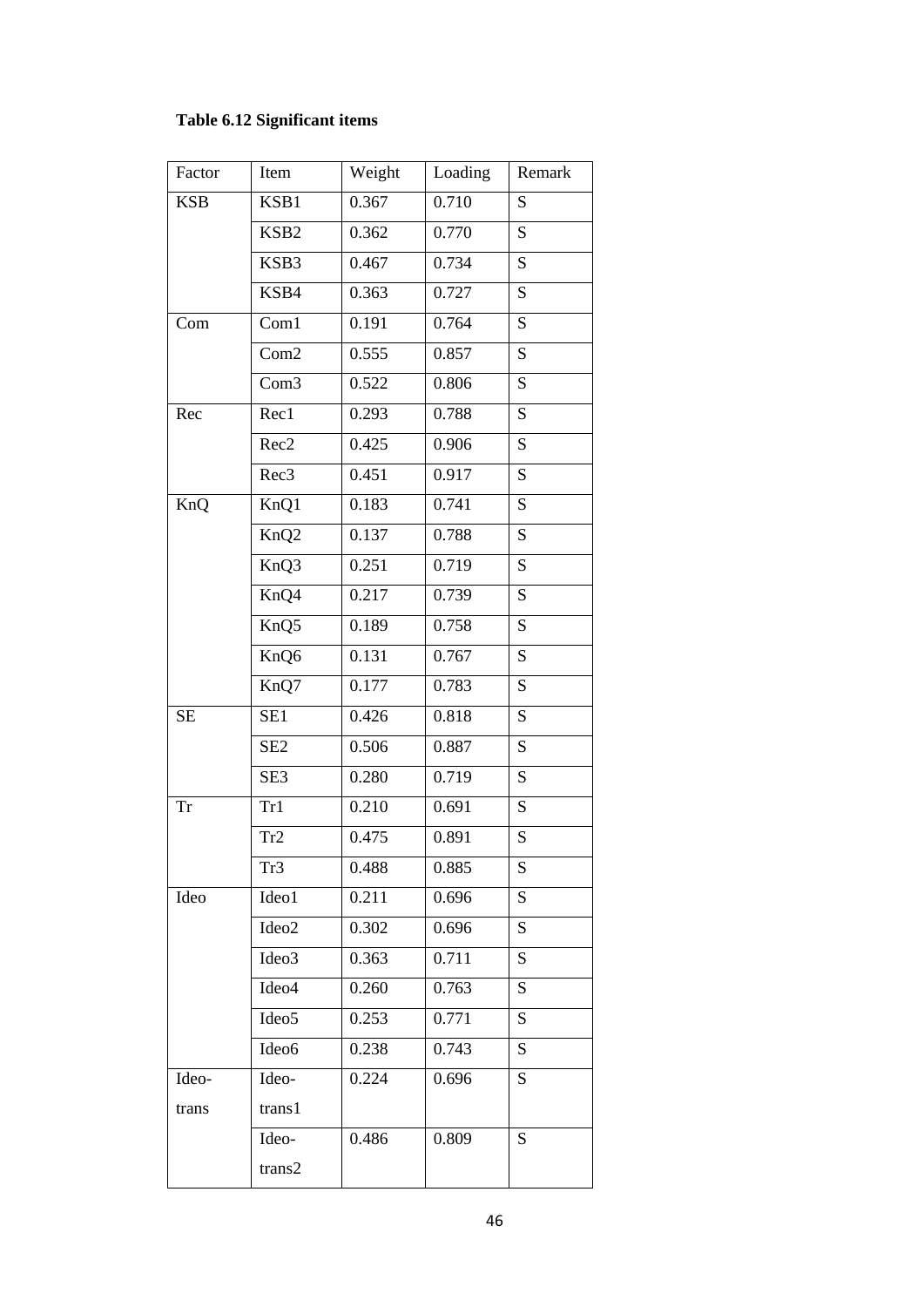**Table 6.12 Significant items**

| Factor | Item | Weight | Loading | Remark |
|---|---|---|---|---|
| KSB | KSB1 | 0.367 | 0.710 | S |
| | KSB2 | 0.362 | 0.770 | S |
| | KSB3 | 0.467 | 0.734 | S |
| | KSB4 | 0.363 | 0.727 | S |
| Com | Com1 | 0.191 | 0.764 | S |
| | Com2 | 0.555 | 0.857 | S |
| | Com3 | 0.522 | 0.806 | S |
| Rec | Rec1 | 0.293 | 0.788 | S |
| | Rec2 | 0.425 | 0.906 | S |
| | Rec3 | 0.451 | 0.917 | S |
| KnQ | KnQ1 | 0.183 | 0.741 | S |
| | KnQ2 | 0.137 | 0.788 | S |
| | KnQ3 | 0.251 | 0.719 | S |
| | KnQ4 | 0.217 | 0.739 | S |
| | KnQ5 | 0.189 | 0.758 | S |
| | KnQ6 | 0.131 | 0.767 | S |
| | KnQ7 | 0.177 | 0.783 | S |
| SE | SE1 | 0.426 | 0.818 | S |
| | SE2 | 0.506 | 0.887 | S |
| | SE3 | 0.280 | 0.719 | S |
| Tr | Tr1 | 0.210 | 0.691 | S |
| | Tr2 | 0.475 | 0.891 | S |
| | Tr3 | 0.488 | 0.885 | S |
| Ideo | Ideo1 | 0.211 | 0.696 | S |
| | Ideo2 | 0.302 | 0.696 | S |
| | Ideo3 | 0.363 | 0.711 | S |
| | Ideo4 | 0.260 | 0.763 | S |
| | Ideo5 | 0.253 | 0.771 | S |
| | Ideo6 | 0.238 | 0.743 | S |
| Ideo-trans | Ideo-trans1 | 0.224 | 0.696 | S |
| | Ideo-trans2 | 0.486 | 0.809 | S |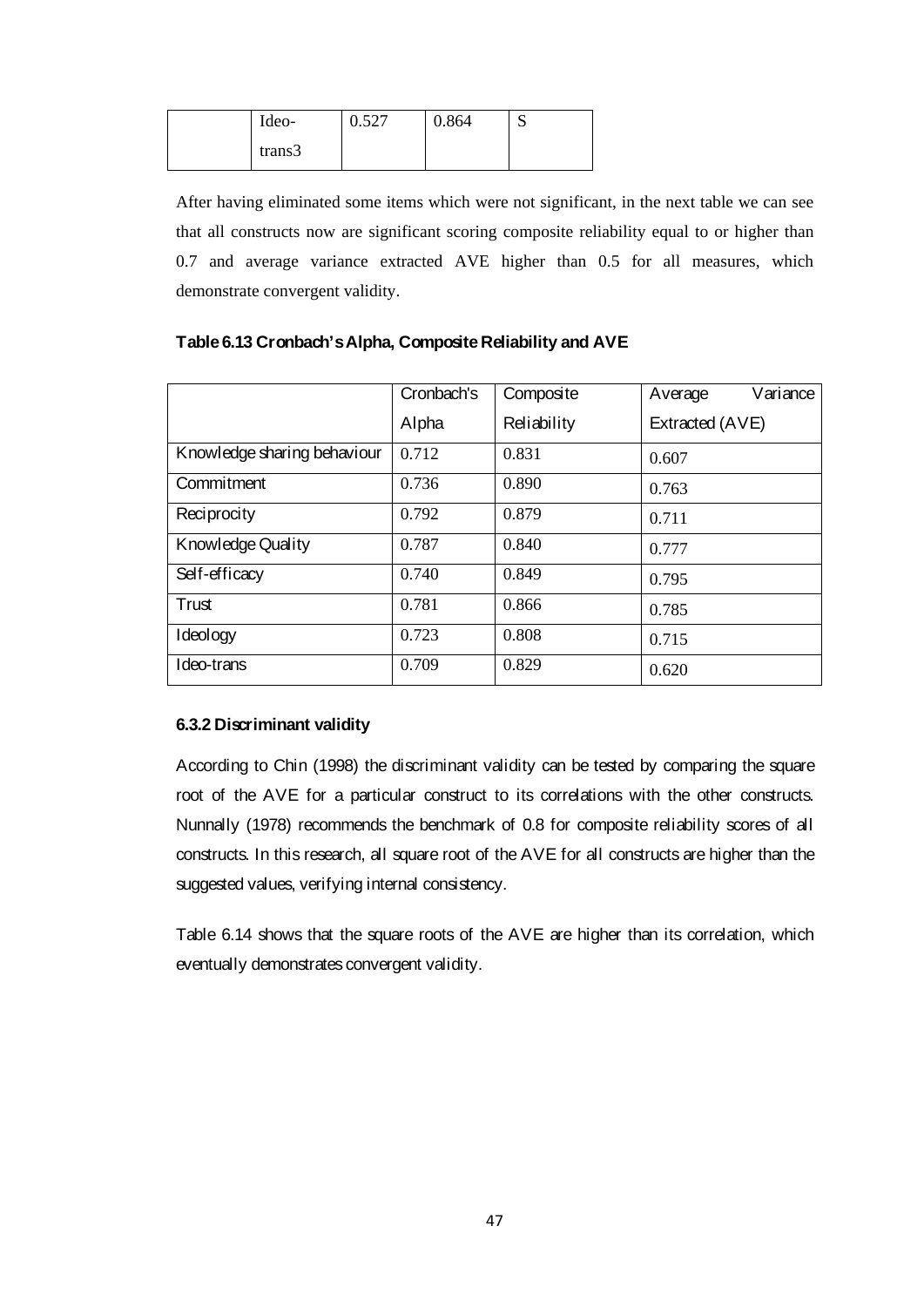| | Ideo-trans3 | 0.527 | 0.864 | S |
|---|---|---|---|---|

After having eliminated some items which were not significant, in the next table we can see that all constructs now are significant scoring composite reliability equal to or higher than 0.7 and average variance extracted AVE higher than 0.5 for all measures, which demonstrate convergent validity.

**Table 6.13 Cronbach's Alpha, Composite Reliability and AVE**

| | Cronbach's Alpha | Composite Reliability | Average Variance Extracted (AVE) |
|---|---|---|---|
| Knowledge sharing behaviour | 0.712 | 0.831 | 0.607 |
| Commitment | 0.736 | 0.890 | 0.763 |
| Reciprocity | 0.792 | 0.879 | 0.711 |
| Knowledge Quality | 0.787 | 0.840 | 0.777 |
| Self-efficacy | 0.740 | 0.849 | 0.795 |
| Trust | 0.781 | 0.866 | 0.785 |
| Ideology | 0.723 | 0.808 | 0.715 |
| Ideo-trans | 0.709 | 0.829 | 0.620 |

### 6.3.2 Discriminant validity

According to Chin (1998) the discriminant validity can be tested by comparing the square root of the AVE for a particular construct to its correlations with the other constructs. Nunnally (1978) recommends the benchmark of 0.8 for composite reliability scores of all constructs. In this research, all square root of the AVE for all constructs are higher than the suggested values, verifying internal consistency.

Table 6.14 shows that the square roots of the AVE are higher than its correlation, which eventually demonstrates convergent validity.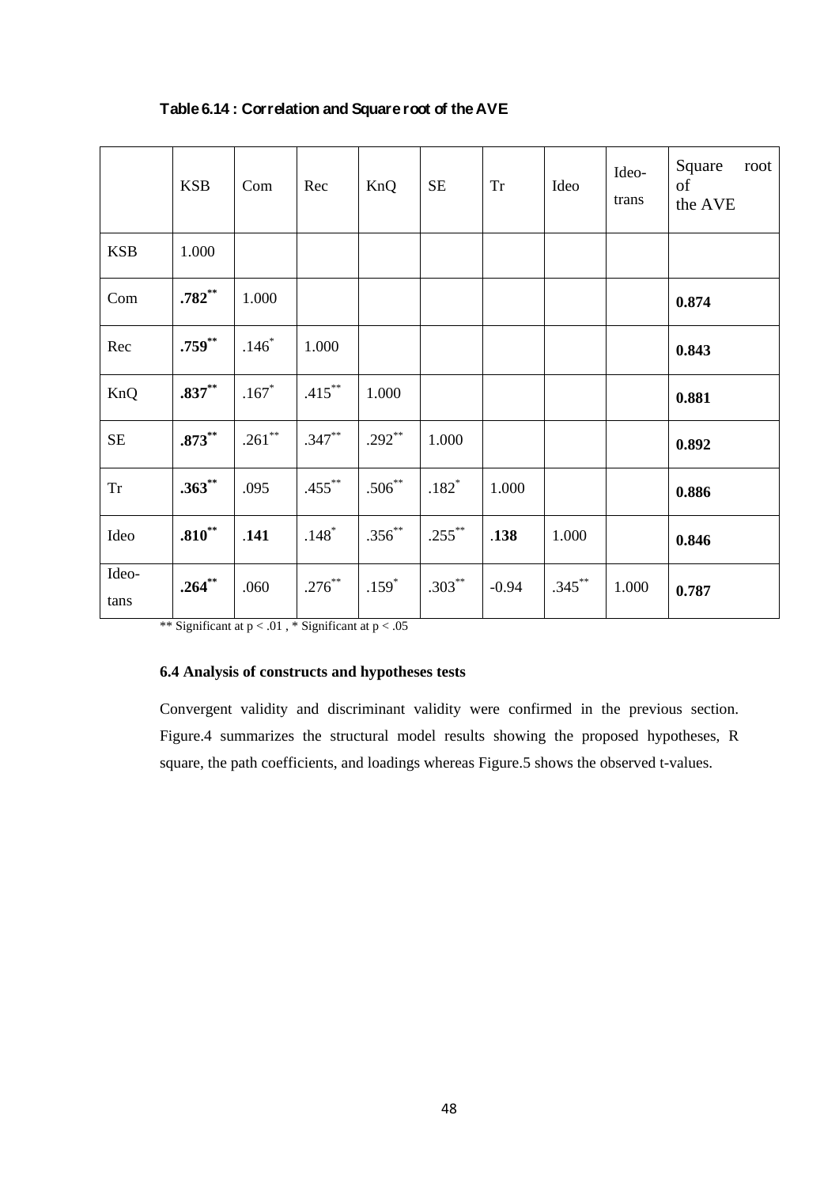**Table 6.14 : Correlation and Square root of the AVE**

| | KSB | Com | Rec | KnQ | SE | Tr | Ideo | Ideo-trans | Square root of the AVE |
|---|---|---|---|---|---|---|---|---|---|
| KSB | 1.000 | | | | | | | | |
| Com | **.782****$^{**}$ | 1.000 | | | | | | | **0.874** |
| Rec | **.759**$^{**}$ | .146$^{*}$ | 1.000 | | | | | | **0.843** |
| KnQ | **.837**$^{**}$ | .167$^{*}$ | .415$^{**}$ | 1.000 | | | | | **0.881** |
| SE | **.873**$^{**}$ | .261$^{**}$ | .347$^{**}$ | .292$^{**}$ | 1.000 | | | | **0.892** |
| Tr | **.363**$^{**}$ | .095 | .455$^{**}$ | .506$^{**}$ | .182$^{*}$ | 1.000 | | | **0.886** |
| Ideo | **.810**$^{**}$ | .**141** | .148$^{*}$ | .356$^{**}$ | .255$^{**}$ | .**138** | 1.000 | | **0.846** |
| Ideo-tans | **.264**$^{**}$ | .060 | .276$^{**}$ | .159$^{*}$ | .303$^{**}$ | -0.94 | .345$^{**}$ | 1.000 | **0.787** |

** Significant at $p < .01$ , * Significant at $p < .05$

### 6.4 Analysis of constructs and hypotheses tests

Convergent validity and discriminant validity were confirmed in the previous section. Figure.4 summarizes the structural model results showing the proposed hypotheses, R square, the path coefficients, and loadings whereas Figure.5 shows the observed t-values.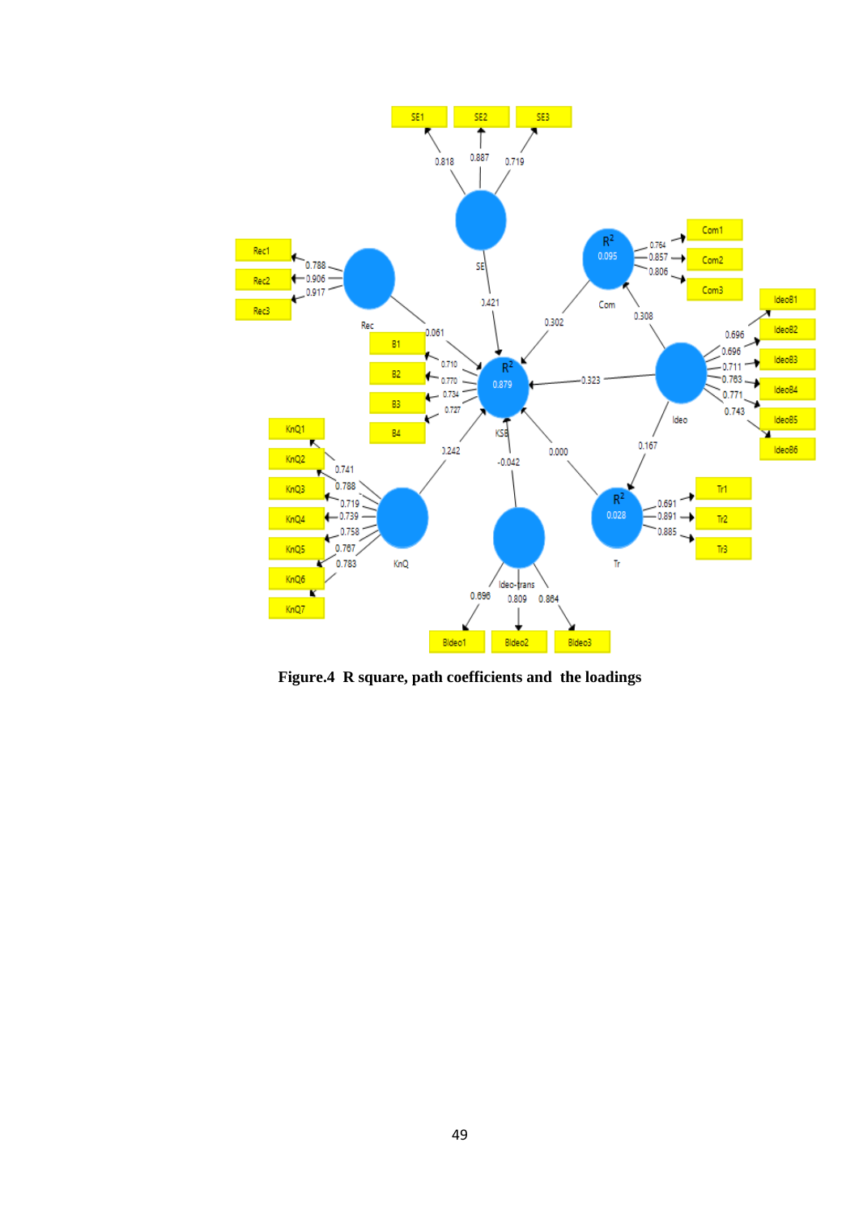**Figure.4 R square, path coefficients and the loadings**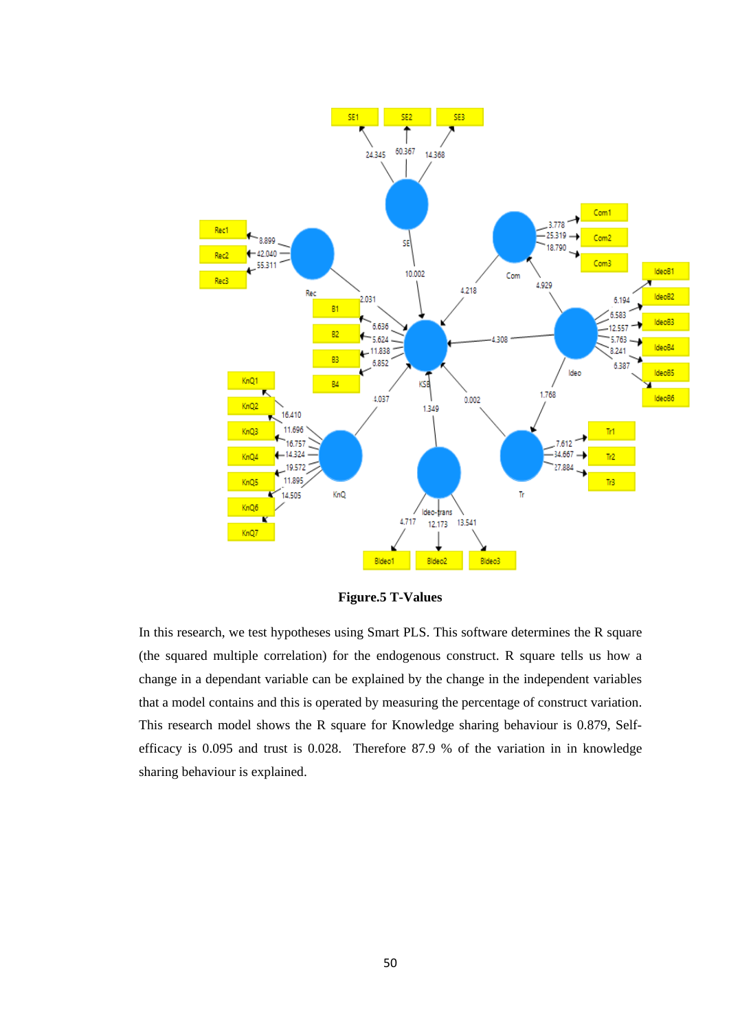**Figure.5 T-Values**

In this research, we test hypotheses using Smart PLS. This software determines the R square (the squared multiple correlation) for the endogenous construct. R square tells us how a change in a dependant variable can be explained by the change in the independent variables that a model contains and this is operated by measuring the percentage of construct variation. This research model shows the R square for Knowledge sharing behaviour is 0.879, Self-efficacy is 0.095 and trust is 0.028. Therefore 87.9 % of the variation in in knowledge sharing behaviour is explained.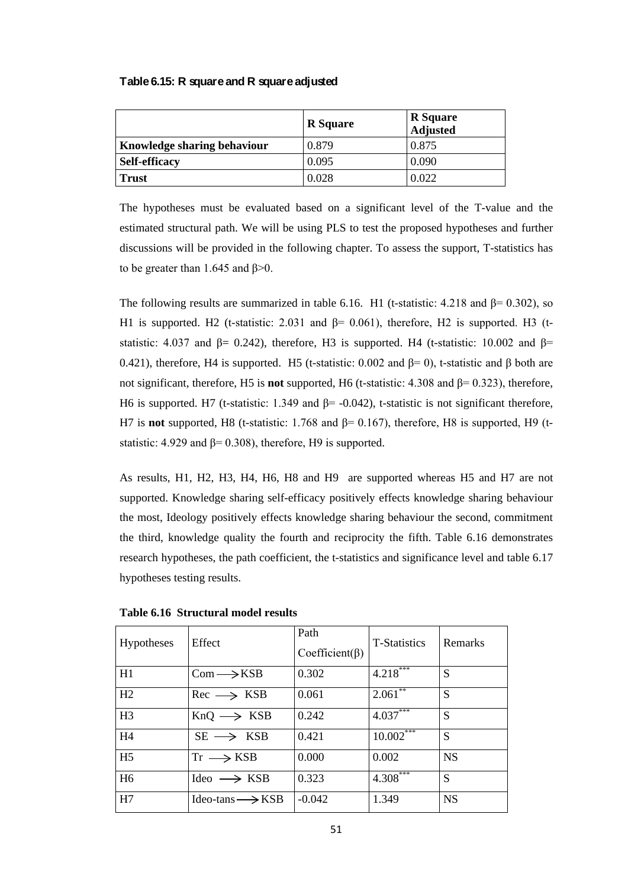**Table 6.15: R square and R square adjusted**

| | R Square | R Square Adjusted |
|---|---|---|
| **Knowledge sharing behaviour** | 0.879 | 0.875 |
| **Self-efficacy** | 0.095 | 0.090 |
| **Trust** | 0.028 | 0.022 |

The hypotheses must be evaluated based on a significant level of the T-value and the estimated structural path. We will be using PLS to test the proposed hypotheses and further discussions will be provided in the following chapter. To assess the support, T-statistics has to be greater than 1.645 and $\beta > 0$.

The following results are summarized in table 6.16. H1 (t-statistic: 4.218 and $\beta = 0.302$), so H1 is supported. H2 (t-statistic: 2.031 and $\beta = 0.061$), therefore, H2 is supported. H3 (t-statistic: 4.037 and $\beta = 0.242$), therefore, H3 is supported. H4 (t-statistic: 10.002 and $\beta = 0.421$), therefore, H4 is supported. H5 (t-statistic: 0.002 and $\beta = 0$), t-statistic and $\beta$ both are not significant, therefore, H5 is **not** supported, H6 (t-statistic: 4.308 and $\beta = 0.323$), therefore, H6 is supported. H7 (t-statistic: 1.349 and $\beta = -0.042$), t-statistic is not significant therefore, H7 is **not** supported, H8 (t-statistic: 1.768 and $\beta = 0.167$), therefore, H8 is supported, H9 (t-statistic: 4.929 and $\beta = 0.308$), therefore, H9 is supported.

As results, H1, H2, H3, H4, H6, H8 and H9 are supported whereas H5 and H7 are not supported. Knowledge sharing self-efficacy positively effects knowledge sharing behaviour the most, Ideology positively effects knowledge sharing behaviour the second, commitment the third, knowledge quality the fourth and reciprocity the fifth. Table 6.16 demonstrates research hypotheses, the path coefficient, the t-statistics and significance level and table 6.17 hypotheses testing results.

**Table 6.16 Structural model results**

| Hypotheses | Effect | Path Coefficient($\beta$) | T-Statistics | Remarks |
|---|---|---|---|---|
| H1 | Com $\longrightarrow$ KSB | 0.302 | 4.218*** | S |
| H2 | Rec $\longrightarrow$ KSB | 0.061 | 2.061** | S |
| H3 | KnQ $\longrightarrow$ KSB | 0.242 | 4.037*** | S |
| H4 | SE $\longrightarrow$ KSB | 0.421 | 10.002*** | S |
| H5 | Tr $\longrightarrow$ KSB | 0.000 | 0.002 | NS |
| H6 | Ideo $\longrightarrow$ KSB | 0.323 | 4.308*** | S |
| H7 | Ideo-tans $\longrightarrow$ KSB | -0.042 | 1.349 | NS |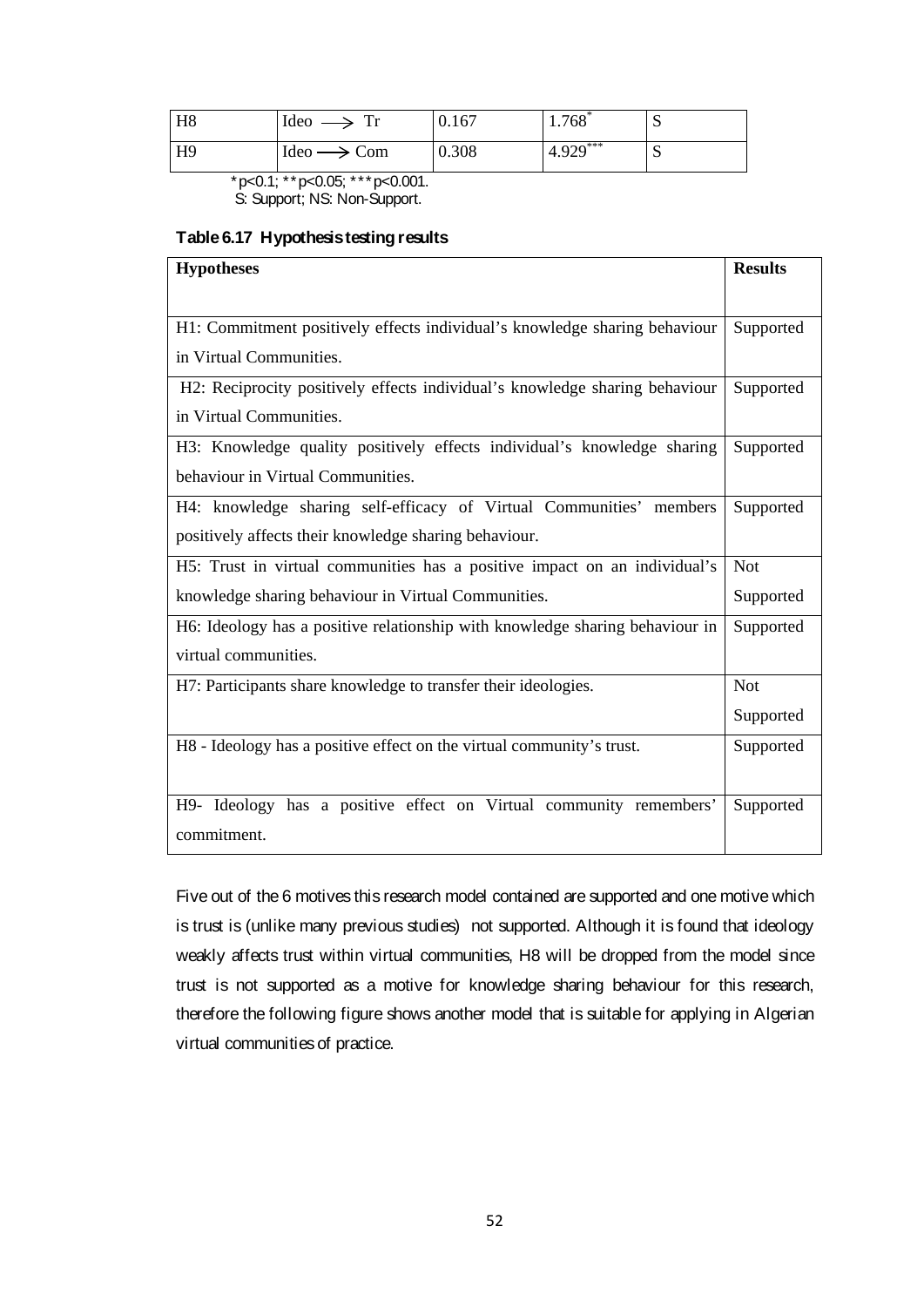| H8 | Ideo ⟶ Tr | 0.167 | 1.768* | S |
|---|---|---|---|---|
| H9 | Ideo ⟶ Com | 0.308 | 4.929*** | S |

* $p<0.1$; ** $p<0.05$; *** $p<0.001$.
S: Support; NS: Non-Support.

**Table 6.17 Hypothesis testing results**

| **Hypotheses** | **Results** |
|---|---|
| H1: Commitment positively effects individual's knowledge sharing behaviour in Virtual Communities. | Supported |
| H2: Reciprocity positively effects individual's knowledge sharing behaviour in Virtual Communities. | Supported |
| H3: Knowledge quality positively effects individual's knowledge sharing behaviour in Virtual Communities. | Supported |
| H4: knowledge sharing self-efficacy of Virtual Communities' members positively affects their knowledge sharing behaviour. | Supported |
| H5: Trust in virtual communities has a positive impact on an individual's knowledge sharing behaviour in Virtual Communities. | Not Supported |
| H6: Ideology has a positive relationship with knowledge sharing behaviour in virtual communities. | Supported |
| H7: Participants share knowledge to transfer their ideologies. | Not Supported |
| H8 - Ideology has a positive effect on the virtual community's trust. | Supported |
| H9- Ideology has a positive effect on Virtual community remembers' commitment. | Supported |

Five out of the 6 motives this research model contained are supported and one motive which is trust is (unlike many previous studies) not supported. Although it is found that ideology weakly affects trust within virtual communities, H8 will be dropped from the model since trust is not supported as a motive for knowledge sharing behaviour for this research, therefore the following figure shows another model that is suitable for applying in Algerian virtual communities of practice.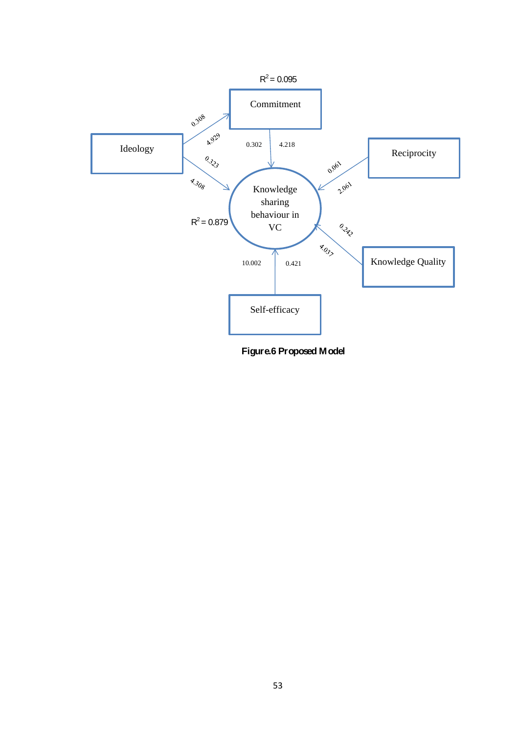$R^2 = 0.095$

Commitment

Ideology

Reciprocity

Knowledge sharing behaviour in VC

$R^2 = 0.879$

Knowledge Quality

Self-efficacy

0.308

4.929

0.302

4.218

0.323

4.308

0.061

2.061

0.242

4.037

10.002

0.421

**Figure.6 Proposed Model**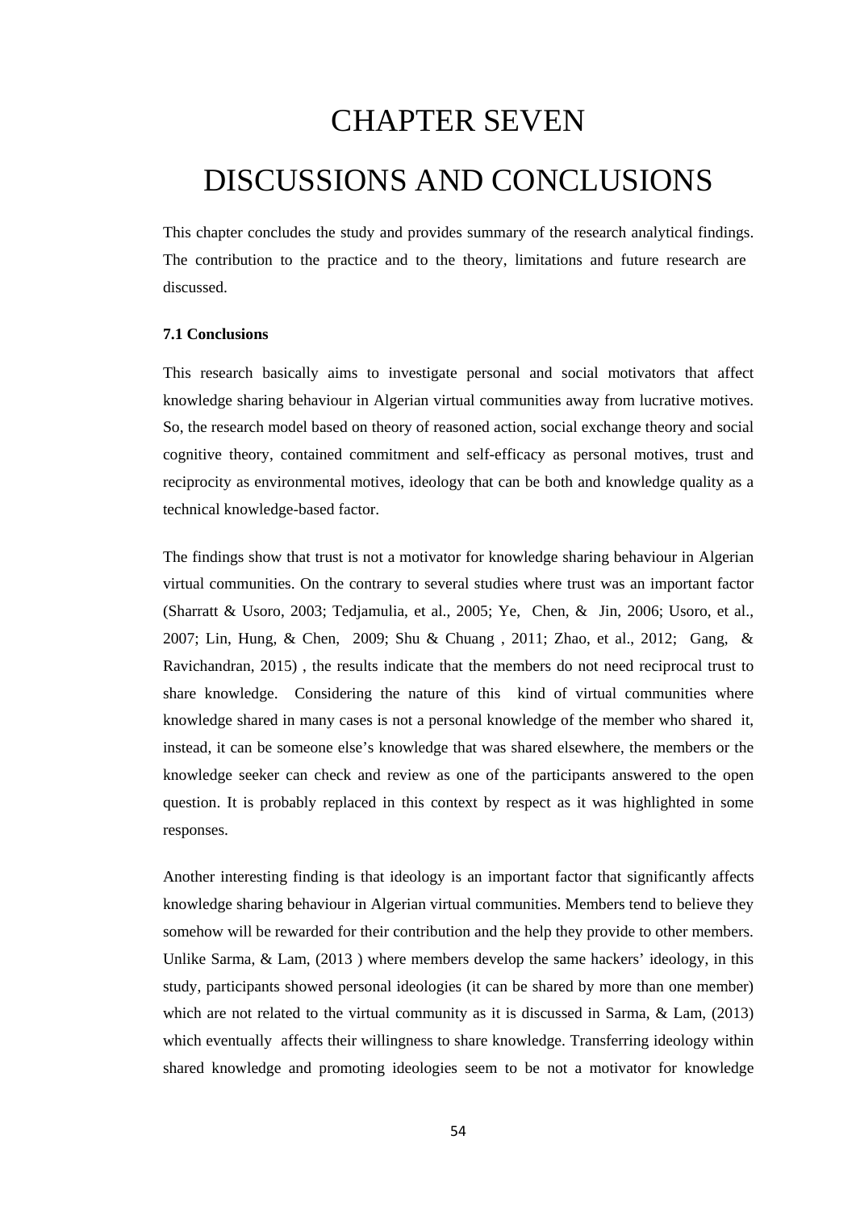# CHAPTER SEVEN

# DISCUSSIONS AND CONCLUSIONS

This chapter concludes the study and provides summary of the research analytical findings. The contribution to the practice and to the theory, limitations and future research are discussed.

**7.1 Conclusions**

This research basically aims to investigate personal and social motivators that affect knowledge sharing behaviour in Algerian virtual communities away from lucrative motives. So, the research model based on theory of reasoned action, social exchange theory and social cognitive theory, contained commitment and self-efficacy as personal motives, trust and reciprocity as environmental motives, ideology that can be both and knowledge quality as a technical knowledge-based factor.

The findings show that trust is not a motivator for knowledge sharing behaviour in Algerian virtual communities. On the contrary to several studies where trust was an important factor (Sharratt & Usoro, 2003; Tedjamulia, et al., 2005; Ye, Chen, & Jin, 2006; Usoro, et al., 2007; Lin, Hung, & Chen, 2009; Shu & Chuang , 2011; Zhao, et al., 2012; Gang, & Ravichandran, 2015) , the results indicate that the members do not need reciprocal trust to share knowledge. Considering the nature of this kind of virtual communities where knowledge shared in many cases is not a personal knowledge of the member who shared it, instead, it can be someone else's knowledge that was shared elsewhere, the members or the knowledge seeker can check and review as one of the participants answered to the open question. It is probably replaced in this context by respect as it was highlighted in some responses.

Another interesting finding is that ideology is an important factor that significantly affects knowledge sharing behaviour in Algerian virtual communities. Members tend to believe they somehow will be rewarded for their contribution and the help they provide to other members. Unlike Sarma, & Lam, (2013 ) where members develop the same hackers' ideology, in this study, participants showed personal ideologies (it can be shared by more than one member) which are not related to the virtual community as it is discussed in Sarma, & Lam, (2013) which eventually affects their willingness to share knowledge. Transferring ideology within shared knowledge and promoting ideologies seem to be not a motivator for knowledge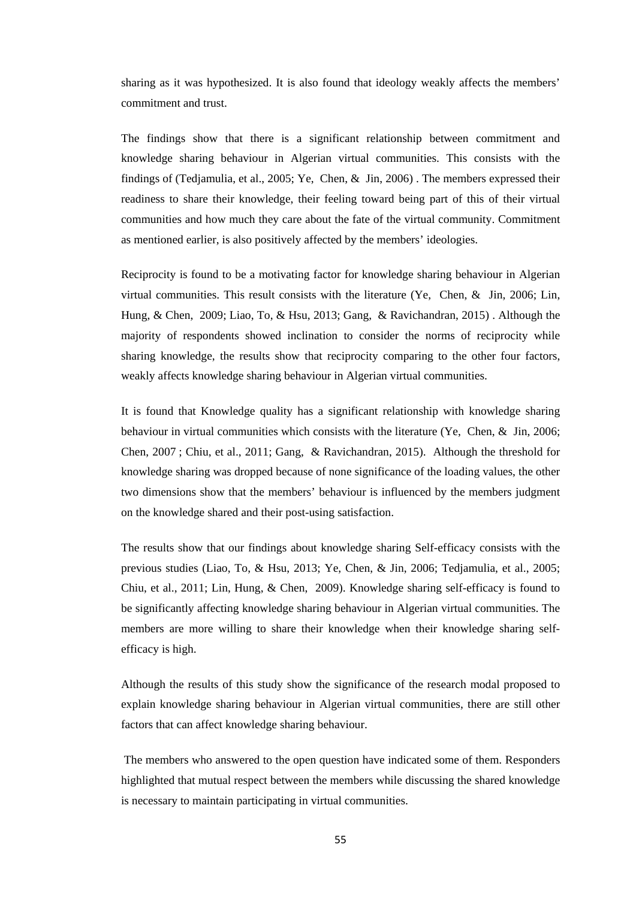sharing as it was hypothesized. It is also found that ideology weakly affects the members' commitment and trust.

The findings show that there is a significant relationship between commitment and knowledge sharing behaviour in Algerian virtual communities. This consists with the findings of (Tedjamulia, et al., 2005; Ye, Chen, & Jin, 2006) . The members expressed their readiness to share their knowledge, their feeling toward being part of this of their virtual communities and how much they care about the fate of the virtual community. Commitment as mentioned earlier, is also positively affected by the members' ideologies.

Reciprocity is found to be a motivating factor for knowledge sharing behaviour in Algerian virtual communities. This result consists with the literature (Ye, Chen, & Jin, 2006; Lin, Hung, & Chen, 2009; Liao, To, & Hsu, 2013; Gang, & Ravichandran, 2015) . Although the majority of respondents showed inclination to consider the norms of reciprocity while sharing knowledge, the results show that reciprocity comparing to the other four factors, weakly affects knowledge sharing behaviour in Algerian virtual communities.

It is found that Knowledge quality has a significant relationship with knowledge sharing behaviour in virtual communities which consists with the literature (Ye, Chen, & Jin, 2006; Chen, 2007 ; Chiu, et al., 2011; Gang, & Ravichandran, 2015). Although the threshold for knowledge sharing was dropped because of none significance of the loading values, the other two dimensions show that the members' behaviour is influenced by the members judgment on the knowledge shared and their post-using satisfaction.

The results show that our findings about knowledge sharing Self-efficacy consists with the previous studies (Liao, To, & Hsu, 2013; Ye, Chen, & Jin, 2006; Tedjamulia, et al., 2005; Chiu, et al., 2011; Lin, Hung, & Chen, 2009). Knowledge sharing self-efficacy is found to be significantly affecting knowledge sharing behaviour in Algerian virtual communities. The members are more willing to share their knowledge when their knowledge sharing self-efficacy is high.

Although the results of this study show the significance of the research modal proposed to explain knowledge sharing behaviour in Algerian virtual communities, there are still other factors that can affect knowledge sharing behaviour.

The members who answered to the open question have indicated some of them. Responders highlighted that mutual respect between the members while discussing the shared knowledge is necessary to maintain participating in virtual communities.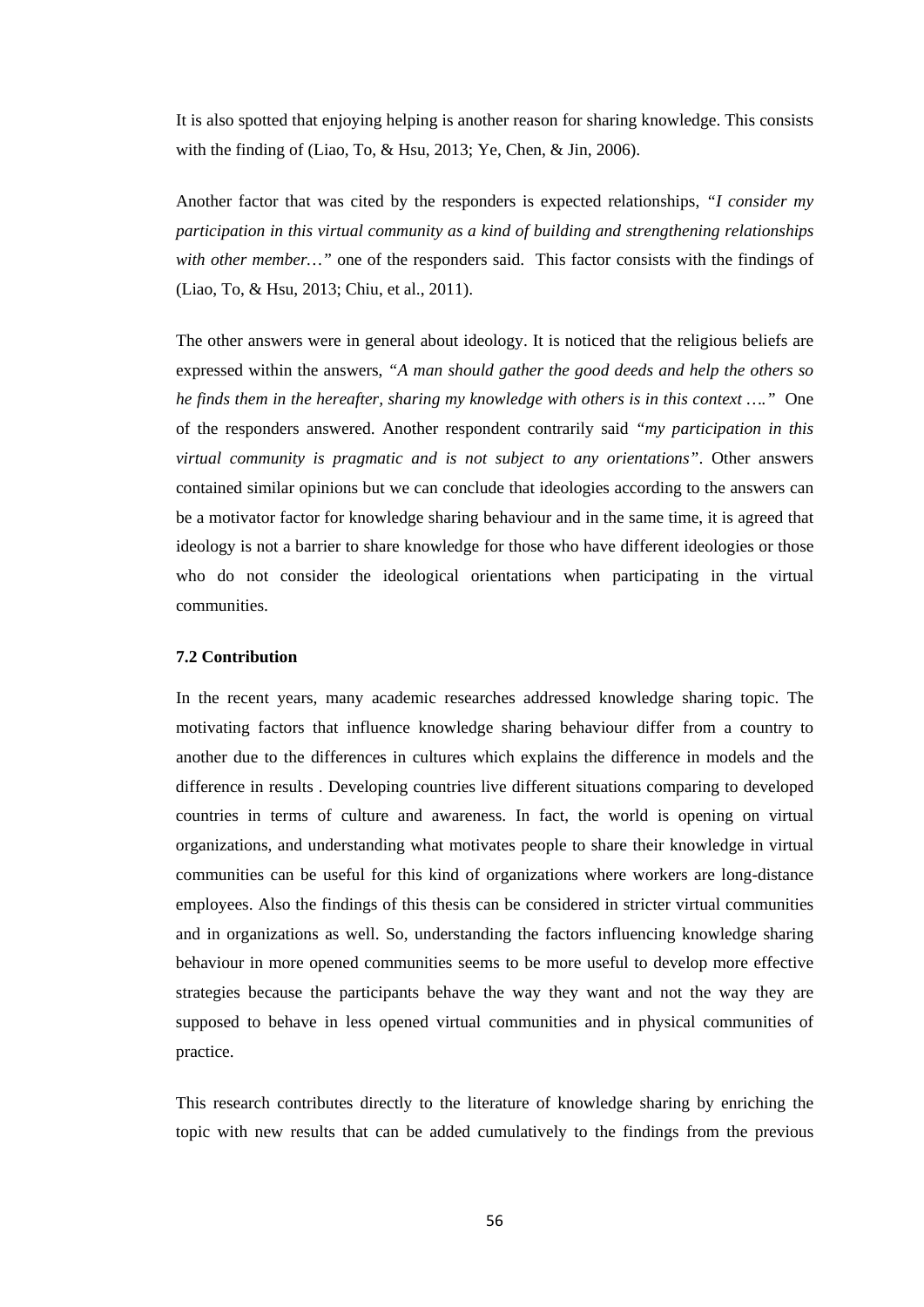It is also spotted that enjoying helping is another reason for sharing knowledge. This consists with the finding of (Liao, To, & Hsu, 2013; Ye, Chen, & Jin, 2006).

Another factor that was cited by the responders is expected relationships, *"I consider my participation in this virtual community as a kind of building and strengthening relationships with other member…"* one of the responders said. This factor consists with the findings of (Liao, To, & Hsu, 2013; Chiu, et al., 2011).

The other answers were in general about ideology. It is noticed that the religious beliefs are expressed within the answers, *"A man should gather the good deeds and help the others so he finds them in the hereafter, sharing my knowledge with others is in this context …."* One of the responders answered. Another respondent contrarily said *"my participation in this virtual community is pragmatic and is not subject to any orientations"*. Other answers contained similar opinions but we can conclude that ideologies according to the answers can be a motivator factor for knowledge sharing behaviour and in the same time, it is agreed that ideology is not a barrier to share knowledge for those who have different ideologies or those who do not consider the ideological orientations when participating in the virtual communities.

### 7.2 Contribution

In the recent years, many academic researches addressed knowledge sharing topic. The motivating factors that influence knowledge sharing behaviour differ from a country to another due to the differences in cultures which explains the difference in models and the difference in results . Developing countries live different situations comparing to developed countries in terms of culture and awareness. In fact, the world is opening on virtual organizations, and understanding what motivates people to share their knowledge in virtual communities can be useful for this kind of organizations where workers are long-distance employees. Also the findings of this thesis can be considered in stricter virtual communities and in organizations as well. So, understanding the factors influencing knowledge sharing behaviour in more opened communities seems to be more useful to develop more effective strategies because the participants behave the way they want and not the way they are supposed to behave in less opened virtual communities and in physical communities of practice.

This research contributes directly to the literature of knowledge sharing by enriching the topic with new results that can be added cumulatively to the findings from the previous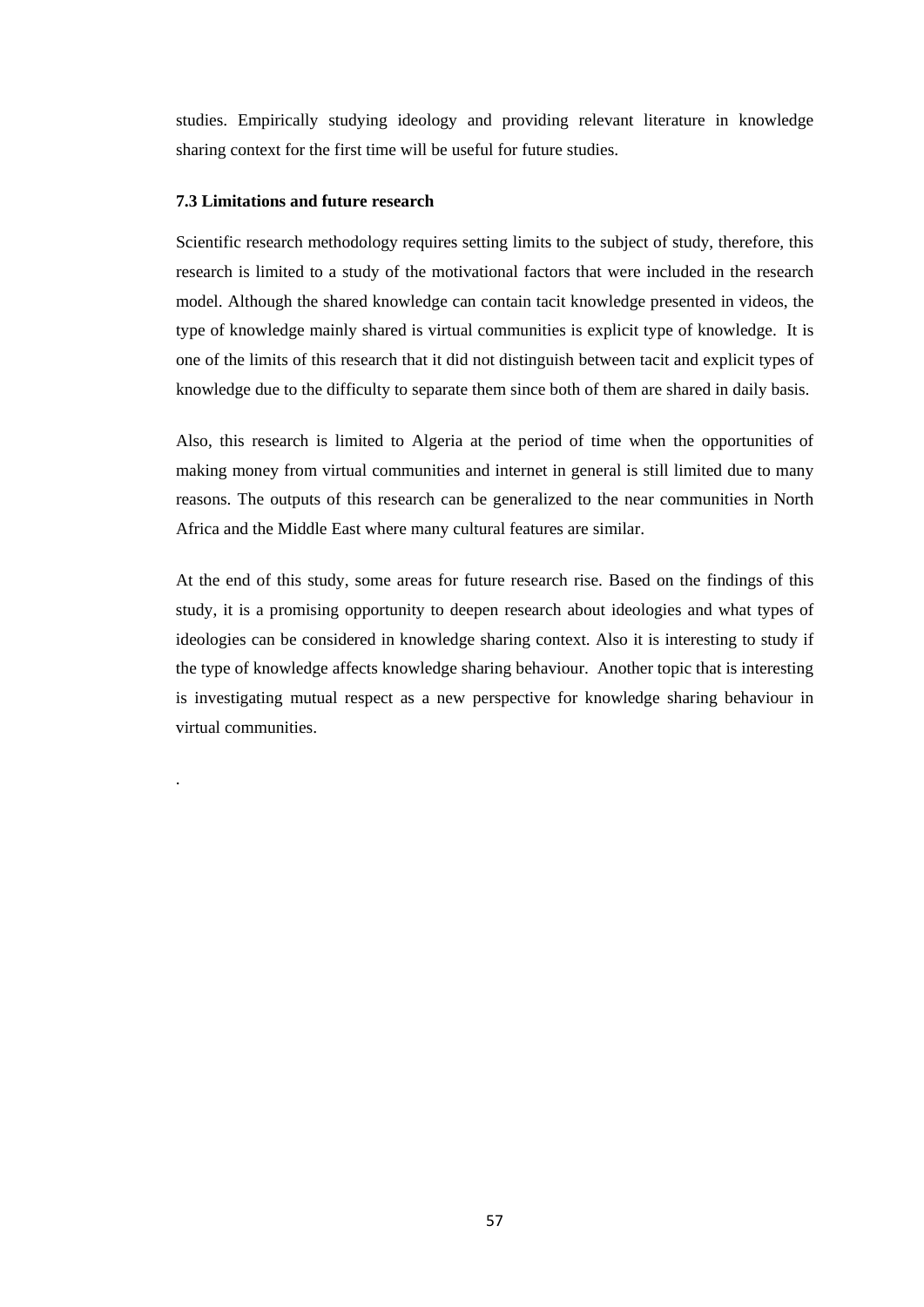studies. Empirically studying ideology and providing relevant literature in knowledge sharing context for the first time will be useful for future studies.

### 7.3 Limitations and future research

Scientific research methodology requires setting limits to the subject of study, therefore, this research is limited to a study of the motivational factors that were included in the research model. Although the shared knowledge can contain tacit knowledge presented in videos, the type of knowledge mainly shared is virtual communities is explicit type of knowledge. It is one of the limits of this research that it did not distinguish between tacit and explicit types of knowledge due to the difficulty to separate them since both of them are shared in daily basis.

Also, this research is limited to Algeria at the period of time when the opportunities of making money from virtual communities and internet in general is still limited due to many reasons. The outputs of this research can be generalized to the near communities in North Africa and the Middle East where many cultural features are similar.

At the end of this study, some areas for future research rise. Based on the findings of this study, it is a promising opportunity to deepen research about ideologies and what types of ideologies can be considered in knowledge sharing context. Also it is interesting to study if the type of knowledge affects knowledge sharing behaviour. Another topic that is interesting is investigating mutual respect as a new perspective for knowledge sharing behaviour in virtual communities.

.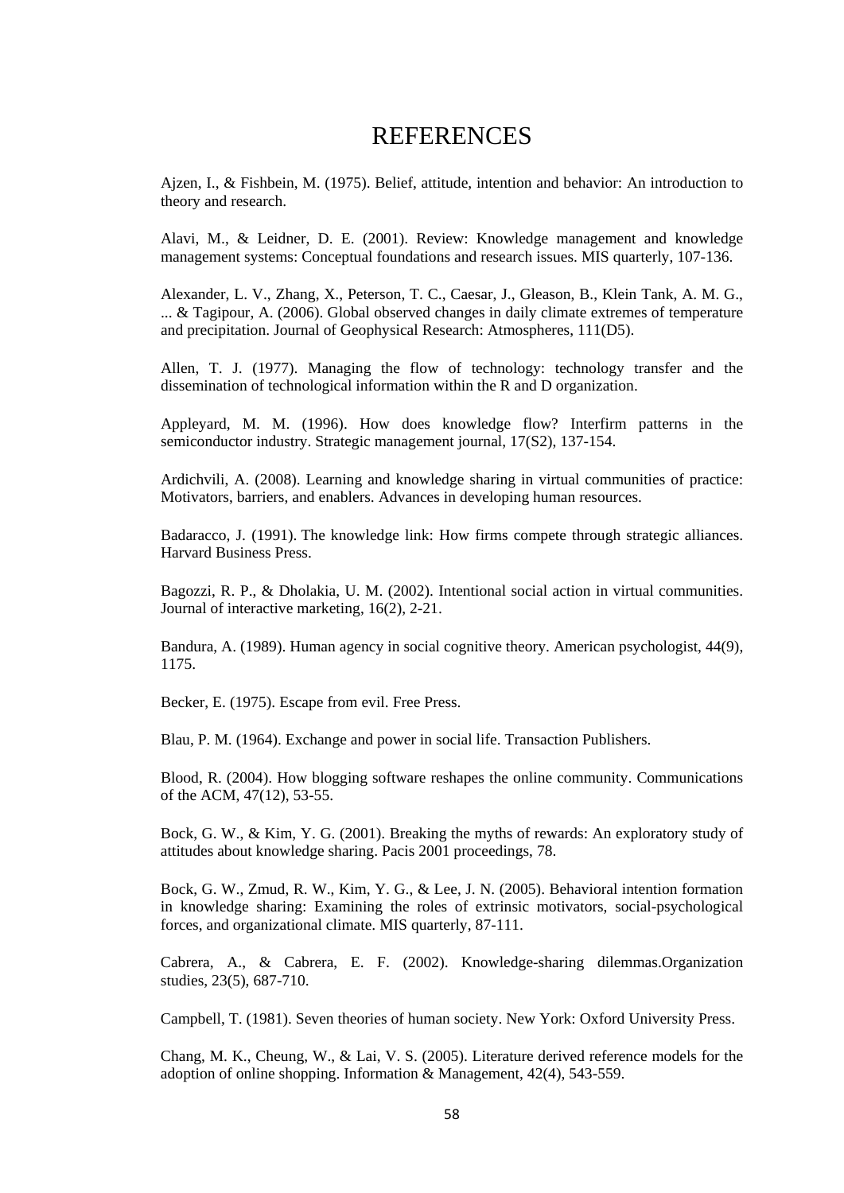# REFERENCES

Ajzen, I., & Fishbein, M. (1975). Belief, attitude, intention and behavior: An introduction to theory and research.

Alavi, M., & Leidner, D. E. (2001). Review: Knowledge management and knowledge management systems: Conceptual foundations and research issues. MIS quarterly, 107-136.

Alexander, L. V., Zhang, X., Peterson, T. C., Caesar, J., Gleason, B., Klein Tank, A. M. G., ... & Tagipour, A. (2006). Global observed changes in daily climate extremes of temperature and precipitation. Journal of Geophysical Research: Atmospheres, 111(D5).

Allen, T. J. (1977). Managing the flow of technology: technology transfer and the dissemination of technological information within the R and D organization.

Appleyard, M. M. (1996). How does knowledge flow? Interfirm patterns in the semiconductor industry. Strategic management journal, 17(S2), 137-154.

Ardichvili, A. (2008). Learning and knowledge sharing in virtual communities of practice: Motivators, barriers, and enablers. Advances in developing human resources.

Badaracco, J. (1991). The knowledge link: How firms compete through strategic alliances. Harvard Business Press.

Bagozzi, R. P., & Dholakia, U. M. (2002). Intentional social action in virtual communities. Journal of interactive marketing, 16(2), 2-21.

Bandura, A. (1989). Human agency in social cognitive theory. American psychologist, 44(9), 1175.

Becker, E. (1975). Escape from evil. Free Press.

Blau, P. M. (1964). Exchange and power in social life. Transaction Publishers.

Blood, R. (2004). How blogging software reshapes the online community. Communications of the ACM, 47(12), 53-55.

Bock, G. W., & Kim, Y. G. (2001). Breaking the myths of rewards: An exploratory study of attitudes about knowledge sharing. Pacis 2001 proceedings, 78.

Bock, G. W., Zmud, R. W., Kim, Y. G., & Lee, J. N. (2005). Behavioral intention formation in knowledge sharing: Examining the roles of extrinsic motivators, social-psychological forces, and organizational climate. MIS quarterly, 87-111.

Cabrera, A., & Cabrera, E. F. (2002). Knowledge-sharing dilemmas.Organization studies, 23(5), 687-710.

Campbell, T. (1981). Seven theories of human society. New York: Oxford University Press.

Chang, M. K., Cheung, W., & Lai, V. S. (2005). Literature derived reference models for the adoption of online shopping. Information & Management, 42(4), 543-559.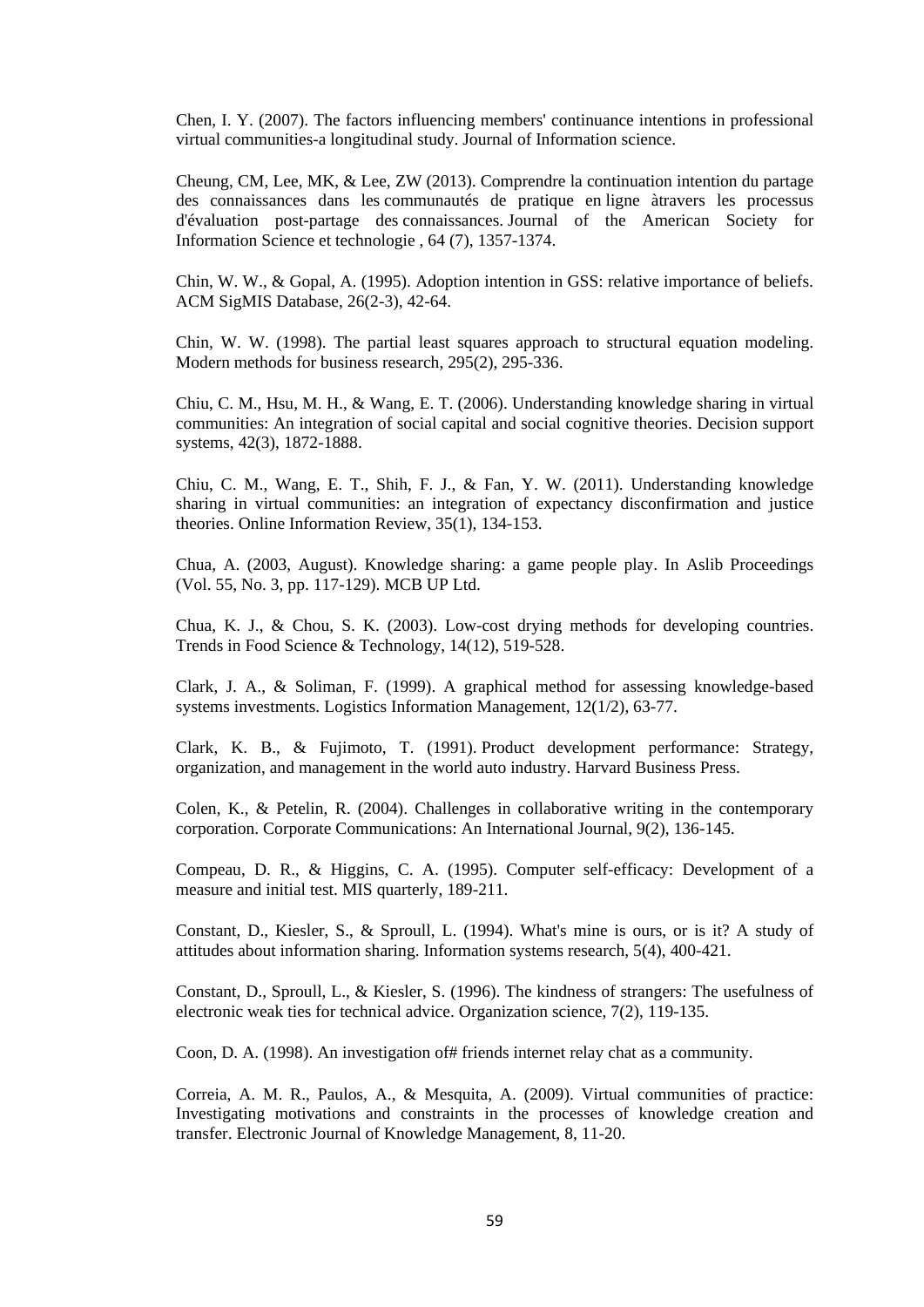Chen, I. Y. (2007). The factors influencing members' continuance intentions in professional virtual communities-a longitudinal study. Journal of Information science.

Cheung, CM, Lee, MK, & Lee, ZW (2013). Comprendre la continuation intention du partage des connaissances dans les communautés de pratique en ligne àtravers les processus d'évaluation post-partage des connaissances. Journal of the American Society for Information Science et technologie , 64 (7), 1357-1374.

Chin, W. W., & Gopal, A. (1995). Adoption intention in GSS: relative importance of beliefs. ACM SigMIS Database, 26(2-3), 42-64.

Chin, W. W. (1998). The partial least squares approach to structural equation modeling. Modern methods for business research, 295(2), 295-336.

Chiu, C. M., Hsu, M. H., & Wang, E. T. (2006). Understanding knowledge sharing in virtual communities: An integration of social capital and social cognitive theories. Decision support systems, 42(3), 1872-1888.

Chiu, C. M., Wang, E. T., Shih, F. J., & Fan, Y. W. (2011). Understanding knowledge sharing in virtual communities: an integration of expectancy disconfirmation and justice theories. Online Information Review, 35(1), 134-153.

Chua, A. (2003, August). Knowledge sharing: a game people play. In Aslib Proceedings (Vol. 55, No. 3, pp. 117-129). MCB UP Ltd.

Chua, K. J., & Chou, S. K. (2003). Low-cost drying methods for developing countries. Trends in Food Science & Technology, 14(12), 519-528.

Clark, J. A., & Soliman, F. (1999). A graphical method for assessing knowledge-based systems investments. Logistics Information Management, 12(1/2), 63-77.

Clark, K. B., & Fujimoto, T. (1991). Product development performance: Strategy, organization, and management in the world auto industry. Harvard Business Press.

Colen, K., & Petelin, R. (2004). Challenges in collaborative writing in the contemporary corporation. Corporate Communications: An International Journal, 9(2), 136-145.

Compeau, D. R., & Higgins, C. A. (1995). Computer self-efficacy: Development of a measure and initial test. MIS quarterly, 189-211.

Constant, D., Kiesler, S., & Sproull, L. (1994). What's mine is ours, or is it? A study of attitudes about information sharing. Information systems research, 5(4), 400-421.

Constant, D., Sproull, L., & Kiesler, S. (1996). The kindness of strangers: The usefulness of electronic weak ties for technical advice. Organization science, 7(2), 119-135.

Coon, D. A. (1998). An investigation of# friends internet relay chat as a community.

Correia, A. M. R., Paulos, A., & Mesquita, A. (2009). Virtual communities of practice: Investigating motivations and constraints in the processes of knowledge creation and transfer. Electronic Journal of Knowledge Management, 8, 11-20.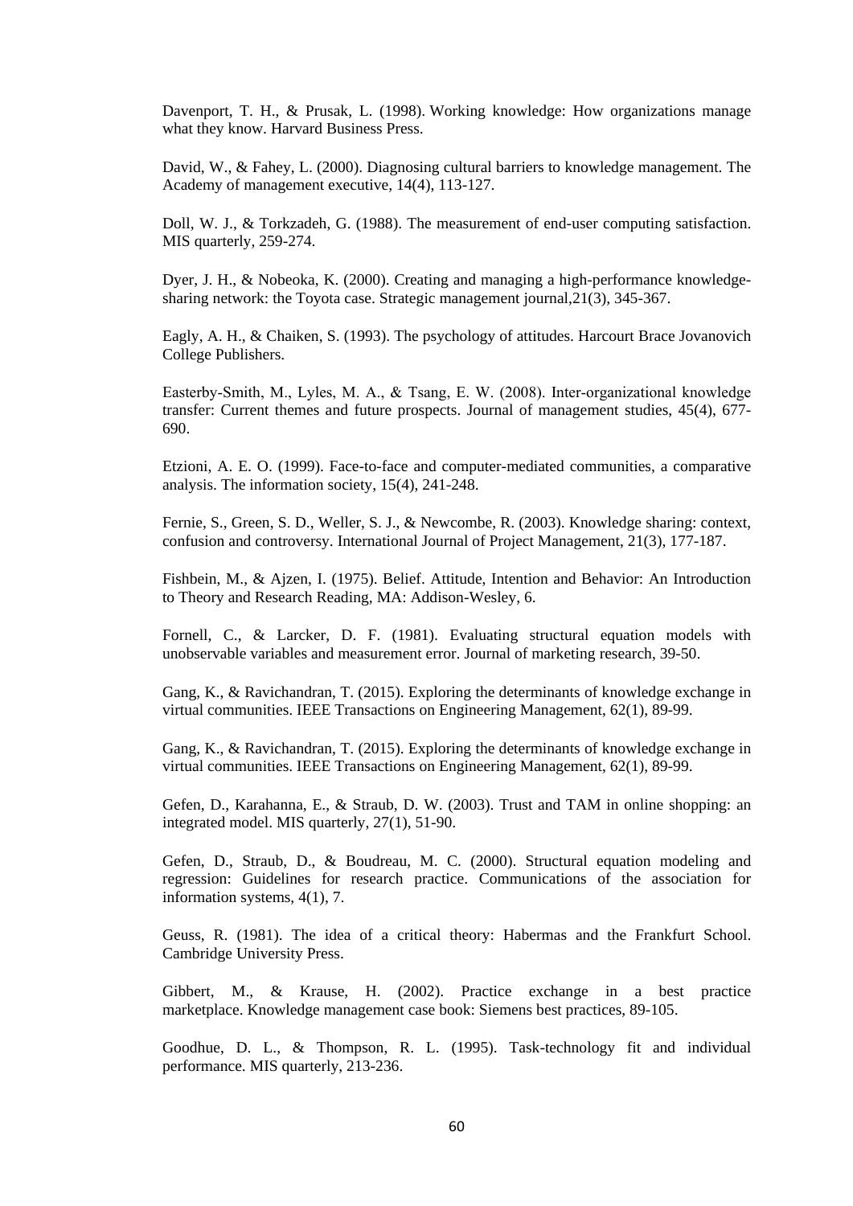Davenport, T. H., & Prusak, L. (1998). Working knowledge: How organizations manage what they know. Harvard Business Press.

David, W., & Fahey, L. (2000). Diagnosing cultural barriers to knowledge management. The Academy of management executive, 14(4), 113-127.

Doll, W. J., & Torkzadeh, G. (1988). The measurement of end-user computing satisfaction. MIS quarterly, 259-274.

Dyer, J. H., & Nobeoka, K. (2000). Creating and managing a high‐performance knowledge‐sharing network: the Toyota case. Strategic management journal,21(3), 345-367.

Eagly, A. H., & Chaiken, S. (1993). The psychology of attitudes. Harcourt Brace Jovanovich College Publishers.

Easterby‐Smith, M., Lyles, M. A., & Tsang, E. W. (2008). Inter‐organizational knowledge transfer: Current themes and future prospects. Journal of management studies, 45(4), 677-690.

Etzioni, A. E. O. (1999). Face-to-face and computer-mediated communities, a comparative analysis. The information society, 15(4), 241-248.

Fernie, S., Green, S. D., Weller, S. J., & Newcombe, R. (2003). Knowledge sharing: context, confusion and controversy. International Journal of Project Management, 21(3), 177-187.

Fishbein, M., & Ajzen, I. (1975). Belief. Attitude, Intention and Behavior: An Introduction to Theory and Research Reading, MA: Addison-Wesley, 6.

Fornell, C., & Larcker, D. F. (1981). Evaluating structural equation models with unobservable variables and measurement error. Journal of marketing research, 39-50.

Gang, K., & Ravichandran, T. (2015). Exploring the determinants of knowledge exchange in virtual communities. IEEE Transactions on Engineering Management, 62(1), 89-99.

Gang, K., & Ravichandran, T. (2015). Exploring the determinants of knowledge exchange in virtual communities. IEEE Transactions on Engineering Management, 62(1), 89-99.

Gefen, D., Karahanna, E., & Straub, D. W. (2003). Trust and TAM in online shopping: an integrated model. MIS quarterly, 27(1), 51-90.

Gefen, D., Straub, D., & Boudreau, M. C. (2000). Structural equation modeling and regression: Guidelines for research practice. Communications of the association for information systems, 4(1), 7.

Geuss, R. (1981). The idea of a critical theory: Habermas and the Frankfurt School. Cambridge University Press.

Gibbert, M., & Krause, H. (2002). Practice exchange in a best practice marketplace. Knowledge management case book: Siemens best practices, 89-105.

Goodhue, D. L., & Thompson, R. L. (1995). Task-technology fit and individual performance. MIS quarterly, 213-236.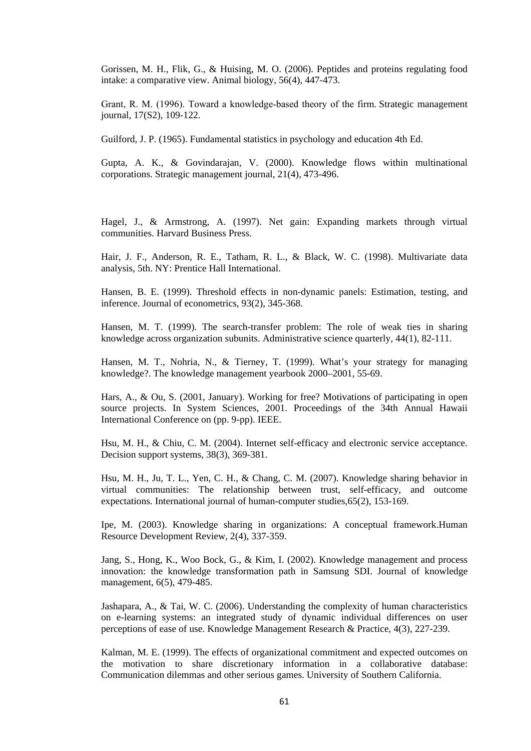Gorissen, M. H., Flik, G., & Huising, M. O. (2006). Peptides and proteins regulating food intake: a comparative view. Animal biology, 56(4), 447-473.

Grant, R. M. (1996). Toward a knowledge‐based theory of the firm. Strategic management journal, 17(S2), 109-122.

Guilford, J. P. (1965). Fundamental statistics in psychology and education 4th Ed.

Gupta, A. K., & Govindarajan, V. (2000). Knowledge flows within multinational corporations. Strategic management journal, 21(4), 473-496.

Hagel, J., & Armstrong, A. (1997). Net gain: Expanding markets through virtual communities. Harvard Business Press.

Hair, J. F., Anderson, R. E., Tatham, R. L., & Black, W. C. (1998). Multivariate data analysis, 5th. NY: Prentice Hall International.

Hansen, B. E. (1999). Threshold effects in non-dynamic panels: Estimation, testing, and inference. Journal of econometrics, 93(2), 345-368.

Hansen, M. T. (1999). The search-transfer problem: The role of weak ties in sharing knowledge across organization subunits. Administrative science quarterly, 44(1), 82-111.

Hansen, M. T., Nohria, N., & Tierney, T. (1999). What's your strategy for managing knowledge?. The knowledge management yearbook 2000–2001, 55-69.

Hars, A., & Ou, S. (2001, January). Working for free? Motivations of participating in open source projects. In System Sciences, 2001. Proceedings of the 34th Annual Hawaii International Conference on (pp. 9-pp). IEEE.

Hsu, M. H., & Chiu, C. M. (2004). Internet self-efficacy and electronic service acceptance. Decision support systems, 38(3), 369-381.

Hsu, M. H., Ju, T. L., Yen, C. H., & Chang, C. M. (2007). Knowledge sharing behavior in virtual communities: The relationship between trust, self-efficacy, and outcome expectations. International journal of human-computer studies,65(2), 153-169.

Ipe, M. (2003). Knowledge sharing in organizations: A conceptual framework.Human Resource Development Review, 2(4), 337-359.

Jang, S., Hong, K., Woo Bock, G., & Kim, I. (2002). Knowledge management and process innovation: the knowledge transformation path in Samsung SDI. Journal of knowledge management, 6(5), 479-485.

Jashapara, A., & Tai, W. C. (2006). Understanding the complexity of human characteristics on e-learning systems: an integrated study of dynamic individual differences on user perceptions of ease of use. Knowledge Management Research & Practice, 4(3), 227-239.

Kalman, M. E. (1999). The effects of organizational commitment and expected outcomes on the motivation to share discretionary information in a collaborative database: Communication dilemmas and other serious games. University of Southern California.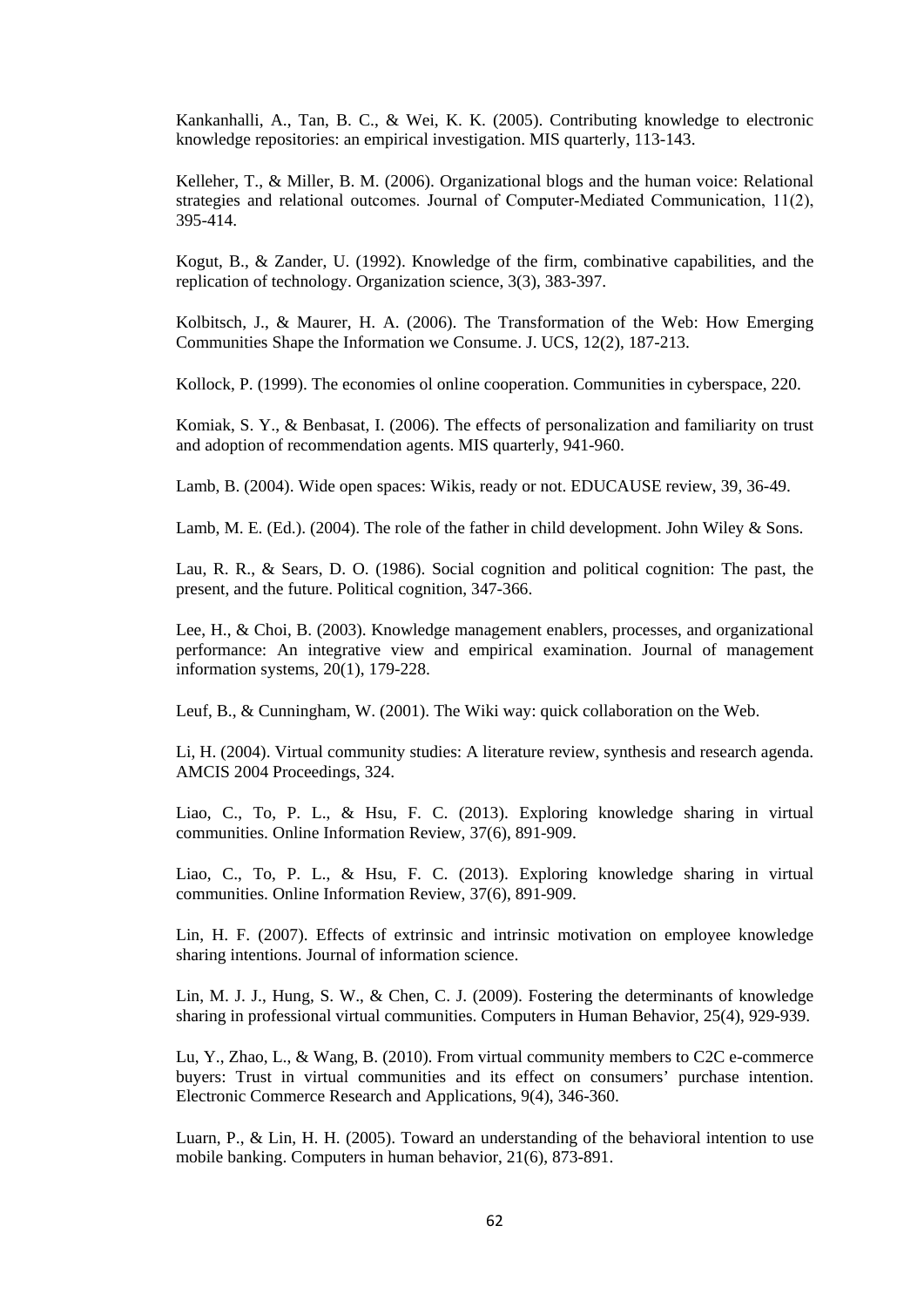Kankanhalli, A., Tan, B. C., & Wei, K. K. (2005). Contributing knowledge to electronic knowledge repositories: an empirical investigation. MIS quarterly, 113-143.

Kelleher, T., & Miller, B. M. (2006). Organizational blogs and the human voice: Relational strategies and relational outcomes. Journal of Computer-Mediated Communication, 11(2), 395-414.

Kogut, B., & Zander, U. (1992). Knowledge of the firm, combinative capabilities, and the replication of technology. Organization science, 3(3), 383-397.

Kolbitsch, J., & Maurer, H. A. (2006). The Transformation of the Web: How Emerging Communities Shape the Information we Consume. J. UCS, 12(2), 187-213.

Kollock, P. (1999). The economies ol online cooperation. Communities in cyberspace, 220.

Komiak, S. Y., & Benbasat, I. (2006). The effects of personalization and familiarity on trust and adoption of recommendation agents. MIS quarterly, 941-960.

Lamb, B. (2004). Wide open spaces: Wikis, ready or not. EDUCAUSE review, 39, 36-49.

Lamb, M. E. (Ed.). (2004). The role of the father in child development. John Wiley & Sons.

Lau, R. R., & Sears, D. O. (1986). Social cognition and political cognition: The past, the present, and the future. Political cognition, 347-366.

Lee, H., & Choi, B. (2003). Knowledge management enablers, processes, and organizational performance: An integrative view and empirical examination. Journal of management information systems, 20(1), 179-228.

Leuf, B., & Cunningham, W. (2001). The Wiki way: quick collaboration on the Web.

Li, H. (2004). Virtual community studies: A literature review, synthesis and research agenda. AMCIS 2004 Proceedings, 324.

Liao, C., To, P. L., & Hsu, F. C. (2013). Exploring knowledge sharing in virtual communities. Online Information Review, 37(6), 891-909.

Liao, C., To, P. L., & Hsu, F. C. (2013). Exploring knowledge sharing in virtual communities. Online Information Review, 37(6), 891-909.

Lin, H. F. (2007). Effects of extrinsic and intrinsic motivation on employee knowledge sharing intentions. Journal of information science.

Lin, M. J. J., Hung, S. W., & Chen, C. J. (2009). Fostering the determinants of knowledge sharing in professional virtual communities. Computers in Human Behavior, 25(4), 929-939.

Lu, Y., Zhao, L., & Wang, B. (2010). From virtual community members to C2C e-commerce buyers: Trust in virtual communities and its effect on consumers' purchase intention. Electronic Commerce Research and Applications, 9(4), 346-360.

Luarn, P., & Lin, H. H. (2005). Toward an understanding of the behavioral intention to use mobile banking. Computers in human behavior, 21(6), 873-891.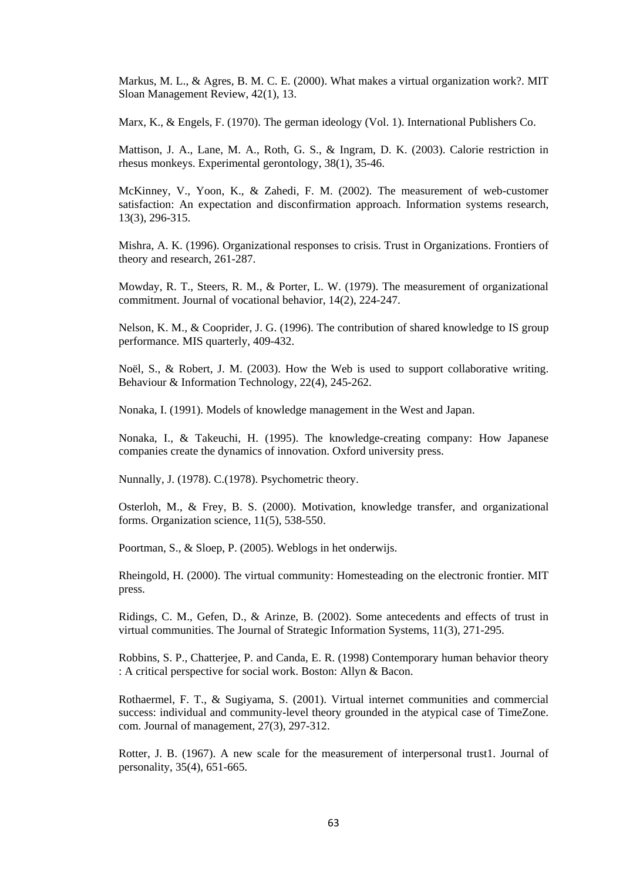Markus, M. L., & Agres, B. M. C. E. (2000). What makes a virtual organization work?. MIT Sloan Management Review, 42(1), 13.

Marx, K., & Engels, F. (1970). The german ideology (Vol. 1). International Publishers Co.

Mattison, J. A., Lane, M. A., Roth, G. S., & Ingram, D. K. (2003). Calorie restriction in rhesus monkeys. Experimental gerontology, 38(1), 35-46.

McKinney, V., Yoon, K., & Zahedi, F. M. (2002). The measurement of web-customer satisfaction: An expectation and disconfirmation approach. Information systems research, 13(3), 296-315.

Mishra, A. K. (1996). Organizational responses to crisis. Trust in Organizations. Frontiers of theory and research, 261-287.

Mowday, R. T., Steers, R. M., & Porter, L. W. (1979). The measurement of organizational commitment. Journal of vocational behavior, 14(2), 224-247.

Nelson, K. M., & Cooprider, J. G. (1996). The contribution of shared knowledge to IS group performance. MIS quarterly, 409-432.

Noël, S., & Robert, J. M. (2003). How the Web is used to support collaborative writing. Behaviour & Information Technology, 22(4), 245-262.

Nonaka, I. (1991). Models of knowledge management in the West and Japan.

Nonaka, I., & Takeuchi, H. (1995). The knowledge-creating company: How Japanese companies create the dynamics of innovation. Oxford university press.

Nunnally, J. (1978). C.(1978). Psychometric theory.

Osterloh, M., & Frey, B. S. (2000). Motivation, knowledge transfer, and organizational forms. Organization science, 11(5), 538-550.

Poortman, S., & Sloep, P. (2005). Weblogs in het onderwijs.

Rheingold, H. (2000). The virtual community: Homesteading on the electronic frontier. MIT press.

Ridings, C. M., Gefen, D., & Arinze, B. (2002). Some antecedents and effects of trust in virtual communities. The Journal of Strategic Information Systems, 11(3), 271-295.

Robbins, S. P., Chatterjee, P. and Canda, E. R. (1998) Contemporary human behavior theory : A critical perspective for social work. Boston: Allyn & Bacon.

Rothaermel, F. T., & Sugiyama, S. (2001). Virtual internet communities and commercial success: individual and community-level theory grounded in the atypical case of TimeZone. com. Journal of management, 27(3), 297-312.

Rotter, J. B. (1967). A new scale for the measurement of interpersonal trust1. Journal of personality, 35(4), 651-665.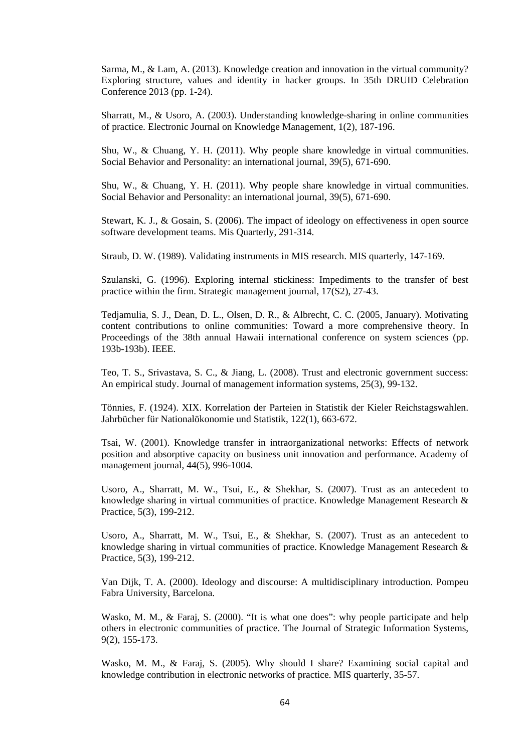Sarma, M., & Lam, A. (2013). Knowledge creation and innovation in the virtual community? Exploring structure, values and identity in hacker groups. In 35th DRUID Celebration Conference 2013 (pp. 1-24).

Sharratt, M., & Usoro, A. (2003). Understanding knowledge-sharing in online communities of practice. Electronic Journal on Knowledge Management, 1(2), 187-196.

Shu, W., & Chuang, Y. H. (2011). Why people share knowledge in virtual communities. Social Behavior and Personality: an international journal, 39(5), 671-690.

Shu, W., & Chuang, Y. H. (2011). Why people share knowledge in virtual communities. Social Behavior and Personality: an international journal, 39(5), 671-690.

Stewart, K. J., & Gosain, S. (2006). The impact of ideology on effectiveness in open source software development teams. Mis Quarterly, 291-314.

Straub, D. W. (1989). Validating instruments in MIS research. MIS quarterly, 147-169.

Szulanski, G. (1996). Exploring internal stickiness: Impediments to the transfer of best practice within the firm. Strategic management journal, 17(S2), 27-43.

Tedjamulia, S. J., Dean, D. L., Olsen, D. R., & Albrecht, C. C. (2005, January). Motivating content contributions to online communities: Toward a more comprehensive theory. In Proceedings of the 38th annual Hawaii international conference on system sciences (pp. 193b-193b). IEEE.

Teo, T. S., Srivastava, S. C., & Jiang, L. (2008). Trust and electronic government success: An empirical study. Journal of management information systems, 25(3), 99-132.

Tönnies, F. (1924). XIX. Korrelation der Parteien in Statistik der Kieler Reichstagswahlen. Jahrbücher für Nationalökonomie und Statistik, 122(1), 663-672.

Tsai, W. (2001). Knowledge transfer in intraorganizational networks: Effects of network position and absorptive capacity on business unit innovation and performance. Academy of management journal, 44(5), 996-1004.

Usoro, A., Sharratt, M. W., Tsui, E., & Shekhar, S. (2007). Trust as an antecedent to knowledge sharing in virtual communities of practice. Knowledge Management Research & Practice, 5(3), 199-212.

Usoro, A., Sharratt, M. W., Tsui, E., & Shekhar, S. (2007). Trust as an antecedent to knowledge sharing in virtual communities of practice. Knowledge Management Research & Practice, 5(3), 199-212.

Van Dijk, T. A. (2000). Ideology and discourse: A multidisciplinary introduction. Pompeu Fabra University, Barcelona.

Wasko, M. M., & Faraj, S. (2000). "It is what one does": why people participate and help others in electronic communities of practice. The Journal of Strategic Information Systems, 9(2), 155-173.

Wasko, M. M., & Faraj, S. (2005). Why should I share? Examining social capital and knowledge contribution in electronic networks of practice. MIS quarterly, 35-57.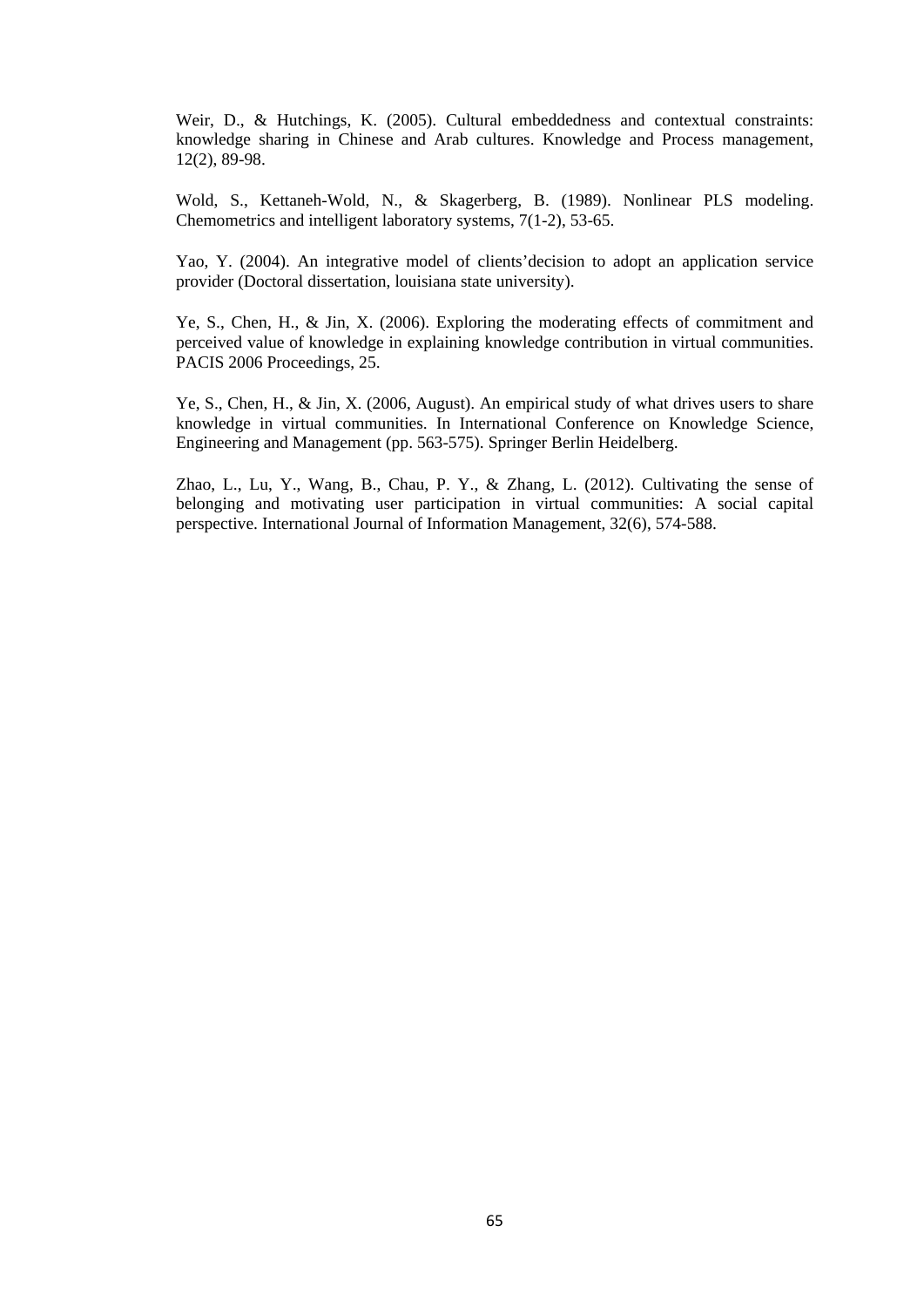Weir, D., & Hutchings, K. (2005). Cultural embeddedness and contextual constraints: knowledge sharing in Chinese and Arab cultures. Knowledge and Process management, 12(2), 89-98.

Wold, S., Kettaneh-Wold, N., & Skagerberg, B. (1989). Nonlinear PLS modeling. Chemometrics and intelligent laboratory systems, 7(1-2), 53-65.

Yao, Y. (2004). An integrative model of clients'decision to adopt an application service provider (Doctoral dissertation, louisiana state university).

Ye, S., Chen, H., & Jin, X. (2006). Exploring the moderating effects of commitment and perceived value of knowledge in explaining knowledge contribution in virtual communities. PACIS 2006 Proceedings, 25.

Ye, S., Chen, H., & Jin, X. (2006, August). An empirical study of what drives users to share knowledge in virtual communities. In International Conference on Knowledge Science, Engineering and Management (pp. 563-575). Springer Berlin Heidelberg.

Zhao, L., Lu, Y., Wang, B., Chau, P. Y., & Zhang, L. (2012). Cultivating the sense of belonging and motivating user participation in virtual communities: A social capital perspective. International Journal of Information Management, 32(6), 574-588.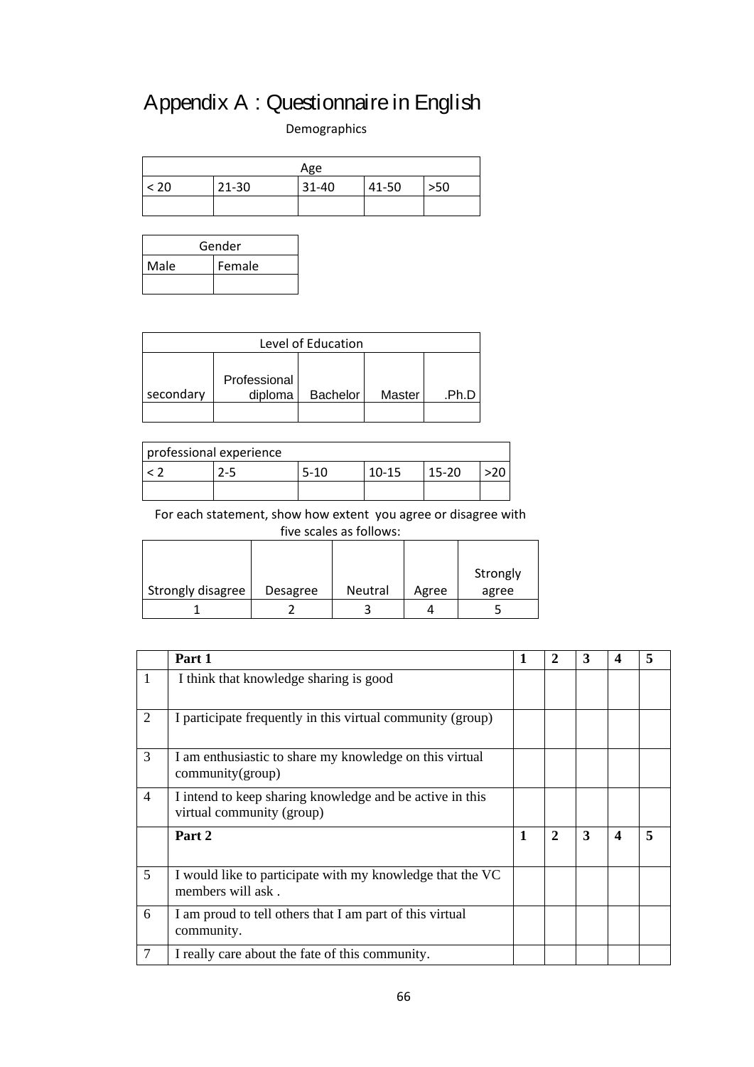# Appendix A : Questionnaire in English

Demographics

| Age | | | | |
|---|---|---|---|---|
| < 20 | 21-30 | 31-40 | 41-50 | >50 |
| | | | | |

| Gender | |
|---|---|
| Male | Female |
| | |

| Level of Education | | | | |
|---|---|---|---|---|
| secondary | Professional diploma | Bachelor | Master | .Ph.D |
| | | | | |

| professional experience | | | | | |
|---|---|---|---|---|---|
| < 2 | 2-5 | 5-10 | 10-15 | 15-20 | >20 |
| | | | | | |

For each statement, show how extent you agree or disagree with five scales as follows:

| Strongly disagree | Desagree | Neutral | Agree | Strongly agree |
|---|---|---|---|---|
| 1 | 2 | 3 | 4 | 5 |

| | **Part 1** | **1** | **2** | **3** | **4** | **5** |
|---|---|---|---|---|---|---|
| 1 | I think that knowledge sharing is good | | | | | |
| 2 | I participate frequently in this virtual community (group) | | | | | |
| 3 | I am enthusiastic to share my knowledge on this virtual community(group) | | | | | |
| 4 | I intend to keep sharing knowledge and be active in this virtual community (group) | | | | | |
| | **Part 2** | **1** | **2** | **3** | **4** | **5** |
| 5 | I would like to participate with my knowledge that the VC members will ask . | | | | | |
| 6 | I am proud to tell others that I am part of this virtual community. | | | | | |
| 7 | I really care about the fate of this community. | | | | | |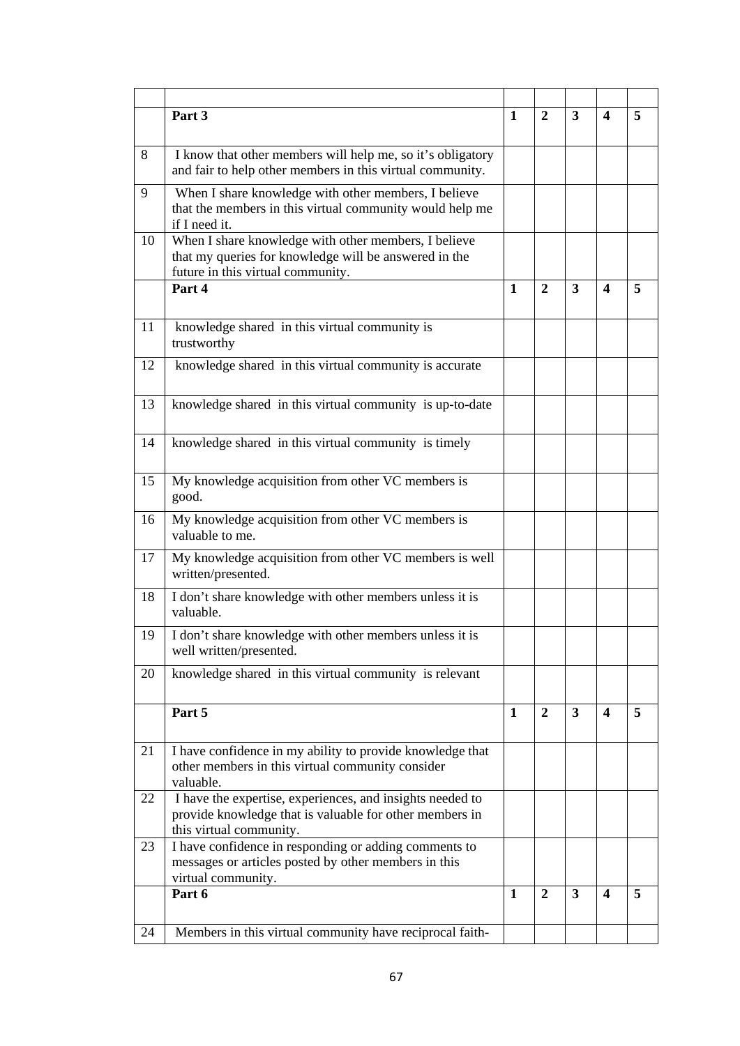| | | | | | | |
|---|---|---|---|---|---|---|
| | **Part 3** | **1** | **2** | **3** | **4** | **5** |
| 8 | I know that other members will help me, so it's obligatory and fair to help other members in this virtual community. | | | | | |
| 9 | When I share knowledge with other members, I believe that the members in this virtual community would help me if I need it. | | | | | |
| 10 | When I share knowledge with other members, I believe that my queries for knowledge will be answered in the future in this virtual community. | | | | | |
| | **Part 4** | **1** | **2** | **3** | **4** | **5** |
| 11 | knowledge shared in this virtual community is trustworthy | | | | | |
| 12 | knowledge shared in this virtual community is accurate | | | | | |
| 13 | knowledge shared in this virtual community is up-to-date | | | | | |
| 14 | knowledge shared in this virtual community is timely | | | | | |
| 15 | My knowledge acquisition from other VC members is good. | | | | | |
| 16 | My knowledge acquisition from other VC members is valuable to me. | | | | | |
| 17 | My knowledge acquisition from other VC members is well written/presented. | | | | | |
| 18 | I don't share knowledge with other members unless it is valuable. | | | | | |
| 19 | I don't share knowledge with other members unless it is well written/presented. | | | | | |
| 20 | knowledge shared in this virtual community is relevant | | | | | |
| | **Part 5** | **1** | **2** | **3** | **4** | **5** |
| 21 | I have confidence in my ability to provide knowledge that other members in this virtual community consider valuable. | | | | | |
| 22 | I have the expertise, experiences, and insights needed to provide knowledge that is valuable for other members in this virtual community. | | | | | |
| 23 | I have confidence in responding or adding comments to messages or articles posted by other members in this virtual community. | | | | | |
| | **Part 6** | **1** | **2** | **3** | **4** | **5** |
| 24 | Members in this virtual community have reciprocal faith- | | | | | |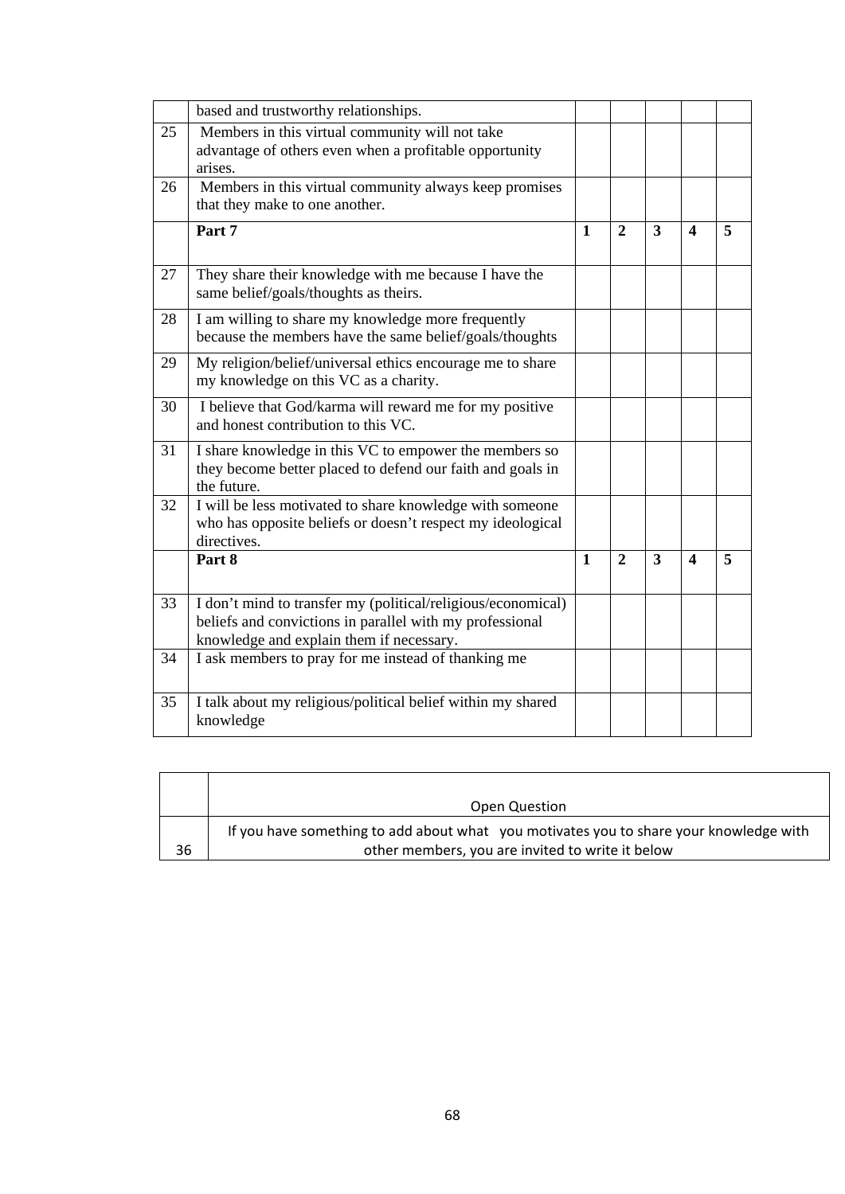| | | | | | | |
|---|---|---|---|---|---|---|
| | based and trustworthy relationships. | | | | | |
| 25 | Members in this virtual community will not take advantage of others even when a profitable opportunity arises. | | | | | |
| 26 | Members in this virtual community always keep promises that they make to one another. | | | | | |
| | **Part 7** | **1** | **2** | **3** | **4** | **5** |
| 27 | They share their knowledge with me because I have the same belief/goals/thoughts as theirs. | | | | | |
| 28 | I am willing to share my knowledge more frequently because the members have the same belief/goals/thoughts | | | | | |
| 29 | My religion/belief/universal ethics encourage me to share my knowledge on this VC as a charity. | | | | | |
| 30 | I believe that God/karma will reward me for my positive and honest contribution to this VC. | | | | | |
| 31 | I share knowledge in this VC to empower the members so they become better placed to defend our faith and goals in the future. | | | | | |
| 32 | I will be less motivated to share knowledge with someone who has opposite beliefs or doesn't respect my ideological directives. | | | | | |
| | **Part 8** | **1** | **2** | **3** | **4** | **5** |
| 33 | I don't mind to transfer my (political/religious/economical) beliefs and convictions in parallel with my professional knowledge and explain them if necessary. | | | | | |
| 34 | I ask members to pray for me instead of thanking me | | | | | |
| 35 | I talk about my religious/political belief within my shared knowledge | | | | | |

| | Open Question |
|---|---|
| 36 | If you have something to add about what you motivates you to share your knowledge with other members, you are invited to write it below |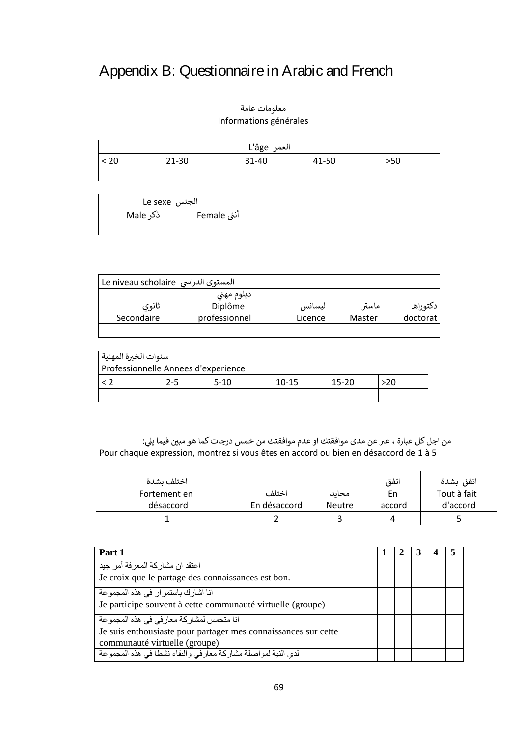# Appendix B: Questionnaire in Arabic and French

معلومات عامة
Informations générales

| L'âge العمر | | | | |
|---|---|---|---|---|
| < 20 | 21-30 | 31-40 | 41-50 | >50 |
| | | | | |

| Le sexe الجنس | |
|---|---|
| ذكر Male | أنثى Female |
| | |

| Le niveau scholaire المستوى الدراسي | | | | |
|---|---|---|---|---|
| ثانوي Secondaire | دبلوم مهني Diplôme professionnel | ليسانس Licence | ماستر Master | دكتوراه doctorat |
| | | | | |

| سنوات الخبرة المهنية Professionnelle Annees d'experience | | | | | |
|---|---|---|---|---|---|
| < 2 | 2-5 | 5-10 | 10-15 | 15-20 | >20 |
| | | | | | |

من اجل كل عبارة ، عبر عن مدى موافقتك او عدم موافقتك من خمس درجات كما هو مبين فيما يلي:
Pour chaque expression, montrez si vous êtes en accord ou bien en désaccord de 1 à 5

| اختلف بشدة Fortement en désaccord | اختلف En désaccord | محايد Neutre | اتفق En accord | اتفق بشدة Tout à fait d'accord |
|---|---|---|---|---|
| 1 | 2 | 3 | 4 | 5 |

| **Part 1** | **1** | **2** | **3** | **4** | **5** |
|---|---|---|---|---|---|
| اعتقد ان مشاركة المعرفة أمر جيد<br>Je croix que le partage des connaissances est bon. | | | | | |
| انا اشارك باستمرار في هذه المجموعة<br>Je participe souvent à cette communauté virtuelle (groupe) | | | | | |
| انا متحمس لمشاركة معارفي في هذه المجموعة<br>Je suis enthousiaste pour partager mes connaissances sur cette communauté virtuelle (groupe) | | | | | |
| لدي النية لمواصلة مشاركة معارفي والبقاء نشطا في هذه المجموعة | | | | | |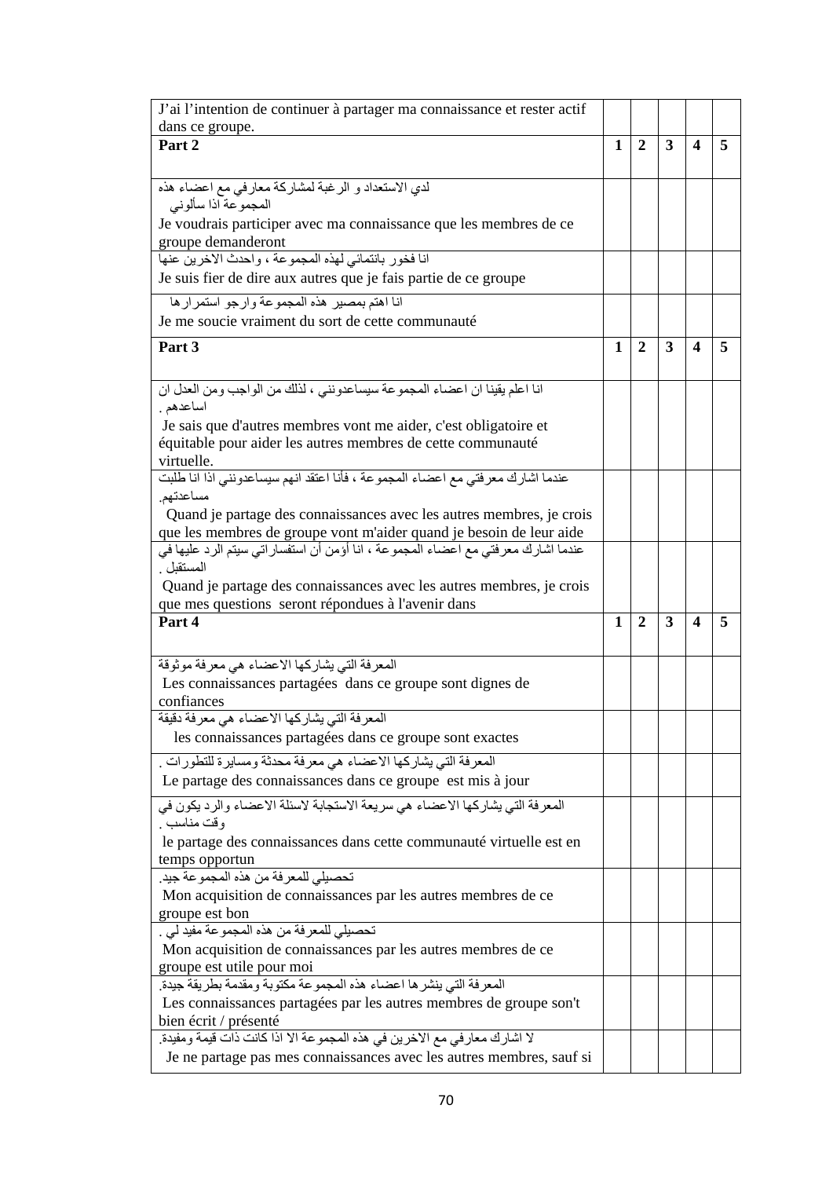| | | | | | |
|---|---|---|---|---|---|
| J’ai l’intention de continuer à partager ma connaissance et rester actif dans ce groupe. | | | | | |
| **Part 2** | **1** | **2** | **3** | **4** | **5** |
| لدي الاستعداد و الرغبة لمشاركة معارفي مع اعضاء هذه المجموعة اذا سألوني<br>Je voudrais participer avec ma connaissance que les membres de ce groupe demanderont | | | | | |
| انا فخور بانتمائي لهذه المجموعة ، واحدث الاخرين عنها<br>Je suis fier de dire aux autres que je fais partie de ce groupe | | | | | |
| انا اهتم بمصير هذه المجموعة وارجو استمرارها<br>Je me soucie vraiment du sort de cette communauté | | | | | |
| **Part 3** | **1** | **2** | **3** | **4** | **5** |
| انا اعلم يقينا ان اعضاء المجموعة سيساعدونني ، لذلك من الواجب ومن العدل ان اساعدهم .<br>Je sais que d'autres membres vont me aider, c'est obligatoire et équitable pour aider les autres membres de cette communauté virtuelle. | | | | | |
| عندما اشارك معرفتي مع اعضاء المجموعة ، فأنا اعتقد انهم سيساعدونني اذا انا طلبت مساعدتهم.<br>Quand je partage des connaissances avec les autres membres, je crois que les membres de groupe vont m'aider quand je besoin de leur aide | | | | | |
| عندما اشارك معرفتي مع اعضاء المجموعة ، انا أؤمن أن استفساراتي سيتم الرد عليها في المستقبل .<br>Quand je partage des connaissances avec les autres membres, je crois que mes questions seront répondues à l'avenir dans | | | | | |
| **Part 4** | **1** | **2** | **3** | **4** | **5** |
| المعرفة التي يشاركها الاعضاء هي معرفة موثوقة<br>Les connaissances partagées dans ce groupe sont dignes de confiances | | | | | |
| المعرفة التي يشاركها الاعضاء هي معرفة دقيقة<br>les connaissances partagées dans ce groupe sont exactes | | | | | |
| المعرفة التي يشاركها الاعضاء هي معرفة محدثة ومسايرة للتطورات .<br>Le partage des connaissances dans ce groupe est mis à jour | | | | | |
| المعرفة التي يشاركها الاعضاء هي سريعة الاستجابة لاسئلة الاعضاء والرد يكون في وقت مناسب .<br>le partage des connaissances dans cette communauté virtuelle est en temps opportun | | | | | |
| تحصيلي للمعرفة من هذه المجموعة جيد.<br>Mon acquisition de connaissances par les autres membres de ce groupe est bon | | | | | |
| تحصيلي للمعرفة من هذه المجموعة مفيد لي .<br>Mon acquisition de connaissances par les autres membres de ce groupe est utile pour moi | | | | | |
| المعرفة التي ينشرها اعضاء هذه المجموعة مكتوبة ومقدمة بطريقة جيدة.<br>Les connaissances partagées par les autres membres de groupe son't bien écrit / présenté | | | | | |
| لا اشارك معارفي مع الاخرين في هذه المجموعة الا اذا كانت ذات قيمة ومفيدة.<br>Je ne partage pas mes connaissances avec les autres membres, sauf si | | | | | |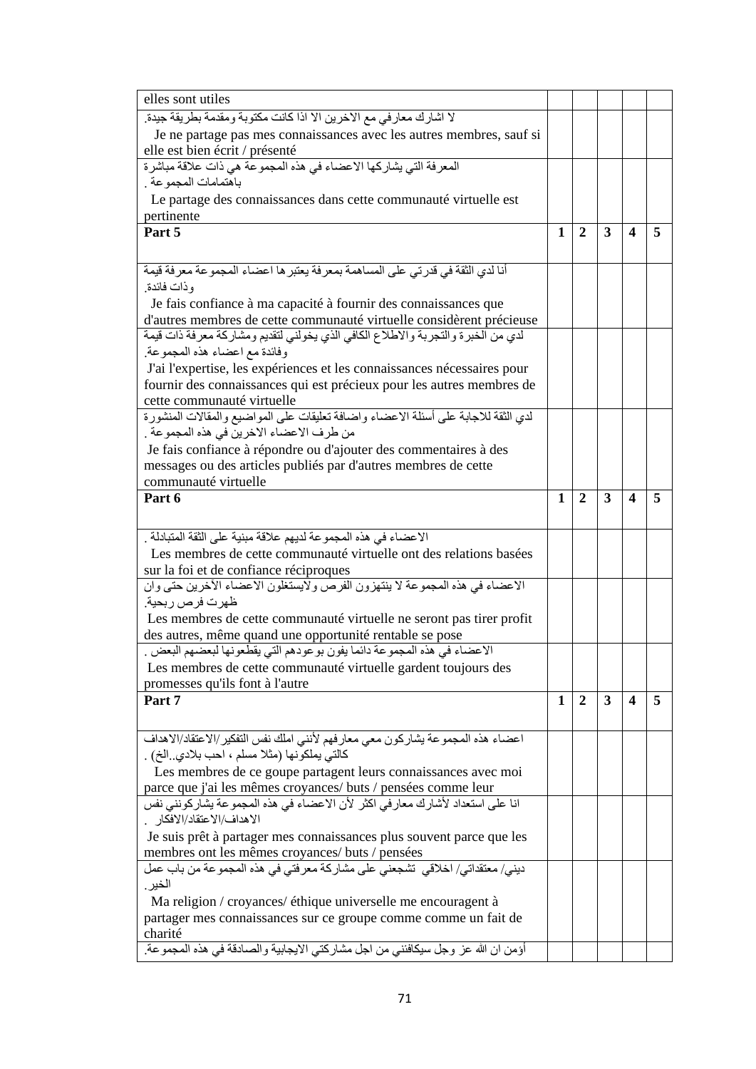| | | | | | |
|---|---|---|---|---|---|
| elles sont utiles | | | | | |
| لا اشارك معارفي مع الاخرين الا اذا كانت مكتوبة ومقدمة بطريقة جيدة. Je ne partage pas mes connaissances avec les autres membres, sauf si elle est bien écrit / présenté | | | | | |
| المعرفة التي يشاركها الاعضاء في هذه المجموعة هي ذات علاقة مباشرة باهتمامات المجموعة . Le partage des connaissances dans cette communauté virtuelle est pertinente | | | | | |
| **Part 5** | **1** | **2** | **3** | **4** | **5** |
| أنا لدي الثقة في قدرتي على المساهمة بمعرفة يعتبرها اعضاء المجموعة معرفة قيمة وذات فائدة. Je fais confiance à ma capacité à fournir des connaissances que d'autres membres de cette communauté virtuelle considèrent précieuse | | | | | |
| لدي من الخبرة والتجربة والاطلاع الكافي الذي يخولني لتقديم ومشاركة معرفة ذات قيمة وفائدة مع اعضاء هذه المجموعة. J'ai l'expertise, les expériences et les connaissances nécessaires pour fournir des connaissances qui est précieux pour les autres membres de cette communauté virtuelle | | | | | |
| لدي الثقة للاجابة على أسئلة الاعضاء واضافة تعليقات على المواضيع والمقالات المنشورة من طرف الاعضاء الاخرين في هذه المجموعة . Je fais confiance à répondre ou d'ajouter des commentaires à des messages ou des articles publiés par d'autres membres de cette communauté virtuelle | | | | | |
| **Part 6** | **1** | **2** | **3** | **4** | **5** |
| الاعضاء في هذه المجموعة لديهم علاقة مبنية على الثقة المتبادلة . Les membres de cette communauté virtuelle ont des relations basées sur la foi et de confiance réciproques | | | | | |
| الاعضاء في هذه المجموعة لا ينتهزون الفرص ولايستغلون الاعضاء الآخرين حتى وان ظهرت فرص ربحية. Les membres de cette communauté virtuelle ne seront pas tirer profit des autres, même quand une opportunité rentable se pose | | | | | |
| الاعضاء في هذه المجموعة دائما يفون بوعودهم التي يقطعونها لبعضهم البعض . Les membres de cette communauté virtuelle gardent toujours des promesses qu'ils font à l'autre | | | | | |
| **Part 7** | **1** | **2** | **3** | **4** | **5** |
| اعضاء هذه المجموعة يشاركون معي معارفهم لأنني املك نفس التفكير/الاعتقاد/الاهداف كالتي يملكونها (مثلا مسلم ، احب بلادي..الخ) . Les membres de ce goupe partagent leurs connaissances avec moi parce que j'ai les mêmes croyances/ buts / pensées comme leur | | | | | |
| انا على استعداد لأشارك معارفي اكثر لأن الاعضاء في هذه المجموعة يشاركونني نفس الاهداف/الاعتقاد/الافكار . Je suis prêt à partager mes connaissances plus souvent parce que les membres ont les mêmes croyances/ buts / pensées | | | | | |
| ديني/ معتقداتي/ اخلاقي تشجعني على مشاركة معرفتي في هذه المجموعة من باب عمل الخير. Ma religion / croyances/ éthique universelle me encouragent à partager mes connaissances sur ce groupe comme comme un fait de charité | | | | | |
| أؤمن ان الله عز وجل سيكافئني من اجل مشاركتي الايجابية والصادقة في هذه المجموعة. | | | | | |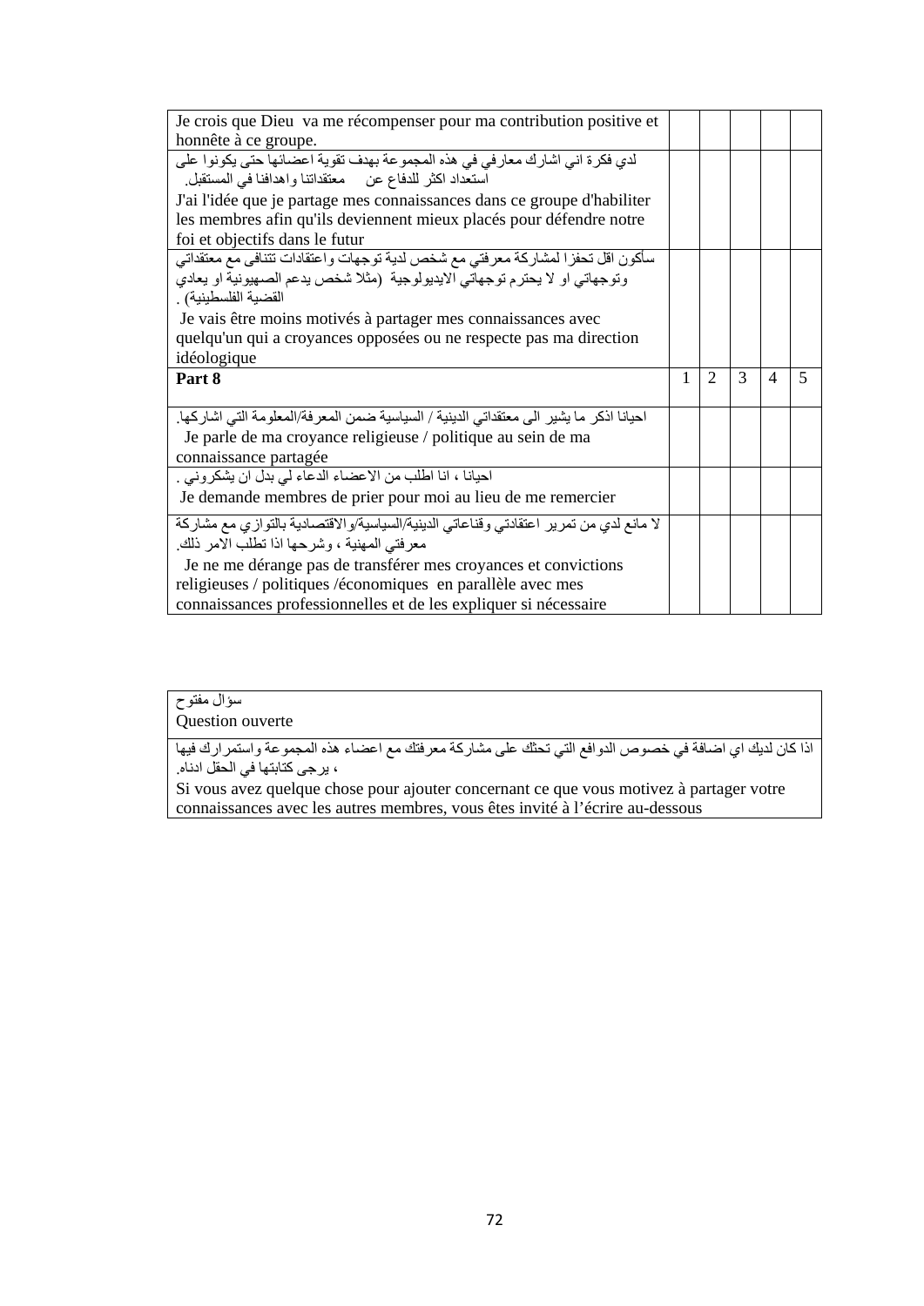| | | | | | |
|---|---|---|---|---|---|
| Je crois que Dieu va me récompenser pour ma contribution positive et honnête à ce groupe. | | | | | |
| لدي فكرة اني اشارك معارفي في هذه المجموعة بهدف تقوية اعضائها حتى يكونوا على استعداد اكثر للدفاع عن معتقداتنا واهدافنا في المستقبل.<br>J'ai l'idée que je partage mes connaissances dans ce groupe d'habiliter les membres afin qu'ils deviennent mieux placés pour défendre notre foi et objectifs dans le futur | | | | | |
| سأكون اقل تحفزا لمشاركة معرفتي مع شخص لدية توجهات واعتقادات تتنافى مع معتقداتي وتوجهاتي او لا يحترم توجهاتي الايديولوجية (مثلا شخص يدعم الصهيونية او يعادي القضية الفلسطينية) .<br>Je vais être moins motivés à partager mes connaissances avec quelqu'un qui a croyances opposées ou ne respecte pas ma direction idéologique | | | | | |
| **Part 8** | 1 | 2 | 3 | 4 | 5 |
| احيانا اذكر ما يشير الى معتقداتي الدينية / السياسية ضمن المعرفة/المعلومة التي اشاركها.<br>Je parle de ma croyance religieuse / politique au sein de ma connaissance partagée | | | | | |
| احيانا ، انا اطلب من الاعضاء الدعاء لي بدل ان يشكروني .<br>Je demande membres de prier pour moi au lieu de me remercier | | | | | |
| لا مانع لدي من تمرير اعتقادتي وقناعاتي الدينية/السياسية/والاقتصادية بالتوازي مع مشاركة معرفتي المهنية ، وشرحها اذا تطلب الامر ذلك.<br>Je ne me dérange pas de transférer mes croyances et convictions religieuses / politiques /économiques en parallèle avec mes connaissances professionnelles et de les expliquer si nécessaire | | | | | |

| سؤال مفتوح<br>Question ouverte |
|---|
| اذا كان لديك اي اضافة في خصوص الدوافع التي تحثك على مشاركة معرفتك مع اعضاء هذه المجموعة واستمرارك فيها ، يرجى كتابتها في الحقل ادناه.<br>Si vous avez quelque chose pour ajouter concernant ce que vous motivez à partager votre connaissances avec les autres membres, vous êtes invité à l'écrire au-dessous |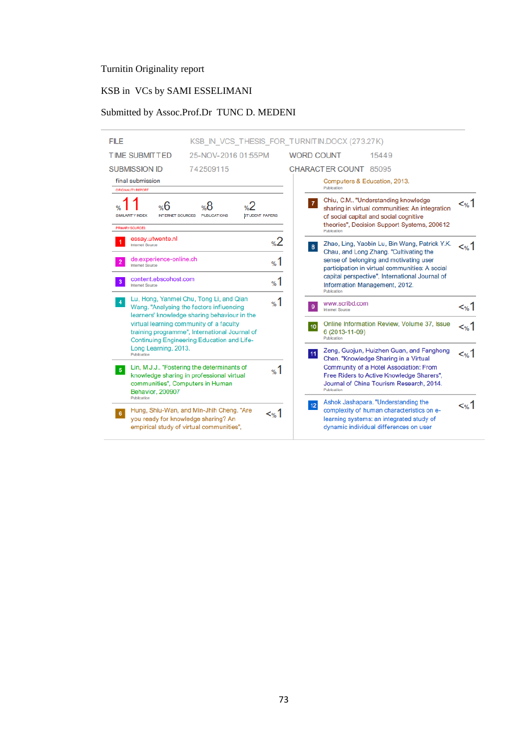Turnitin Originality report

KSB in VCs by SAMI ESSELIMANI

Submitted by Assoc.Prof.Dr TUNC D. MEDENI

| | | | |
|---|---|---|---|
| FILE | KSB_IN_VCS_THESIS_FOR_TURNITIN.DOCX (273.27K) | | |
| TIME SUBMITTED | 25-NOV-2016 01:55PM | WORD COUNT | 15449 |
| SUBMISSION ID | 742509115 | CHARACTER COUNT | 85095 |

final submission

ORIGINALITY REPORT

| SIMILARITY INDEX | INTERNET SOURCES | PUBLICATIONS | STUDENT PAPERS |
|---|---|---|---|
| %11 | %6 | %8 | %2 |

PRIMARY SOURCES

| # | Source | Type | % |
|---|---|---|---|
| 1 | essay.utwente.nl | Internet Source | %2 |
| 2 | de.experience-online.ch | Internet Source | %1 |
| 3 | content.ebscohost.com | Internet Source | %1 |
| 4 | Lu, Hong, Yanmei Chu, Tong Li, and Qian Wang. "Analysing the factors influencing learners' knowledge sharing behaviour in the virtual learning community of a faculty training programme", International Journal of Continuing Engineering Education and Life-Long Learning, 2013. | Publication | %1 |
| 5 | Lin, M.J.J.. "Fostering the determinants of knowledge sharing in professional virtual communities", Computers in Human Behavior, 200907 | Publication | %1 |
| 6 | Hung, Shiu-Wan, and Min-Jhih Cheng. "Are you ready for knowledge sharing? An empirical study of virtual communities", Computers & Education, 2013. | Publication | <%1 |
| 7 | Chiu, C.M.. "Understanding knowledge sharing in virtual communities: An integration of social capital and social cognitive theories", Decision Support Systems, 200612 | Publication | <%1 |
| 8 | Zhao, Ling, Yaobin Lu, Bin Wang, Patrick Y.K. Chau, and Long Zhang. "Cultivating the sense of belonging and motivating user participation in virtual communities: A social capital perspective", International Journal of Information Management, 2012. | Publication | <%1 |
| 9 | www.scribd.com | Internet Source | <%1 |
| 10 | Online Information Review, Volume 37, Issue 6 (2013-11-09) | Publication | <%1 |
| 11 | Zeng, Guojun, Huizhen Guan, and Fanghong Chen. "Knowledge Sharing in a Virtual Community of a Hotel Association: From Free Riders to Active Knowledge Sharers", Journal of China Tourism Research, 2014. | Publication | <%1 |
| 12 | Ashok Jashapara. "Understanding the complexity of human characteristics on e-learning systems: an integrated study of dynamic individual differences on user | | <%1 |